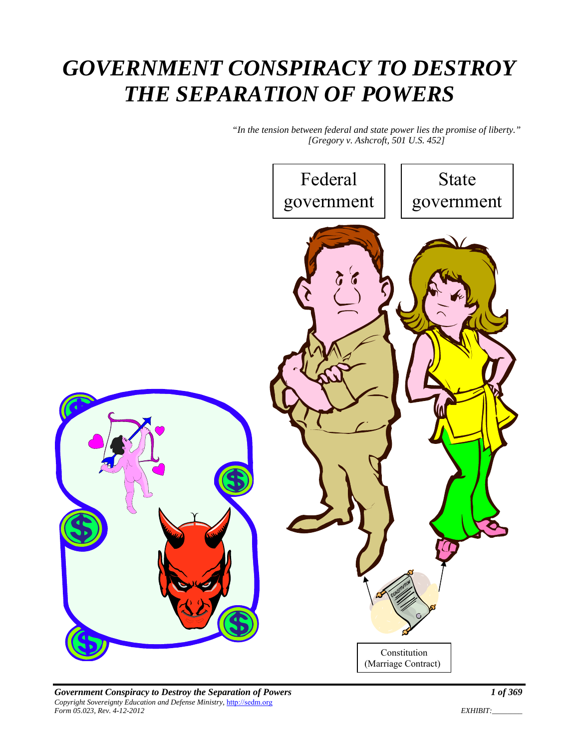# *GOVERNMENT CONSPIRACY TO DESTROY THE SEPARATION OF POWERS*

> *"In the tension between federal and state power lies the promise of liberty."*
> *[Gregory v. Ashcroft, 501 U.S. 452]*

Federal government

State government

Constitution
(Marriage Contract)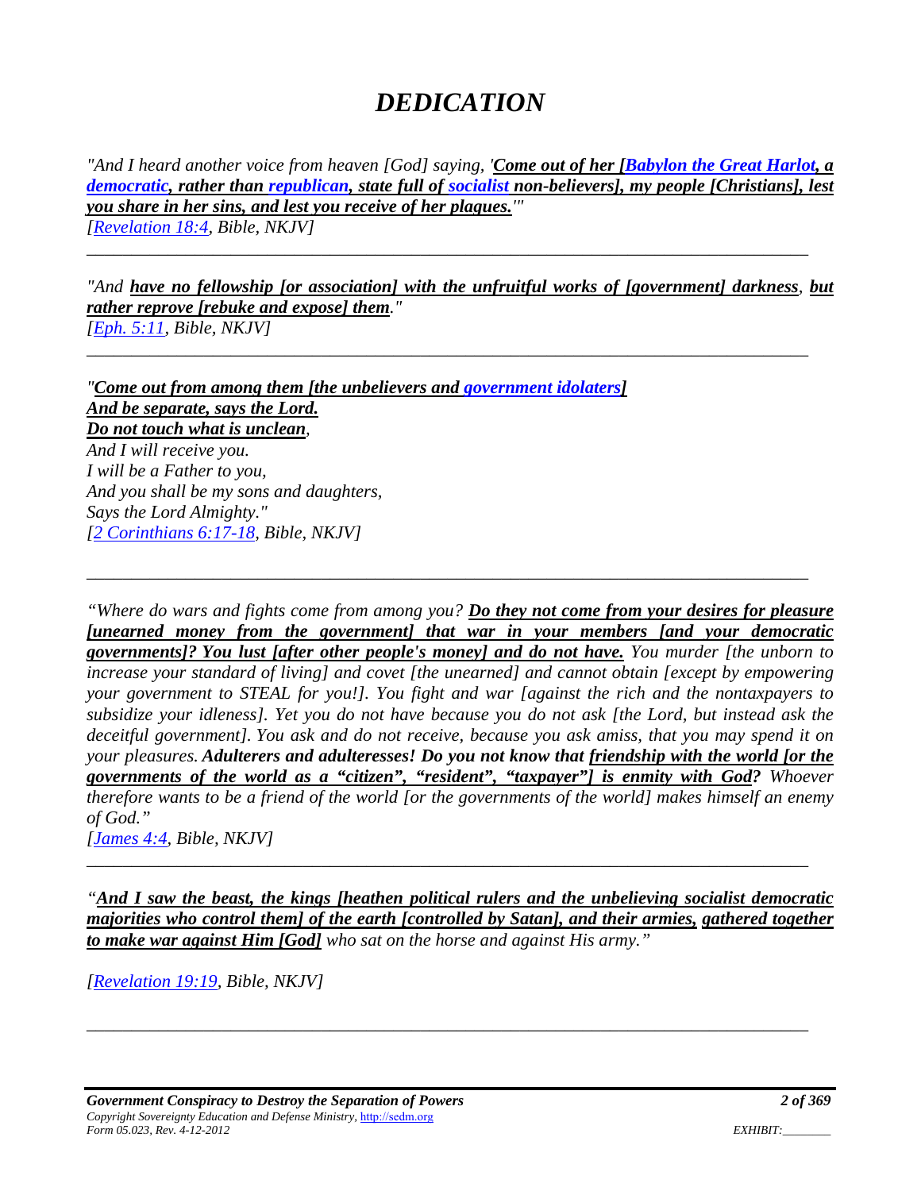# DEDICATION

*"And I heard another voice from heaven [God] saying, '**Come out of her [Babylon the Great Harlot, a democratic, rather than republican, state full of socialist non-believers], my people [Christians], lest you share in her sins, and lest you receive of her plagues.**'"*
*[Revelation 18:4, Bible, NKJV]*

---

*"And **have no fellowship [or association] with the unfruitful works of [government] darkness**, **but rather reprove [rebuke and expose] them**."*
*[Eph. 5:11, Bible, NKJV]*

---

*"**Come out from among them [the unbelievers and government idolaters]**
**And be separate, says the Lord.**
**Do not touch what is unclean**,
And I will receive you.
I will be a Father to you,
And you shall be my sons and daughters,
Says the Lord Almighty."*
*[2 Corinthians 6:17-18, Bible, NKJV]*

---

*"Where do wars and fights come from among you? **Do they not come from your desires for pleasure [unearned money from the government] that war in your members [and your democratic governments]? You lust [after other people's money] and do not have.** You murder [the unborn to increase your standard of living] and covet [the unearned] and cannot obtain [except by empowering your government to STEAL for you!]. You fight and war [against the rich and the nontaxpayers to subsidize your idleness]. Yet you do not have because you do not ask [the Lord, but instead ask the deceitful government]. You ask and do not receive, because you ask amiss, that you may spend it on your pleasures. **Adulterers and adulteresses! Do you not know that friendship with the world [or the governments of the world as a "citizen", "resident", "taxpayer"] is enmity with God?** Whoever therefore wants to be a friend of the world [or the governments of the world] makes himself an enemy of God."*
*[James 4:4, Bible, NKJV]*

---

*"**And I saw the beast, the kings [heathen political rulers and the unbelieving socialist democratic majorities who control them] of the earth [controlled by Satan], and their armies, gathered together to make war against Him [God]** who sat on the horse and against His army."*

*[Revelation 19:19, Bible, NKJV]*

---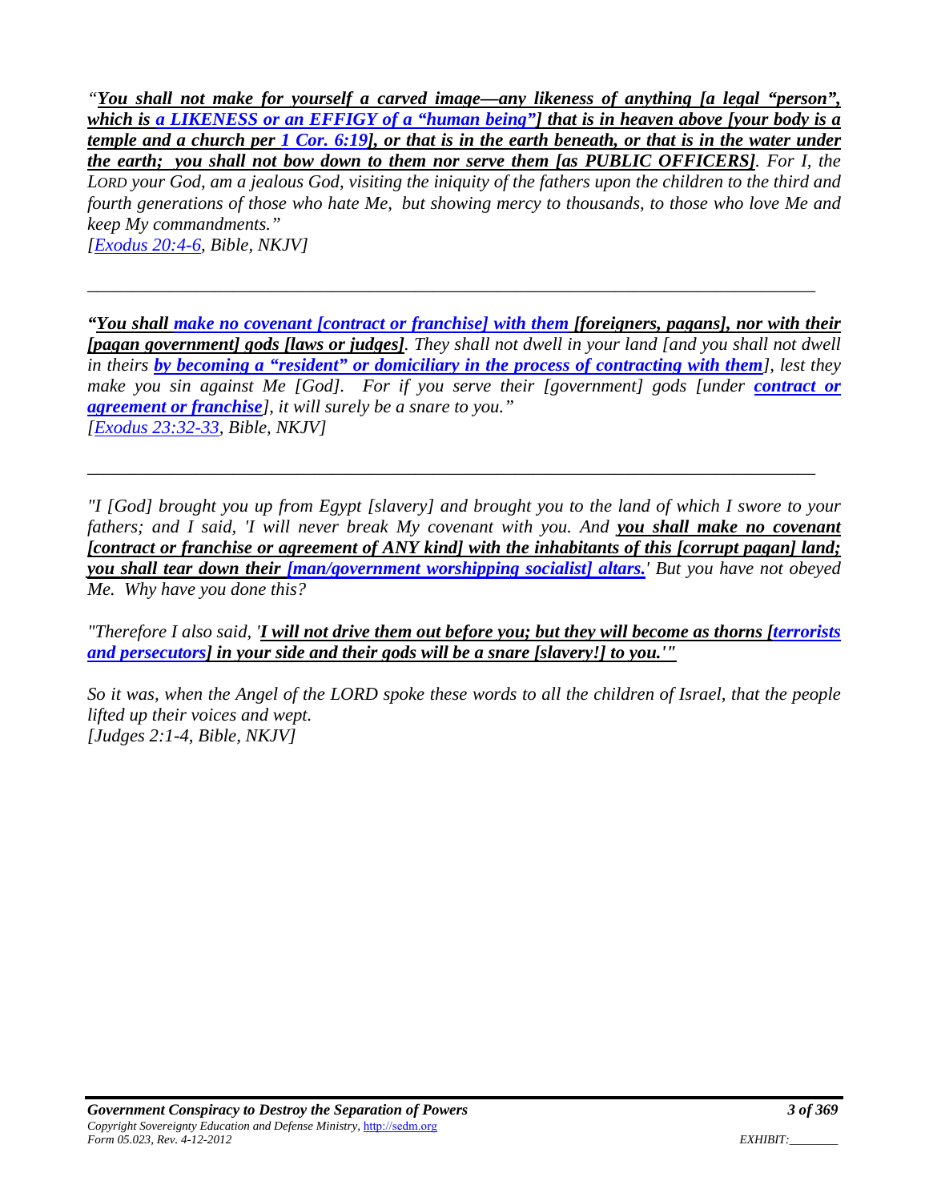*"**You shall not make for yourself a carved image—any likeness of anything [a legal "person", which is a LIKENESS or an EFFIGY of a "human being"] that is in heaven above [your body is a temple and a church per 1 Cor. 6:19], or that is in the earth beneath, or that is in the water under the earth; you shall not bow down to them nor serve them [as PUBLIC OFFICERS]**. For I, the LORD your God, am a jealous God, visiting the iniquity of the fathers upon the children to the third and fourth generations of those who hate Me, but showing mercy to thousands, to those who love Me and keep My commandments."*
*[Exodus 20:4-6, Bible, NKJV]*

---

*"**You shall make no covenant [contract or franchise] with them [foreigners, pagans], nor with their [pagan government] gods [laws or judges]**. They shall not dwell in your land [and you shall not dwell in theirs **by becoming a "resident" or domiciliary in the process of contracting with them**], lest they make you sin against Me [God]. For if you serve their [government] gods [under **contract or agreement or franchise**], it will surely be a snare to you."*
*[Exodus 23:32-33, Bible, NKJV]*

---

*"I [God] brought you up from Egypt [slavery] and brought you to the land of which I swore to your fathers; and I said, 'I will never break My covenant with you. And **you shall make no covenant [contract or franchise or agreement of ANY kind] with the inhabitants of this [corrupt pagan] land; you shall tear down their [man/government worshipping socialist] altars.**' But you have not obeyed Me. Why have you done this?*

*"Therefore I also said, '**I will not drive them out before you; but they will become as thorns [terrorists and persecutors] in your side and their gods will be a snare [slavery!] to you.**'"*

*So it was, when the Angel of the LORD spoke these words to all the children of Israel, that the people lifted up their voices and wept.*
*[Judges 2:1-4, Bible, NKJV]*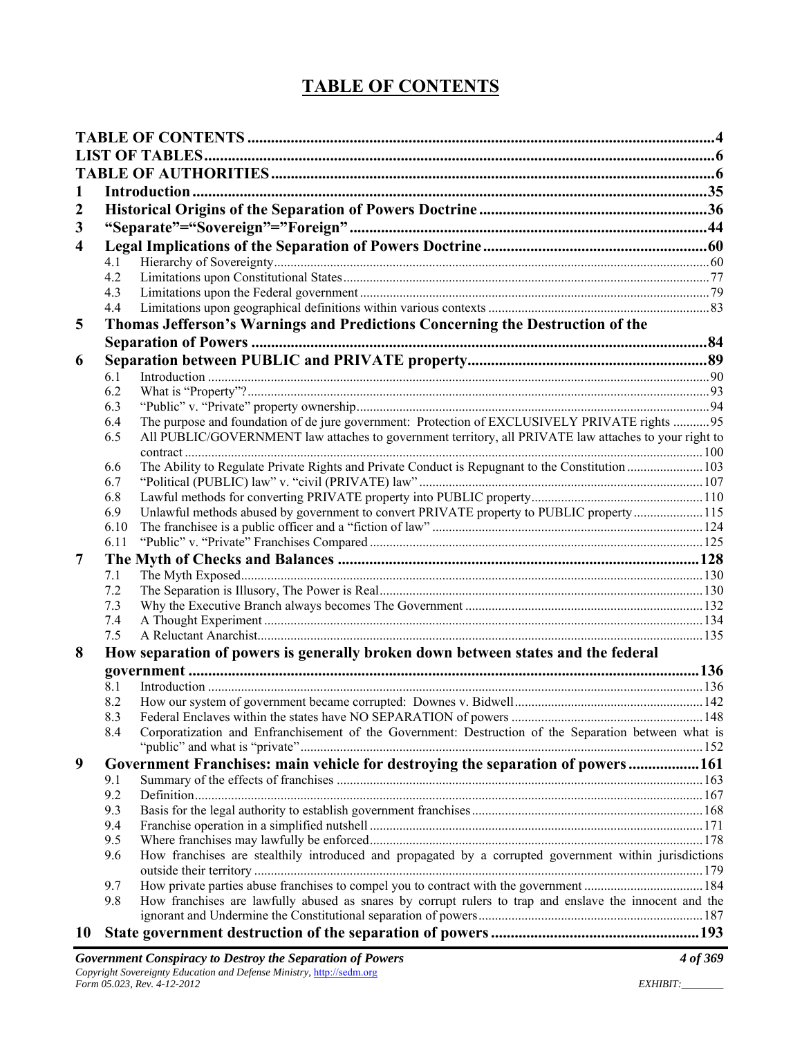# TABLE OF CONTENTS

**TABLE OF CONTENTS** ..... 4
**LIST OF TABLES** ..... 6
**TABLE OF AUTHORITIES** ..... 6

**1 Introduction** ..... 35
**2 Historical Origins of the Separation of Powers Doctrine** ..... 36
**3 "Separate"="Sovereign"="Foreign"** ..... 44
**4 Legal Implications of the Separation of Powers Doctrine** ..... 60
- 4.1 Hierarchy of Sovereignty ..... 60
- 4.2 Limitations upon Constitutional States ..... 77
- 4.3 Limitations upon the Federal government ..... 79
- 4.4 Limitations upon geographical definitions within various contexts ..... 83

**5 Thomas Jefferson's Warnings and Predictions Concerning the Destruction of the Separation of Powers** ..... 84
**6 Separation between PUBLIC and PRIVATE property** ..... 89
- 6.1 Introduction ..... 90
- 6.2 What is "Property"? ..... 93
- 6.3 "Public" v. "Private" property ownership ..... 94
- 6.4 The purpose and foundation of de jure government: Protection of EXCLUSIVELY PRIVATE rights ..... 95
- 6.5 All PUBLIC/GOVERNMENT law attaches to government territory, all PRIVATE law attaches to your right to contract ..... 100
- 6.6 The Ability to Regulate Private Rights and Private Conduct is Repugnant to the Constitution ..... 103
- 6.7 "Political (PUBLIC) law" v. "civil (PRIVATE) law" ..... 107
- 6.8 Lawful methods for converting PRIVATE property into PUBLIC property ..... 110
- 6.9 Unlawful methods abused by government to convert PRIVATE property to PUBLIC property ..... 115
- 6.10 The franchisee is a public officer and a "fiction of law" ..... 124
- 6.11 "Public" v. "Private" Franchises Compared ..... 125

**7 The Myth of Checks and Balances** ..... 128
- 7.1 The Myth Exposed ..... 130
- 7.2 The Separation is Illusory, The Power is Real ..... 130
- 7.3 Why the Executive Branch always becomes The Government ..... 132
- 7.4 A Thought Experiment ..... 134
- 7.5 A Reluctant Anarchist ..... 135

**8 How separation of powers is generally broken down between states and the federal government** ..... 136
- 8.1 Introduction ..... 136
- 8.2 How our system of government became corrupted: Downes v. Bidwell ..... 142
- 8.3 Federal Enclaves within the states have NO SEPARATION of powers ..... 148
- 8.4 Corporatization and Enfranchisement of the Government: Destruction of the Separation between what is "public" and what is "private" ..... 152

**9 Government Franchises: main vehicle for destroying the separation of powers** ..... 161
- 9.1 Summary of the effects of franchises ..... 163
- 9.2 Definition ..... 167
- 9.3 Basis for the legal authority to establish government franchises ..... 168
- 9.4 Franchise operation in a simplified nutshell ..... 171
- 9.5 Where franchises may lawfully be enforced ..... 178
- 9.6 How franchises are stealthily introduced and propagated by a corrupted government within jurisdictions outside their territory ..... 179
- 9.7 How private parties abuse franchises to compel you to contract with the government ..... 184
- 9.8 How franchises are lawfully abused as snares by corrupt rulers to trap and enslave the innocent and the ignorant and Undermine the Constitutional separation of powers ..... 187

**10 State government destruction of the separation of powers** ..... 193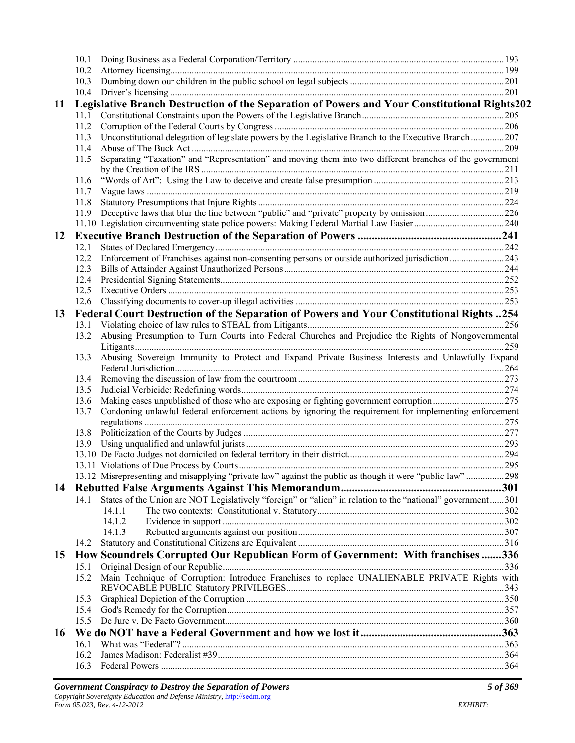- 10.1 Doing Business as a Federal Corporation/Territory ........ 193
- 10.2 Attorney licensing ........ 199
- 10.3 Dumbing down our children in the public school on legal subjects ........ 201
- 10.4 Driver's licensing ........ 201

**11 Legislative Branch Destruction of the Separation of Powers and Your Constitutional Rights 202**

- 11.1 Constitutional Constraints upon the Powers of the Legislative Branch ........ 205
- 11.2 Corruption of the Federal Courts by Congress ........ 206
- 11.3 Unconstitutional delegation of legislate powers by the Legislative Branch to the Executive Branch ........ 207
- 11.4 Abuse of The Buck Act ........ 209
- 11.5 Separating "Taxation" and "Representation" and moving them into two different branches of the government by the Creation of the IRS ........ 211
- 11.6 "Words of Art": Using the Law to deceive and create false presumption ........ 213
- 11.7 Vague laws ........ 219
- 11.8 Statutory Presumptions that Injure Rights ........ 224
- 11.9 Deceptive laws that blur the line between "public" and "private" property by omission ........ 226
- 11.10 Legislation circumventing state police powers: Making Federal Martial Law Easier ........ 240

**12 Executive Branch Destruction of the Separation of Powers ........ 241**

- 12.1 States of Declared Emergency ........ 242
- 12.2 Enforcement of Franchises against non-consenting persons or outside authorized jurisdiction ........ 243
- 12.3 Bills of Attainder Against Unauthorized Persons ........ 244
- 12.4 Presidential Signing Statements ........ 252
- 12.5 Executive Orders ........ 253
- 12.6 Classifying documents to cover-up illegal activities ........ 253

**13 Federal Court Destruction of the Separation of Powers and Your Constitutional Rights .. 254**

- 13.1 Violating choice of law rules to STEAL from Litigants ........ 256
- 13.2 Abusing Presumption to Turn Courts into Federal Churches and Prejudice the Rights of Nongovernmental Litigants ........ 259
- 13.3 Abusing Sovereign Immunity to Protect and Expand Private Business Interests and Unlawfully Expand Federal Jurisdiction ........ 264
- 13.4 Removing the discussion of law from the courtroom ........ 273
- 13.5 Judicial Verbicide: Redefining words ........ 274
- 13.6 Making cases unpublished of those who are exposing or fighting government corruption ........ 275
- 13.7 Condoning unlawful federal enforcement actions by ignoring the requirement for implementing enforcement regulations ........ 275
- 13.8 Politicization of the Courts by Judges ........ 277
- 13.9 Using unqualified and unlawful jurists ........ 293
- 13.10 De Facto Judges not domiciled on federal territory in their district ........ 294
- 13.11 Violations of Due Process by Courts ........ 295
- 13.12 Misrepresenting and misapplying "private law" against the public as though it were "public law" ........ 298

**14 Rebutted False Arguments Against This Memorandum ........ 301**

- 14.1 States of the Union are NOT Legislatively "foreign" or "alien" in relation to the "national" government ...... 301
  - 14.1.1 The two contexts: Constitutional v. Statutory ........ 302
  - 14.1.2 Evidence in support ........ 302
  - 14.1.3 Rebutted arguments against our position ........ 307
- 14.2 Statutory and Constitutional Citizens are Equivalent ........ 316

**15 How Scoundrels Corrupted Our Republican Form of Government: With franchises ....... 336**

- 15.1 Original Design of our Republic ........ 336
- 15.2 Main Technique of Corruption: Introduce Franchises to replace UNALIENABLE PRIVATE Rights with REVOCABLE PUBLIC Statutory PRIVILEGES ........ 343
- 15.3 Graphical Depiction of the Corruption ........ 350
- 15.4 God's Remedy for the Corruption ........ 357
- 15.5 De Jure v. De Facto Government ........ 360

**16 We do NOT have a Federal Government and how we lost it ........ 363**

- 16.1 What was "Federal"? ........ 363
- 16.2 James Madison: Federalist #39 ........ 364
- 16.3 Federal Powers ........ 364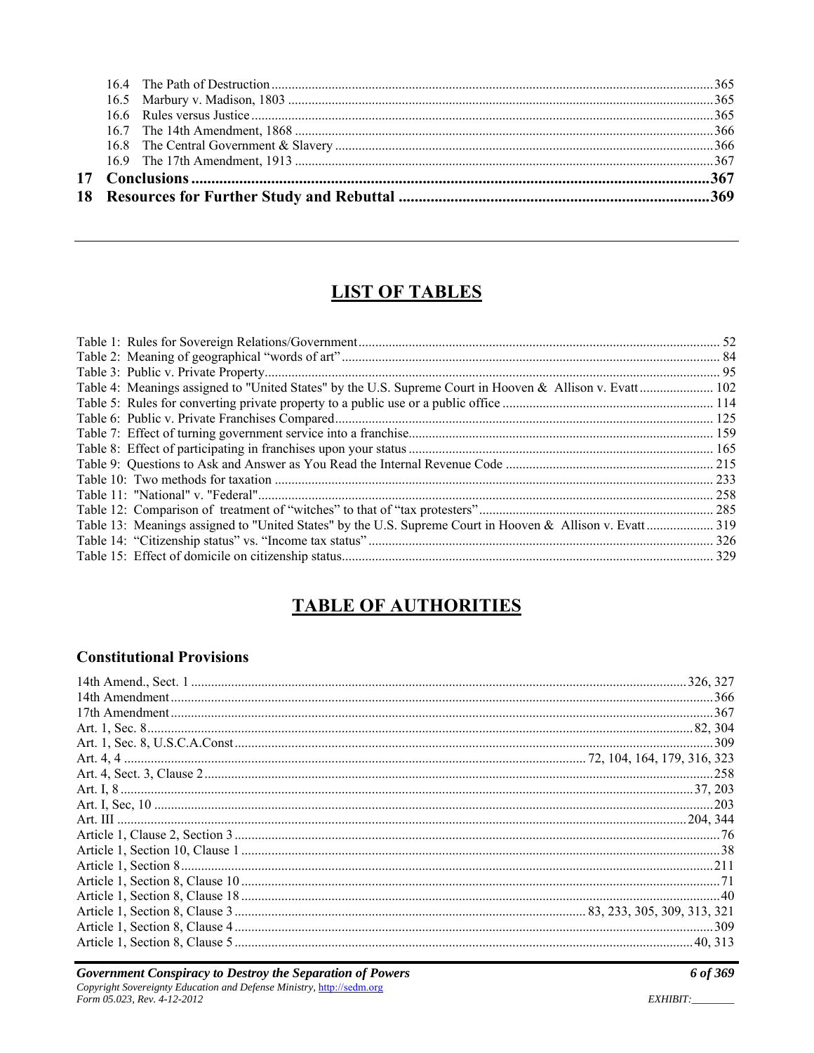16.4 The Path of Destruction ... 365
16.5 Marbury v. Madison, 1803 ... 365
16.6 Rules versus Justice ... 365
16.7 The 14th Amendment, 1868 ... 366
16.8 The Central Government & Slavery ... 366
16.9 The 17th Amendment, 1913 ... 367

**17 Conclusions ... 367**

**18 Resources for Further Study and Rebuttal ... 369**

---

## LIST OF TABLES

Table 1: Rules for Sovereign Relations/Government ... 52
Table 2: Meaning of geographical "words of art" ... 84
Table 3: Public v. Private Property ... 95
Table 4: Meanings assigned to "United States" by the U.S. Supreme Court in Hooven & Allison v. Evatt ... 102
Table 5: Rules for converting private property to a public use or a public office ... 114
Table 6: Public v. Private Franchises Compared ... 125
Table 7: Effect of turning government service into a franchise ... 159
Table 8: Effect of participating in franchises upon your status ... 165
Table 9: Questions to Ask and Answer as You Read the Internal Revenue Code ... 215
Table 10: Two methods for taxation ... 233
Table 11: "National" v. "Federal" ... 258
Table 12: Comparison of treatment of "witches" to that of "tax protesters" ... 285
Table 13: Meanings assigned to "United States" by the U.S. Supreme Court in Hooven & Allison v. Evatt ... 319
Table 14: "Citizenship status" vs. "Income tax status" ... 326
Table 15: Effect of domicile on citizenship status ... 329

## TABLE OF AUTHORITIES

### Constitutional Provisions

14th Amend., Sect. 1 ... 326, 327
14th Amendment ... 366
17th Amendment ... 367
Art. 1, Sec. 8 ... 82, 304
Art. 1, Sec. 8, U.S.C.A.Const ... 309
Art. 4, 4 ... 72, 104, 164, 179, 316, 323
Art. 4, Sect. 3, Clause 2 ... 258
Art. I, 8 ... 37, 203
Art. I, Sec, 10 ... 203
Art. III ... 204, 344
Article 1, Clause 2, Section 3 ... 76
Article 1, Section 10, Clause 1 ... 38
Article 1, Section 8 ... 211
Article 1, Section 8, Clause 10 ... 71
Article 1, Section 8, Clause 18 ... 40
Article 1, Section 8, Clause 3 ... 83, 233, 305, 309, 313, 321
Article 1, Section 8, Clause 4 ... 309
Article 1, Section 8, Clause 5 ... 40, 313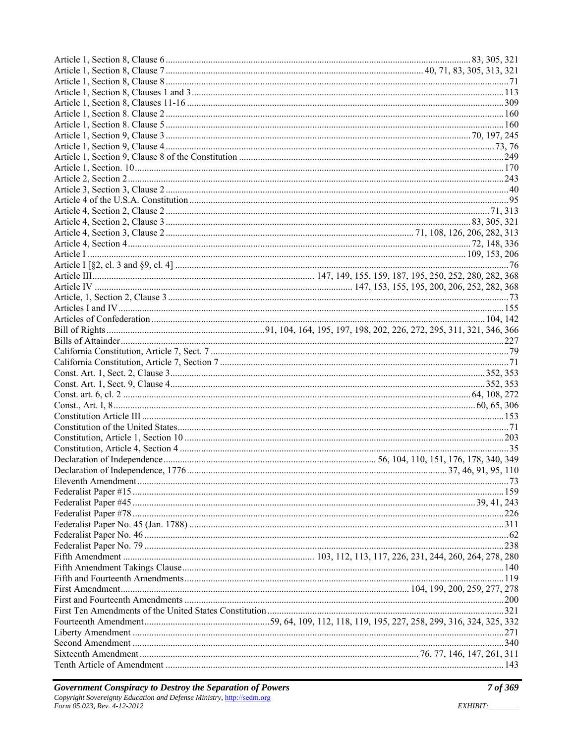Article 1, Section 8, Clause 6 .............................................................. 83, 305, 321
Article 1, Section 8, Clause 7 .............................................................. 40, 71, 83, 305, 313, 321
Article 1, Section 8, Clause 8 .............................................................. 71
Article 1, Section 8, Clauses 1 and 3 .............................................................. 113
Article 1, Section 8, Clauses 11-16 .............................................................. 309
Article 1, Section 8. Clause 2 .............................................................. 160
Article 1, Section 8. Clause 5 .............................................................. 160
Article 1, Section 9, Clause 3 .............................................................. 70, 197, 245
Article 1, Section 9, Clause 4 .............................................................. 73, 76
Article 1, Section 9, Clause 8 of the Constitution .............................................................. 249
Article 1, Section. 10 .............................................................. 170
Article 2, Section 2 .............................................................. 243
Article 3, Section 3, Clause 2 .............................................................. 40
Article 4 of the U.S.A. Constitution .............................................................. 95
Article 4, Section 2, Clause 2 .............................................................. 71, 313
Article 4, Section 2, Clause 3 .............................................................. 83, 305, 321
Article 4, Section 3, Clause 2 .............................................................. 71, 108, 126, 206, 282, 313
Article 4, Section 4 .............................................................. 72, 148, 336
Article I .............................................................. 109, 153, 206
Article I [§2, cl. 3 and §9, cl. 4] .............................................................. 76
Article III .............................................................. 147, 149, 155, 159, 187, 195, 250, 252, 280, 282, 368
Article IV .............................................................. 147, 153, 155, 195, 200, 206, 252, 282, 368
Article, 1, Section 2, Clause 3 .............................................................. 73
Articles I and IV .............................................................. 155
Articles of Confederation .............................................................. 104, 142
Bill of Rights .............................................................. 91, 104, 164, 195, 197, 198, 202, 226, 272, 295, 311, 321, 346, 366
Bills of Attainder .............................................................. 227
California Constitution, Article 7, Sect. 7 .............................................................. 79
California Constitution, Article 7, Section 7 .............................................................. 71
Const. Art. 1, Sect. 2, Clause 3 .............................................................. 352, 353
Const. Art. 1, Sect. 9, Clause 4 .............................................................. 352, 353
Const. art. 6, cl. 2 .............................................................. 64, 108, 272
Const., Art. I, 8 .............................................................. 60, 65, 306
Constitution Article III .............................................................. 153
Constitution of the United States .............................................................. 71
Constitution, Article 1, Section 10 .............................................................. 203
Constitution, Article 4, Section 4 .............................................................. 35
Declaration of Independence .............................................................. 56, 104, 110, 151, 176, 178, 340, 349
Declaration of Independence, 1776 .............................................................. 37, 46, 91, 95, 110
Eleventh Amendment .............................................................. 73
Federalist Paper #15 .............................................................. 159
Federalist Paper #45 .............................................................. 39, 41, 243
Federalist Paper #78 .............................................................. 226
Federalist Paper No. 45 (Jan. 1788) .............................................................. 311
Federalist Paper No. 46 .............................................................. 62
Federalist Paper No. 79 .............................................................. 238
Fifth Amendment .............................................................. 103, 112, 113, 117, 226, 231, 244, 260, 264, 278, 280
Fifth Amendment Takings Clause .............................................................. 140
Fifth and Fourteenth Amendments .............................................................. 119
First Amendment .............................................................. 104, 199, 200, 259, 277, 278
First and Fourteenth Amendments .............................................................. 200
First Ten Amendments of the United States Constitution .............................................................. 321
Fourteenth Amendment .............................................................. 59, 64, 109, 112, 118, 119, 195, 227, 258, 299, 316, 324, 325, 332
Liberty Amendment .............................................................. 271
Second Amendment .............................................................. 340
Sixteenth Amendment .............................................................. 76, 77, 146, 147, 261, 311
Tenth Article of Amendment .............................................................. 143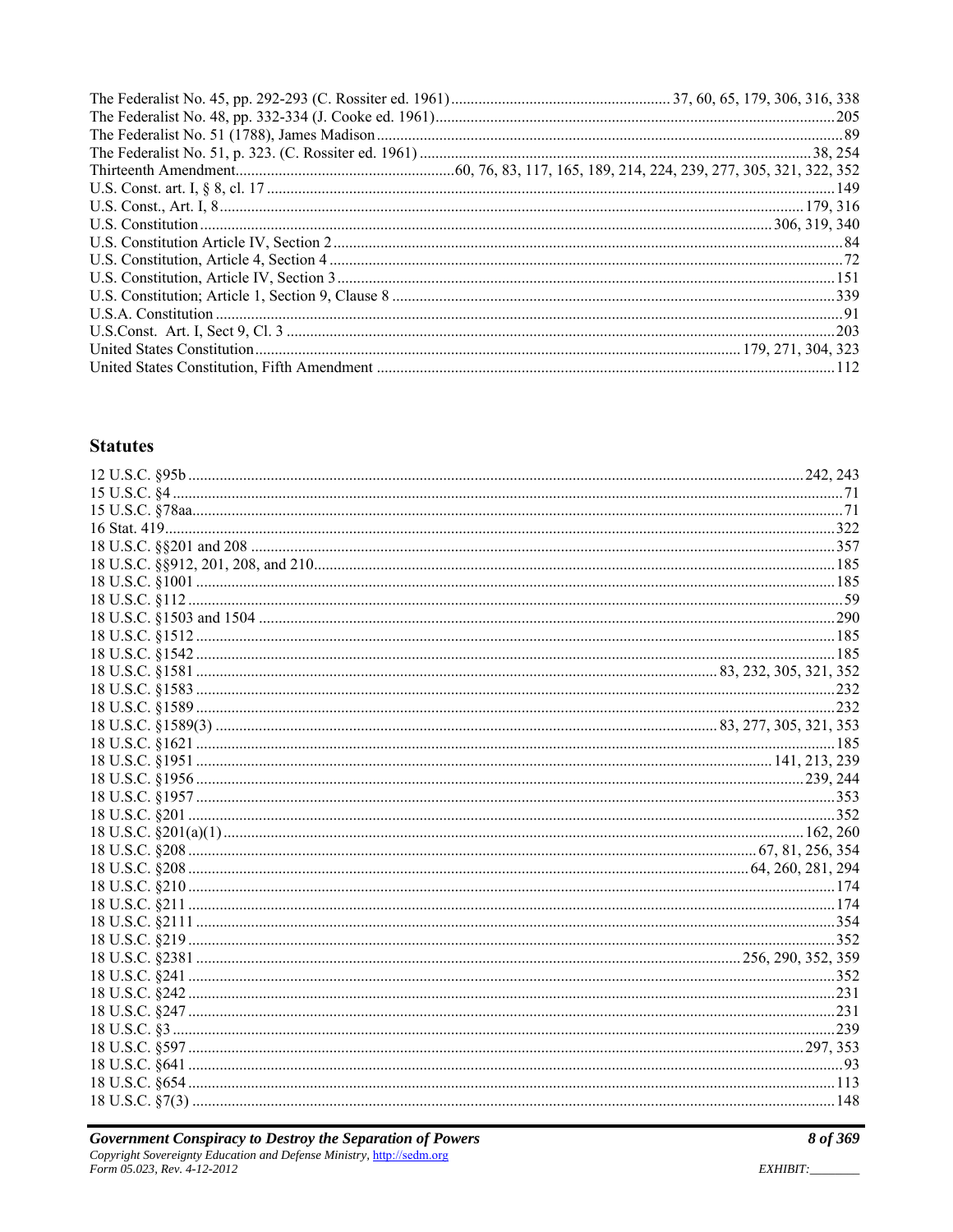The Federalist No. 45, pp. 292-293 (C. Rossiter ed. 1961) ........................................................ 37, 60, 65, 179, 306, 316, 338
The Federalist No. 48, pp. 332-334 (J. Cooke ed. 1961) ..................................................................................................... 205
The Federalist No. 51 (1788), James Madison ......................................................................................................................... 89
The Federalist No. 51, p. 323. (C. Rossiter ed. 1961) .................................................................................................... 38, 254
Thirteenth Amendment ........................................................ 60, 76, 83, 117, 165, 189, 214, 224, 239, 277, 305, 321, 322, 352
U.S. Const. art. I, § 8, cl. 17 ................................................................................................................................................ 149
U.S. Const., Art. I, 8 ...................................................................................................................................................... 179, 316
U.S. Constitution ................................................................................................................................................. 306, 319, 340
U.S. Constitution Article IV, Section 2 ................................................................................................................................... 84
U.S. Constitution, Article 4, Section 4 .................................................................................................................................... 72
U.S. Constitution, Article IV, Section 3 ................................................................................................................................ 151
U.S. Constitution; Article 1, Section 9, Clause 8 ................................................................................................................. 339
U.S.A. Constitution ................................................................................................................................................................. 91
U.S.Const. Art. I, Sect 9, Cl. 3 ............................................................................................................................................. 203
United States Constitution ........................................................................................................................... 179, 271, 304, 323
United States Constitution, Fifth Amendment ..................................................................................................................... 112

## Statutes

12 U.S.C. §95b ............................................................................................................................................................. 242, 243
15 U.S.C. §4 ............................................................................................................................................................................ 71
15 U.S.C. §78aa ....................................................................................................................................................................... 71
16 Stat. 419 ........................................................................................................................................................................... 322
18 U.S.C. §§201 and 208 ..................................................................................................................................................... 357
18 U.S.C. §§912, 201, 208, and 210 .................................................................................................................................... 185
18 U.S.C. §1001 ................................................................................................................................................................... 185
18 U.S.C. §112 ........................................................................................................................................................................ 59
18 U.S.C. §1503 and 1504 ................................................................................................................................................... 290
18 U.S.C. §1512 ................................................................................................................................................................... 185
18 U.S.C. §1542 ................................................................................................................................................................... 185
18 U.S.C. §1581 ............................................................................................................................... 83, 232, 305, 321, 352
18 U.S.C. §1583 ................................................................................................................................................................... 232
18 U.S.C. §1589 ................................................................................................................................................................... 232
18 U.S.C. §1589(3) ............................................................................................................................. 83, 277, 305, 321, 353
18 U.S.C. §1621 ................................................................................................................................................................... 185
18 U.S.C. §1951 ................................................................................................................................................... 141, 213, 239
18 U.S.C. §1956 ............................................................................................................................................................ 239, 244
18 U.S.C. §1957 ................................................................................................................................................................... 353
18 U.S.C. §201 ..................................................................................................................................................................... 352
18 U.S.C. §201(a)(1) ..................................................................................................................................................... 162, 260
18 U.S.C. §208 ........................................................................................................................................... 67, 81, 256, 354
18 U.S.C. §208 ......................................................................................................................................... 64, 260, 281, 294
18 U.S.C. §210 ..................................................................................................................................................................... 174
18 U.S.C. §211 ..................................................................................................................................................................... 174
18 U.S.C. §2111 ................................................................................................................................................................... 354
18 U.S.C. §219 ..................................................................................................................................................................... 352
18 U.S.C. §2381 ........................................................................................................................................ 256, 290, 352, 359
18 U.S.C. §241 ..................................................................................................................................................................... 352
18 U.S.C. §242 ..................................................................................................................................................................... 231
18 U.S.C. §247 ..................................................................................................................................................................... 231
18 U.S.C. §3 ......................................................................................................................................................................... 239
18 U.S.C. §597 ............................................................................................................................................................ 297, 353
18 U.S.C. §641 ....................................................................................................................................................................... 93
18 U.S.C. §654 ..................................................................................................................................................................... 113
18 U.S.C. §7(3) .................................................................................................................................................................... 148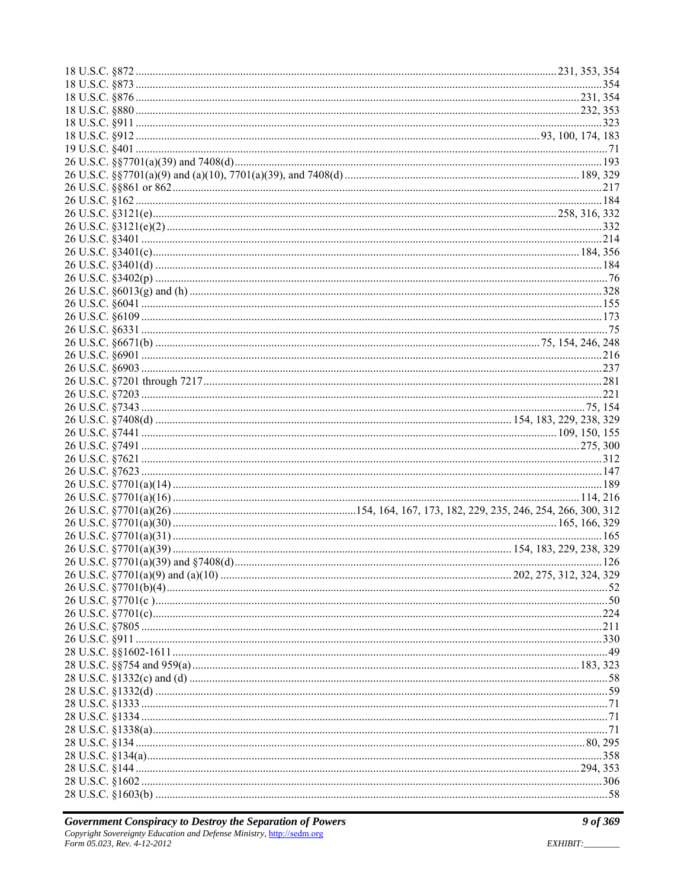18 U.S.C. §872 .......... 231, 353, 354
18 U.S.C. §873 .......... 354
18 U.S.C. §876 .......... 231, 354
18 U.S.C. §880 .......... 232, 353
18 U.S.C. §911 .......... 323
18 U.S.C. §912 .......... 93, 100, 174, 183
19 U.S.C. §401 .......... 71
26 U.S.C. §§7701(a)(39) and 7408(d) .......... 193
26 U.S.C. §§7701(a)(9) and (a)(10), 7701(a)(39), and 7408(d) .......... 189, 329
26 U.S.C. §§861 or 862 .......... 217
26 U.S.C. §162 .......... 184
26 U.S.C. §3121(e) .......... 258, 316, 332
26 U.S.C. §3121(e)(2) .......... 332
26 U.S.C. §3401 .......... 214
26 U.S.C. §3401(c) .......... 184, 356
26 U.S.C. §3401(d) .......... 184
26 U.S.C. §3402(p) .......... 76
26 U.S.C. §6013(g) and (h) .......... 328
26 U.S.C. §6041 .......... 155
26 U.S.C. §6109 .......... 173
26 U.S.C. §6331 .......... 75
26 U.S.C. §6671(b) .......... 75, 154, 246, 248
26 U.S.C. §6901 .......... 216
26 U.S.C. §6903 .......... 237
26 U.S.C. §7201 through 7217 .......... 281
26 U.S.C. §7203 .......... 221
26 U.S.C. §7343 .......... 75, 154
26 U.S.C. §7408(d) .......... 154, 183, 229, 238, 329
26 U.S.C. §7441 .......... 109, 150, 155
26 U.S.C. §7491 .......... 275, 300
26 U.S.C. §7621 .......... 312
26 U.S.C. §7623 .......... 147
26 U.S.C. §7701(a)(14) .......... 189
26 U.S.C. §7701(a)(16) .......... 114, 216
26 U.S.C. §7701(a)(26) .......... 154, 164, 167, 173, 182, 229, 235, 246, 254, 266, 300, 312
26 U.S.C. §7701(a)(30) .......... 165, 166, 329
26 U.S.C. §7701(a)(31) .......... 165
26 U.S.C. §7701(a)(39) .......... 154, 183, 229, 238, 329
26 U.S.C. §7701(a)(39) and §7408(d) .......... 126
26 U.S.C. §7701(a)(9) and (a)(10) .......... 202, 275, 312, 324, 329
26 U.S.C. §7701(b)(4) .......... 52
26 U.S.C. §7701(c ) .......... 50
26 U.S.C. §7701(c) .......... 224
26 U.S.C. §7805 .......... 211
26 U.S.C. §911 .......... 330
28 U.S.C. §§1602-1611 .......... 49
28 U.S.C. §§754 and 959(a) .......... 183, 323
28 U.S.C. §1332(c) and (d) .......... 58
28 U.S.C. §1332(d) .......... 59
28 U.S.C. §1333 .......... 71
28 U.S.C. §1334 .......... 71
28 U.S.C. §1338(a) .......... 71
28 U.S.C. §134 .......... 80, 295
28 U.S.C. §134(a) .......... 358
28 U.S.C. §144 .......... 294, 353
28 U.S.C. §1602 .......... 306
28 U.S.C. §1603(b) .......... 58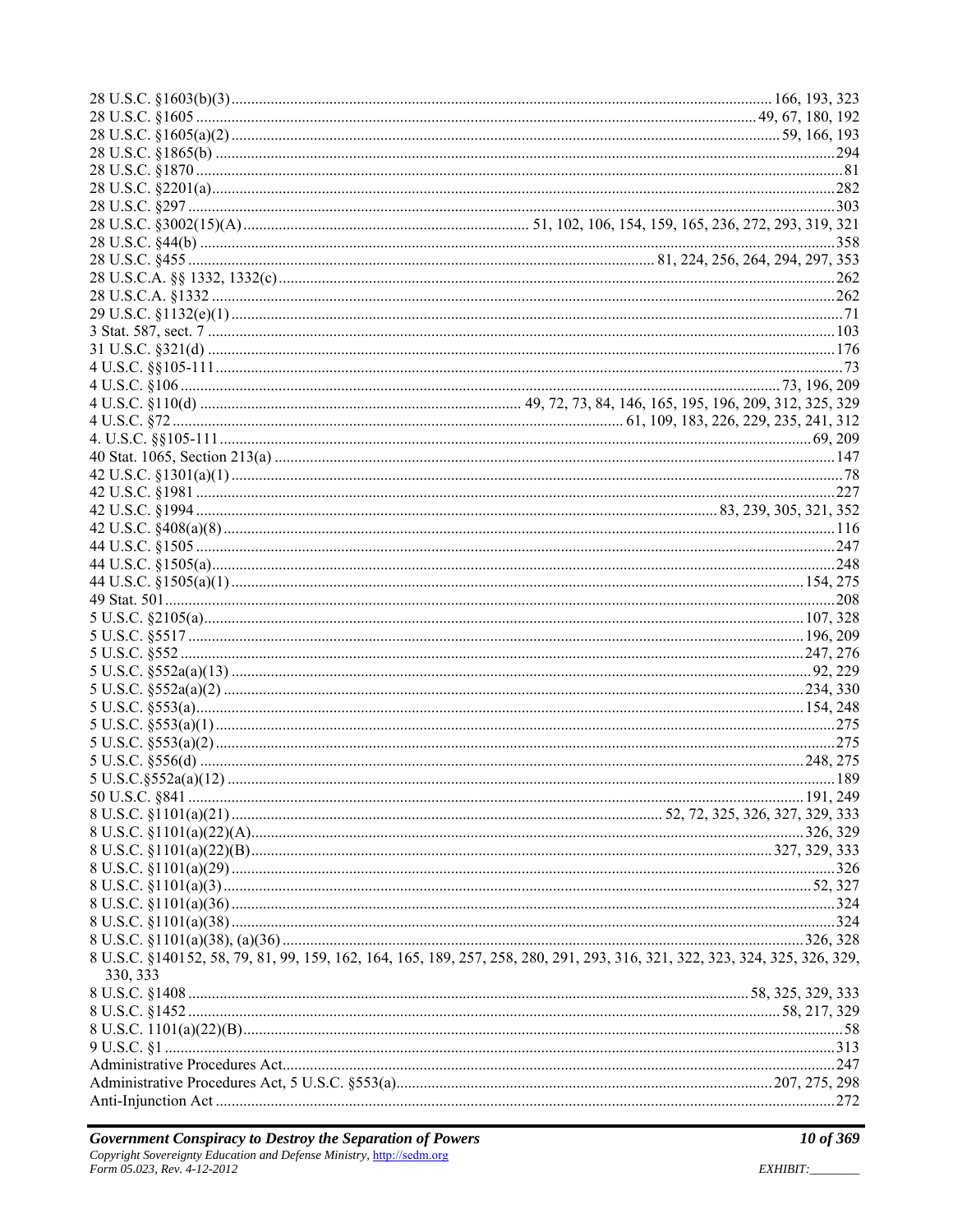28 U.S.C. §1603(b)(3) ........ 166, 193, 323
28 U.S.C. §1605 ........ 49, 67, 180, 192
28 U.S.C. §1605(a)(2) ........ 59, 166, 193
28 U.S.C. §1865(b) ........ 294
28 U.S.C. §1870 ........ 81
28 U.S.C. §2201(a) ........ 282
28 U.S.C. §297 ........ 303
28 U.S.C. §3002(15)(A) ........ 51, 102, 106, 154, 159, 165, 236, 272, 293, 319, 321
28 U.S.C. §44(b) ........ 358
28 U.S.C. §455 ........ 81, 224, 256, 264, 294, 297, 353
28 U.S.C.A. §§ 1332, 1332(c) ........ 262
28 U.S.C.A. §1332 ........ 262
29 U.S.C. §1132(e)(1) ........ 71
3 Stat. 587, sect. 7 ........ 103
31 U.S.C. §321(d) ........ 176
4 U.S.C. §§105-111 ........ 73
4 U.S.C. §106 ........ 73, 196, 209
4 U.S.C. §110(d) ........ 49, 72, 73, 84, 146, 165, 195, 196, 209, 312, 325, 329
4 U.S.C. §72 ........ 61, 109, 183, 226, 229, 235, 241, 312
4. U.S.C. §§105-111 ........ 69, 209
40 Stat. 1065, Section 213(a) ........ 147
42 U.S.C. §1301(a)(1) ........ 78
42 U.S.C. §1981 ........ 227
42 U.S.C. §1994 ........ 83, 239, 305, 321, 352
42 U.S.C. §408(a)(8) ........ 116
44 U.S.C. §1505 ........ 247
44 U.S.C. §1505(a) ........ 248
44 U.S.C. §1505(a)(1) ........ 154, 275
49 Stat. 501 ........ 208
5 U.S.C. §2105(a) ........ 107, 328
5 U.S.C. §5517 ........ 196, 209
5 U.S.C. §552 ........ 247, 276
5 U.S.C. §552a(a)(13) ........ 92, 229
5 U.S.C. §552a(a)(2) ........ 234, 330
5 U.S.C. §553(a) ........ 154, 248
5 U.S.C. §553(a)(1) ........ 275
5 U.S.C. §553(a)(2) ........ 275
5 U.S.C. §556(d) ........ 248, 275
5 U.S.C.§552a(a)(12) ........ 189
50 U.S.C. §841 ........ 191, 249
8 U.S.C. §1101(a)(21) ........ 52, 72, 325, 326, 327, 329, 333
8 U.S.C. §1101(a)(22)(A) ........ 326, 329
8 U.S.C. §1101(a)(22)(B) ........ 327, 329, 333
8 U.S.C. §1101(a)(29) ........ 326
8 U.S.C. §1101(a)(3) ........ 52, 327
8 U.S.C. §1101(a)(36) ........ 324
8 U.S.C. §1101(a)(38) ........ 324
8 U.S.C. §1101(a)(38), (a)(36) ........ 326, 328
8 U.S.C. §140152, 58, 79, 81, 99, 159, 162, 164, 165, 189, 257, 258, 280, 291, 293, 316, 321, 322, 323, 324, 325, 326, 329, 330, 333
8 U.S.C. §1408 ........ 58, 325, 329, 333
8 U.S.C. §1452 ........ 58, 217, 329
8 U.S.C. 1101(a)(22)(B) ........ 58
9 U.S.C. §1 ........ 313
Administrative Procedures Act ........ 247
Administrative Procedures Act, 5 U.S.C. §553(a) ........ 207, 275, 298
Anti-Injunction Act ........ 272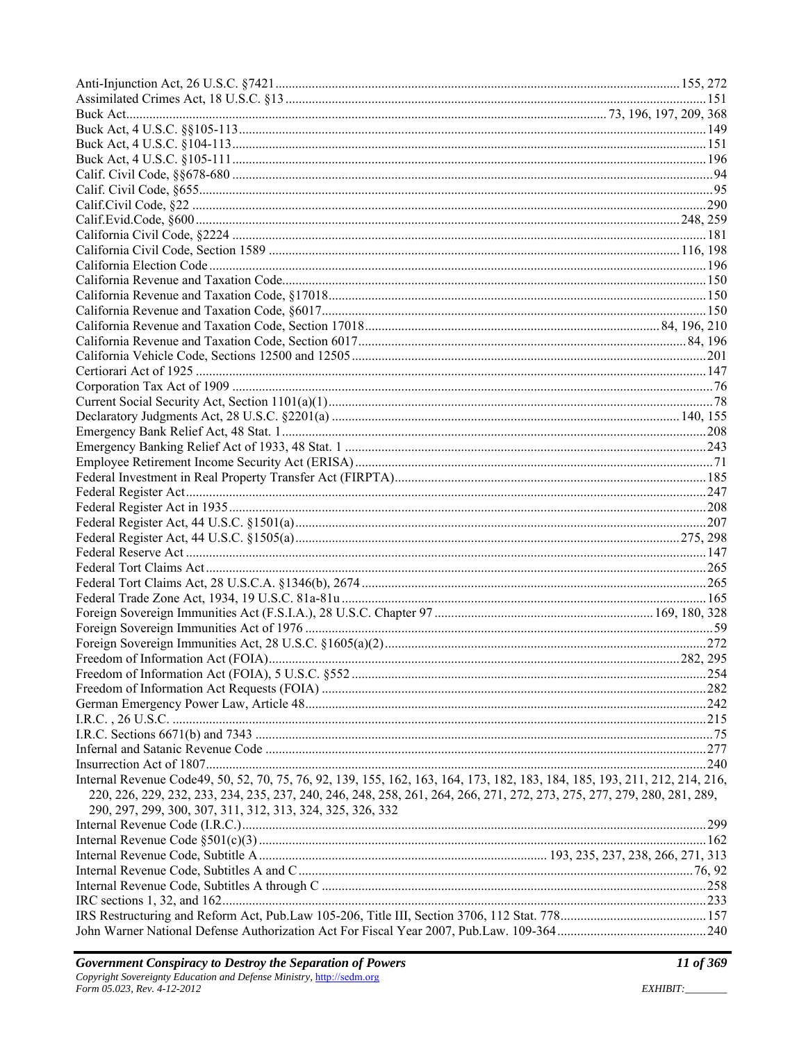Anti-Injunction Act, 26 U.S.C. §7421 ........ 155, 272
Assimilated Crimes Act, 18 U.S.C. §13 ........ 151
Buck Act ........ 73, 196, 197, 209, 368
Buck Act, 4 U.S.C. §§105-113 ........ 149
Buck Act, 4 U.S.C. §104-113 ........ 151
Buck Act, 4 U.S.C. §105-111 ........ 196
Calif. Civil Code, §§678-680 ........ 94
Calif. Civil Code, §655 ........ 95
Calif.Civil Code, §22 ........ 290
Calif.Evid.Code, §600 ........ 248, 259
California Civil Code, §2224 ........ 181
California Civil Code, Section 1589 ........ 116, 198
California Election Code ........ 196
California Revenue and Taxation Code ........ 150
California Revenue and Taxation Code, §17018 ........ 150
California Revenue and Taxation Code, §6017 ........ 150
California Revenue and Taxation Code, Section 17018 ........ 84, 196, 210
California Revenue and Taxation Code, Section 6017 ........ 84, 196
California Vehicle Code, Sections 12500 and 12505 ........ 201
Certiorari Act of 1925 ........ 147
Corporation Tax Act of 1909 ........ 76
Current Social Security Act, Section 1101(a)(1) ........ 78
Declaratory Judgments Act, 28 U.S.C. §2201(a) ........ 140, 155
Emergency Bank Relief Act, 48 Stat. 1 ........ 208
Emergency Banking Relief Act of 1933, 48 Stat. 1 ........ 243
Employee Retirement Income Security Act (ERISA) ........ 71
Federal Investment in Real Property Transfer Act (FIRPTA) ........ 185
Federal Register Act ........ 247
Federal Register Act in 1935 ........ 208
Federal Register Act, 44 U.S.C. §1501(a) ........ 207
Federal Register Act, 44 U.S.C. §1505(a) ........ 275, 298
Federal Reserve Act ........ 147
Federal Tort Claims Act ........ 265
Federal Tort Claims Act, 28 U.S.C.A. §1346(b), 2674 ........ 265
Federal Trade Zone Act, 1934, 19 U.S.C. 81a-81u ........ 165
Foreign Sovereign Immunities Act (F.S.I.A.), 28 U.S.C. Chapter 97 ........ 169, 180, 328
Foreign Sovereign Immunities Act of 1976 ........ 59
Foreign Sovereign Immunities Act, 28 U.S.C. §1605(a)(2) ........ 272
Freedom of Information Act (FOIA) ........ 282, 295
Freedom of Information Act (FOIA), 5 U.S.C. §552 ........ 254
Freedom of Information Act Requests (FOIA) ........ 282
German Emergency Power Law, Article 48 ........ 242
I.R.C. , 26 U.S.C. ........ 215
I.R.C. Sections 6671(b) and 7343 ........ 75
Infernal and Satanic Revenue Code ........ 277
Insurrection Act of 1807 ........ 240
Internal Revenue Code49, 50, 52, 70, 75, 76, 92, 139, 155, 162, 163, 164, 173, 182, 183, 184, 185, 193, 211, 212, 214, 216, 220, 226, 229, 232, 233, 234, 235, 237, 240, 246, 248, 258, 261, 264, 266, 271, 272, 273, 275, 277, 279, 280, 281, 289, 290, 297, 299, 300, 307, 311, 312, 313, 324, 325, 326, 332
Internal Revenue Code (I.R.C.) ........ 299
Internal Revenue Code §501(c)(3) ........ 162
Internal Revenue Code, Subtitle A ........ 193, 235, 237, 238, 266, 271, 313
Internal Revenue Code, Subtitles A and C ........ 76, 92
Internal Revenue Code, Subtitles A through C ........ 258
IRC sections 1, 32, and 162 ........ 233
IRS Restructuring and Reform Act, Pub.Law 105-206, Title III, Section 3706, 112 Stat. 778 ........ 157
John Warner National Defense Authorization Act For Fiscal Year 2007, Pub.Law. 109-364 ........ 240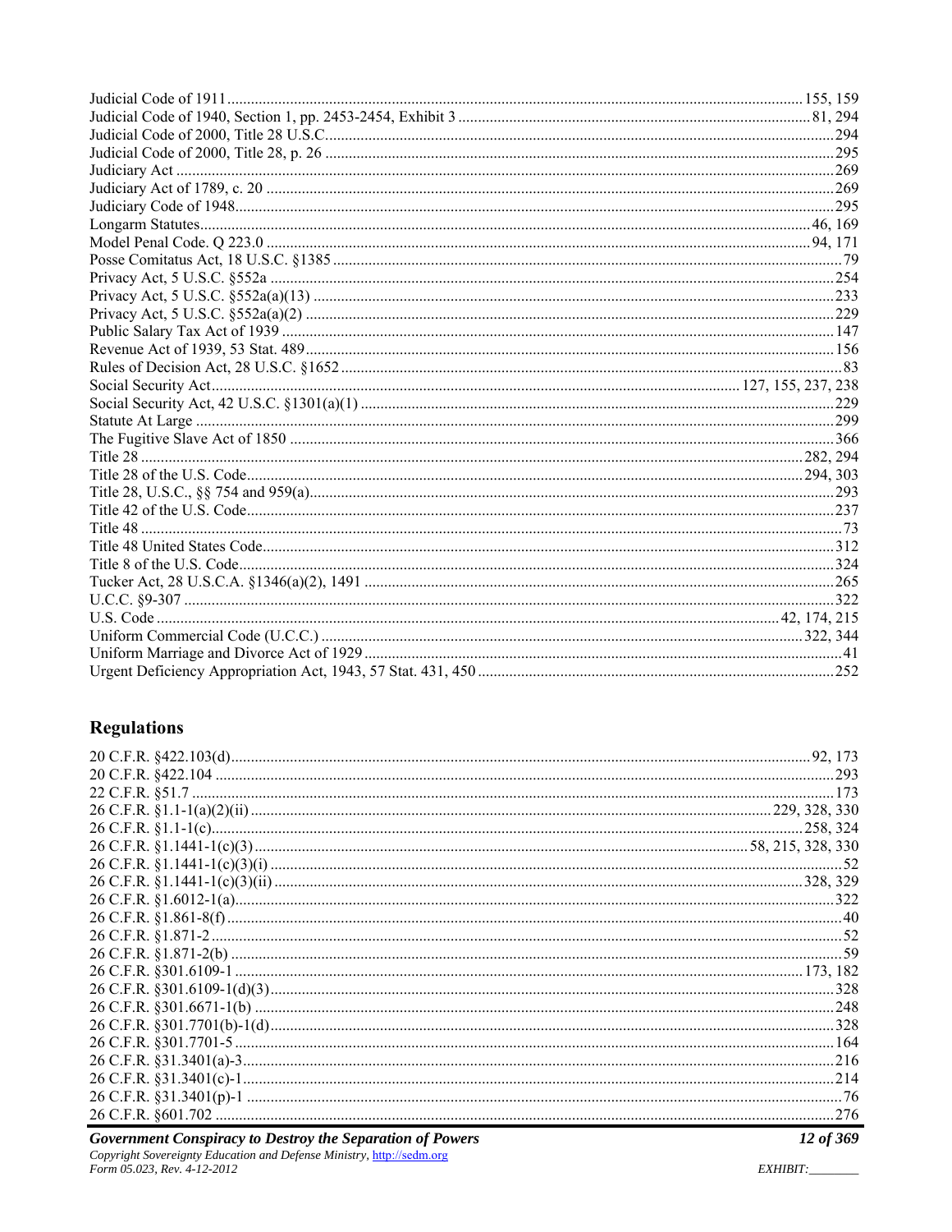Judicial Code of 1911 ........ 155, 159
Judicial Code of 1940, Section 1, pp. 2453-2454, Exhibit 3 ........ 81, 294
Judicial Code of 2000, Title 28 U.S.C. ........ 294
Judicial Code of 2000, Title 28, p. 26 ........ 295
Judiciary Act ........ 269
Judiciary Act of 1789, c. 20 ........ 269
Judiciary Code of 1948 ........ 295
Longarm Statutes ........ 46, 169
Model Penal Code. Q 223.0 ........ 94, 171
Posse Comitatus Act, 18 U.S.C. §1385 ........ 79
Privacy Act, 5 U.S.C. §552a ........ 254
Privacy Act, 5 U.S.C. §552a(a)(13) ........ 233
Privacy Act, 5 U.S.C. §552a(a)(2) ........ 229
Public Salary Tax Act of 1939 ........ 147
Revenue Act of 1939, 53 Stat. 489 ........ 156
Rules of Decision Act, 28 U.S.C. §1652 ........ 83
Social Security Act ........ 127, 155, 237, 238
Social Security Act, 42 U.S.C. §1301(a)(1) ........ 229
Statute At Large ........ 299
The Fugitive Slave Act of 1850 ........ 366
Title 28 ........ 282, 294
Title 28 of the U.S. Code ........ 294, 303
Title 28, U.S.C., §§ 754 and 959(a) ........ 293
Title 42 of the U.S. Code ........ 237
Title 48 ........ 73
Title 48 United States Code ........ 312
Title 8 of the U.S. Code ........ 324
Tucker Act, 28 U.S.C.A. §1346(a)(2), 1491 ........ 265
U.C.C. §9-307 ........ 322
U.S. Code ........ 42, 174, 215
Uniform Commercial Code (U.C.C.) ........ 322, 344
Uniform Marriage and Divorce Act of 1929 ........ 41
Urgent Deficiency Appropriation Act, 1943, 57 Stat. 431, 450 ........ 252

## Regulations

20 C.F.R. §422.103(d) ........ 92, 173
20 C.F.R. §422.104 ........ 293
22 C.F.R. §51.7 ........ 173
26 C.F.R. §1.1-1(a)(2)(ii) ........ 229, 328, 330
26 C.F.R. §1.1-1(c) ........ 258, 324
26 C.F.R. §1.1441-1(c)(3) ........ 58, 215, 328, 330
26 C.F.R. §1.1441-1(c)(3)(i) ........ 52
26 C.F.R. §1.1441-1(c)(3)(ii) ........ 328, 329
26 C.F.R. §1.6012-1(a) ........ 322
26 C.F.R. §1.861-8(f) ........ 40
26 C.F.R. §1.871-2 ........ 52
26 C.F.R. §1.871-2(b) ........ 59
26 C.F.R. §301.6109-1 ........ 173, 182
26 C.F.R. §301.6109-1(d)(3) ........ 328
26 C.F.R. §301.6671-1(b) ........ 248
26 C.F.R. §301.7701(b)-1(d) ........ 328
26 C.F.R. §301.7701-5 ........ 164
26 C.F.R. §31.3401(a)-3 ........ 216
26 C.F.R. §31.3401(c)-1 ........ 214
26 C.F.R. §31.3401(p)-1 ........ 76
26 C.F.R. §601.702 ........ 276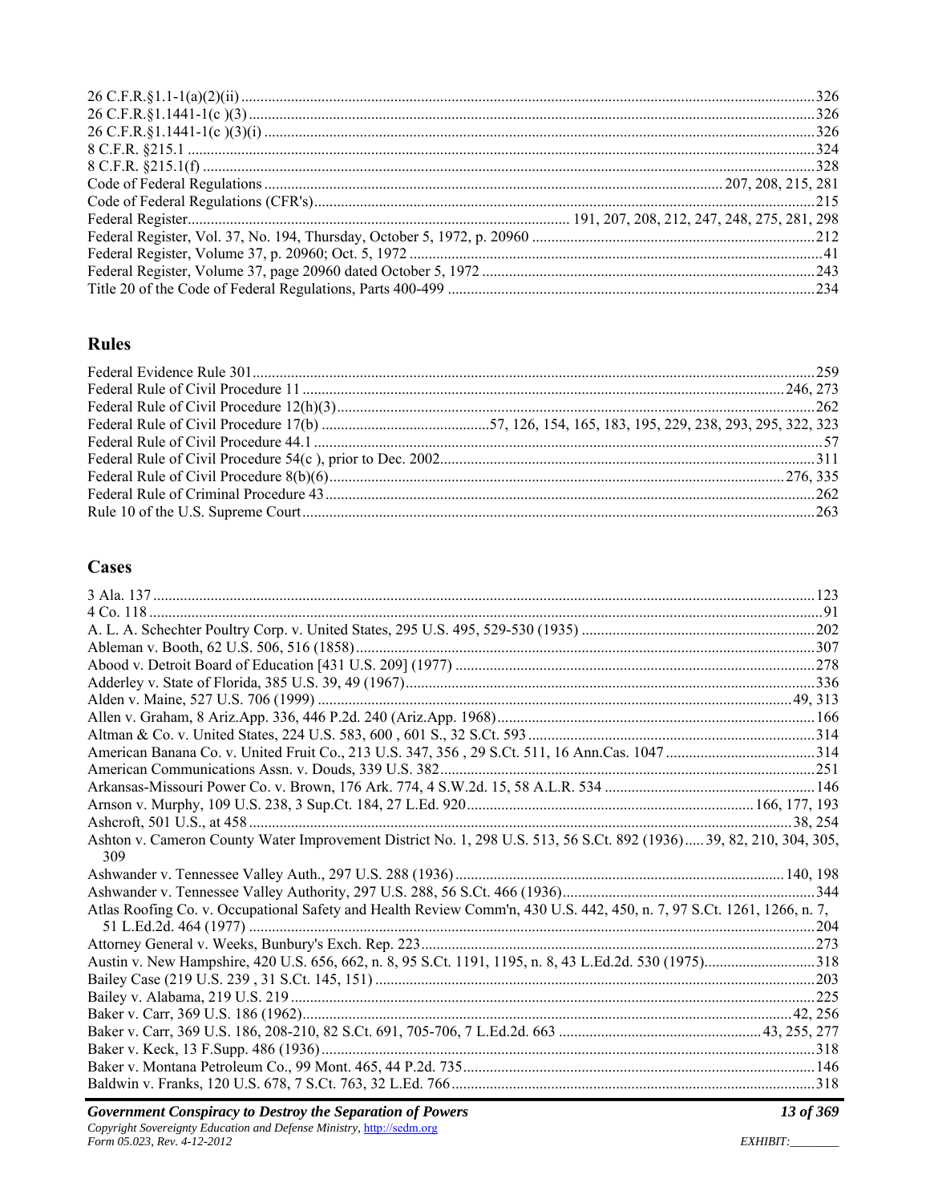26 C.F.R.§1.1-1(a)(2)(ii) ....................................................................................................................................................326
26 C.F.R.§1.1441-1(c )(3) .....................................................................................................................................................326
26 C.F.R.§1.1441-1(c )(3)(i) ..................................................................................................................................................326
8 C.F.R. §215.1 ......................................................................................................................................................................324
8 C.F.R. §215.1(f) .................................................................................................................................................................328
Code of Federal Regulations ....................................................................................................................... 207, 208, 215, 281
Code of Federal Regulations (CFR's).....................................................................................................................................215
Federal Register................................................................................................... 191, 207, 208, 212, 247, 248, 275, 281, 298
Federal Register, Vol. 37, No. 194, Thursday, October 5, 1972, p. 20960 ...........................................................................212
Federal Register, Volume 37, p. 20960; Oct. 5, 1972 ..............................................................................................................41
Federal Register, Volume 37, page 20960 dated October 5, 1972 .........................................................................................243
Title 20 of the Code of Federal Regulations, Parts 400-499 ..................................................................................................234

## Rules

Federal Evidence Rule 301....................................................................................................................................................259
Federal Rule of Civil Procedure 11 .............................................................................................................................246, 273
Federal Rule of Civil Procedure 12(h)(3)...............................................................................................................................262
Federal Rule of Civil Procedure 17(b) ..........................................57, 126, 154, 165, 183, 195, 229, 238, 293, 295, 322, 323
Federal Rule of Civil Procedure 44.1 .......................................................................................................................................57
Federal Rule of Civil Procedure 54(c ), prior to Dec. 2002....................................................................................................311
Federal Rule of Civil Procedure 8(b)(6)..........................................................................................................................276, 335
Federal Rule of Criminal Procedure 43 ..................................................................................................................................262
Rule 10 of the U.S. Supreme Court........................................................................................................................................263

## Cases

3 Ala. 137 ...............................................................................................................................................................................123
4 Co. 118 ..................................................................................................................................................................................91
A. L. A. Schechter Poultry Corp. v. United States, 295 U.S. 495, 529-530 (1935) ..............................................................202
Ableman v. Booth, 62 U.S. 506, 516 (1858).........................................................................................................................307
Abood v. Detroit Board of Education [431 U.S. 209] (1977) ...............................................................................................278
Adderley v. State of Florida, 385 U.S. 39, 49 (1967)............................................................................................................336
Alden v. Maine, 527 U.S. 706 (1999) ...............................................................................................................................49, 313
Allen v. Graham, 8 Ariz.App. 336, 446 P.2d. 240 (Ariz.App. 1968)....................................................................................166
Altman & Co. v. United States, 224 U.S. 583, 600 , 601 S., 32 S.Ct. 593 ............................................................................314
American Banana Co. v. United Fruit Co., 213 U.S. 347, 356 , 29 S.Ct. 511, 16 Ann.Cas. 1047 ........................................314
American Communications Assn. v. Douds, 339 U.S. 382....................................................................................................251
Arkansas-Missouri Power Co. v. Brown, 176 Ark. 774, 4 S.W.2d. 15, 58 A.L.R. 534 .........................................................146
Arnson v. Murphy, 109 U.S. 238, 3 Sup.Ct. 184, 27 L.Ed. 920 .......................................................................... 166, 177, 193
Ashcroft, 501 U.S., at 458 ..................................................................................................................................................38, 254
Ashton v. Cameron County Water Improvement District No. 1, 298 U.S. 513, 56 S.Ct. 892 (1936)..... 39, 82, 210, 304, 305, 309
Ashwander v. Tennessee Valley Auth., 297 U.S. 288 (1936) ........................................................................................140, 198
Ashwander v. Tennessee Valley Authority, 297 U.S. 288, 56 S.Ct. 466 (1936)....................................................................344
Atlas Roofing Co. v. Occupational Safety and Health Review Comm'n, 430 U.S. 442, 450, n. 7, 97 S.Ct. 1261, 1266, n. 7, 51 L.Ed.2d. 464 (1977) .....................................................................................................................................................204
Attorney General v. Weeks, Bunbury's Exch. Rep. 223.........................................................................................................273
Austin v. New Hampshire, 420 U.S. 656, 662, n. 8, 95 S.Ct. 1191, 1195, n. 8, 43 L.Ed.2d. 530 (1975)..............................318
Bailey Case (219 U.S. 239 , 31 S.Ct. 145, 151) ....................................................................................................................203
Bailey v. Alabama, 219 U.S. 219 ..........................................................................................................................................225
Baker v. Carr, 369 U.S. 186 (1962)...................................................................................................................................42, 256
Baker v. Carr, 369 U.S. 186, 208-210, 82 S.Ct. 691, 705-706, 7 L.Ed.2d. 663 .......................................................43, 255, 277
Baker v. Keck, 13 F.Supp. 486 (1936) ...................................................................................................................................318
Baker v. Montana Petroleum Co., 99 Mont. 465, 44 P.2d. 735..............................................................................................146
Baldwin v. Franks, 120 U.S. 678, 7 S.Ct. 763, 32 L.Ed. 766 ................................................................................................318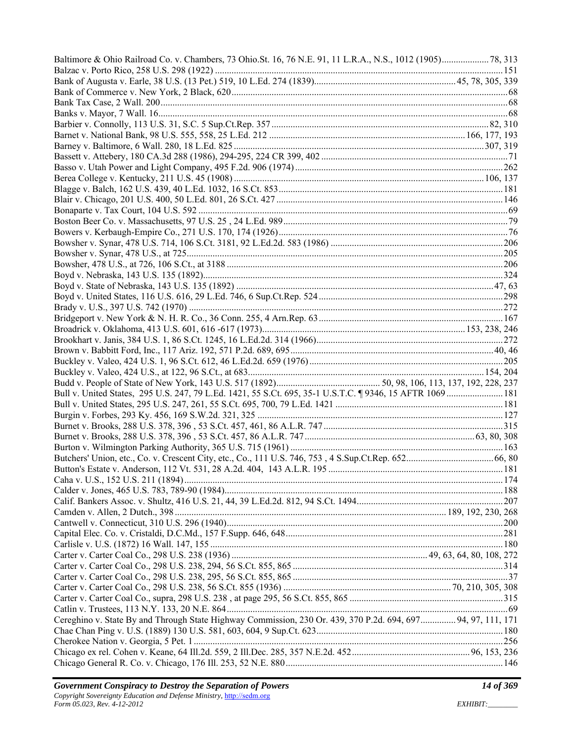Baltimore & Ohio Railroad Co. v. Chambers, 73 Ohio.St. 16, 76 N.E. 91, 11 L.R.A., N.S., 1012 (1905).................... 78, 313
Balzac v. Porto Rico, 258 U.S. 298 (1922) ........................................................................................................ 151
Bank of Augusta v. Earle, 38 U.S. (13 Pet.) 519, 10 L.Ed. 274 (1839)............................................................ 45, 78, 305, 339
Bank of Commerce v. New York, 2 Black, 620.................................................................................................... 68
Bank Tax Case, 2 Wall. 200.................................................................................................................................. 68
Banks v. Mayor, 7 Wall. 16................................................................................................................................... 68
Barbier v. Connolly, 113 U.S. 31, S.C. 5 Sup.Ct.Rep. 357 ............................................................................. 82, 310
Barnet v. National Bank, 98 U.S. 555, 558, 25 L.Ed. 212 .................................................................... 166, 177, 193
Barney v. Baltimore, 6 Wall. 280, 18 L.Ed. 825 ......................................................................................... 307, 319
Bassett v. Attebery, 180 CA.3d 288 (1986), 294-295, 224 CR 399, 402 ................................................................ 71
Basso v. Utah Power and Light Company, 495 F.2d. 906 (1974) ....................................................................... 262
Berea College v. Kentucky, 211 U.S. 45 (1908) ........................................................................................ 106, 137
Blagge v. Balch, 162 U.S. 439, 40 L.Ed. 1032, 16 S.Ct. 853 .............................................................................. 181
Blair v. Chicago, 201 U.S. 400, 50 L.Ed. 801, 26 S.Ct. 427 ............................................................................... 146
Bonaparte v. Tax Court, 104 U.S. 592 .................................................................................................................. 69
Boston Beer Co. v. Massachusetts, 97 U.S. 25 , 24 L.Ed. 989 .............................................................................. 79
Bowers v. Kerbaugh-Empire Co., 271 U.S. 170, 174 (1926)................................................................................. 76
Bowsher v. Synar, 478 U.S. 714, 106 S.Ct. 3181, 92 L.Ed.2d. 583 (1986) ......................................................... 206
Bowsher v. Synar, 478 U.S., at 725..................................................................................................................... 205
Bowsher, 478 U.S., at 726, 106 S.Ct., at 3188 .................................................................................................... 206
Boyd v. Nebraska, 143 U.S. 135 (1892)............................................................................................................. 324
Boyd v. State of Nebraska, 143 U.S. 135 (1892) ............................................................................................ 47, 63
Boyd v. United States, 116 U.S. 616, 29 L.Ed. 746, 6 Sup.Ct.Rep. 524 .............................................................. 298
Brady v. U.S., 397 U.S. 742 (1970) ..................................................................................................................... 272
Bridgeport v. New York & N. H. R. Co., 36 Conn. 255, 4 Arn.Rep. 63 .............................................................. 167
Broadrick v. Oklahoma, 413 U.S. 601, 616 -617 (1973)...................................................................... 153, 238, 246
Brookhart v. Janis, 384 U.S. 1, 86 S.Ct. 1245, 16 L.Ed.2d. 314 (1966)............................................................... 272
Brown v. Babbitt Ford, Inc., 117 Ariz. 192, 571 P.2d. 689, 695 ....................................................................... 40, 46
Buckley v. Valeo, 424 U.S. 1, 96 S.Ct. 612, 46 L.Ed.2d. 659 (1976) .................................................................. 205
Buckley v. Valeo, 424 U.S., at 122, 96 S.Ct., at 683.................................................................................... 154, 204
Budd v. People of State of New York, 143 U.S. 517 (1892)............................................ 50, 98, 106, 113, 137, 192, 228, 237
Bull v. United States, 295 U.S. 247, 79 L.Ed. 1421, 55 S.Ct. 695, 35-1 U.S.T.C. ¶ 9346, 15 AFTR 1069 ......................... 181
Bull v. United States, 295 U.S. 247, 261, 55 S.Ct. 695, 700, 79 L.Ed. 1421 ....................................................... 181
Burgin v. Forbes, 293 Ky. 456, 169 S.W.2d. 321, 325 ....................................................................................... 127
Burnet v. Brooks, 288 U.S. 378, 396 , 53 S.Ct. 457, 461, 86 A.L.R. 747 ........................................................... 315
Burnet v. Brooks, 288 U.S. 378, 396 , 53 S.Ct. 457, 86 A.L.R. 747 ....................................................... 63, 80, 308
Burton v. Wilmington Parking Authority, 365 U.S. 715 (1961) .......................................................................... 163
Butchers' Union, etc., Co. v. Crescent City, etc., Co., 111 U.S. 746, 753 , 4 S.Sup.Ct.Rep. 652..................................... 66, 80
Button's Estate v. Anderson, 112 Vt. 531, 28 A.2d. 404, 143 A.L.R. 195 .......................................................... 181
Caha v. U.S., 152 U.S. 211 (1894) ...................................................................................................................... 174
Calder v. Jones, 465 U.S. 783, 789-90 (1984).................................................................................................... 188
Calif. Bankers Assoc. v. Shultz, 416 U.S. 21, 44, 39 L.Ed.2d. 812, 94 S.Ct. 1494.............................................. 207
Camden v. Allen, 2 Dutch., 398 ................................................................................................ 189, 192, 230, 268
Cantwell v. Connecticut, 310 U.S. 296 (1940).................................................................................................... 200
Capital Elec. Co. v. Cristaldi, D.C.Md., 157 F.Supp. 646, 648........................................................................... 281
Carlisle v. U.S. (1872) 16 Wall. 147, 155 ........................................................................................................... 180
Carter v. Carter Coal Co., 298 U.S. 238 (1936) ........................................................................ 49, 63, 64, 80, 108, 272
Carter v. Carter Coal Co., 298 U.S. 238, 294, 56 S.Ct. 855, 865 ........................................................................ 314
Carter v. Carter Coal Co., 298 U.S. 238, 295, 56 S.Ct. 855, 865 .......................................................................... 37
Carter v. Carter Coal Co., 298 U.S. 238, 56 S.Ct. 855 (1936) ...................................................... 70, 210, 305, 308
Carter v. Carter Coal Co., supra, 298 U.S. 238 , at page 295, 56 S.Ct. 855, 865 ................................................ 315
Catlin v. Trustees, 113 N.Y. 133, 20 N.E. 864 ..................................................................................................... 69
Cereghino v. State By and Through State Highway Commission, 230 Or. 439, 370 P.2d. 694, 697.............. 94, 97, 111, 171
Chae Chan Ping v. U.S. (1889) 130 U.S. 581, 603, 604, 9 Sup.Ct. 623.............................................................. 180
Cherokee Nation v. Georgia, 5 Pet. 1 ................................................................................................................. 256
Chicago ex rel. Cohen v. Keane, 64 Ill.2d. 559, 2 Ill.Dec. 285, 357 N.E.2d. 452................................................. 96, 153, 236
Chicago General R. Co. v. Chicago, 176 Ill. 253, 52 N.E. 880........................................................................... 146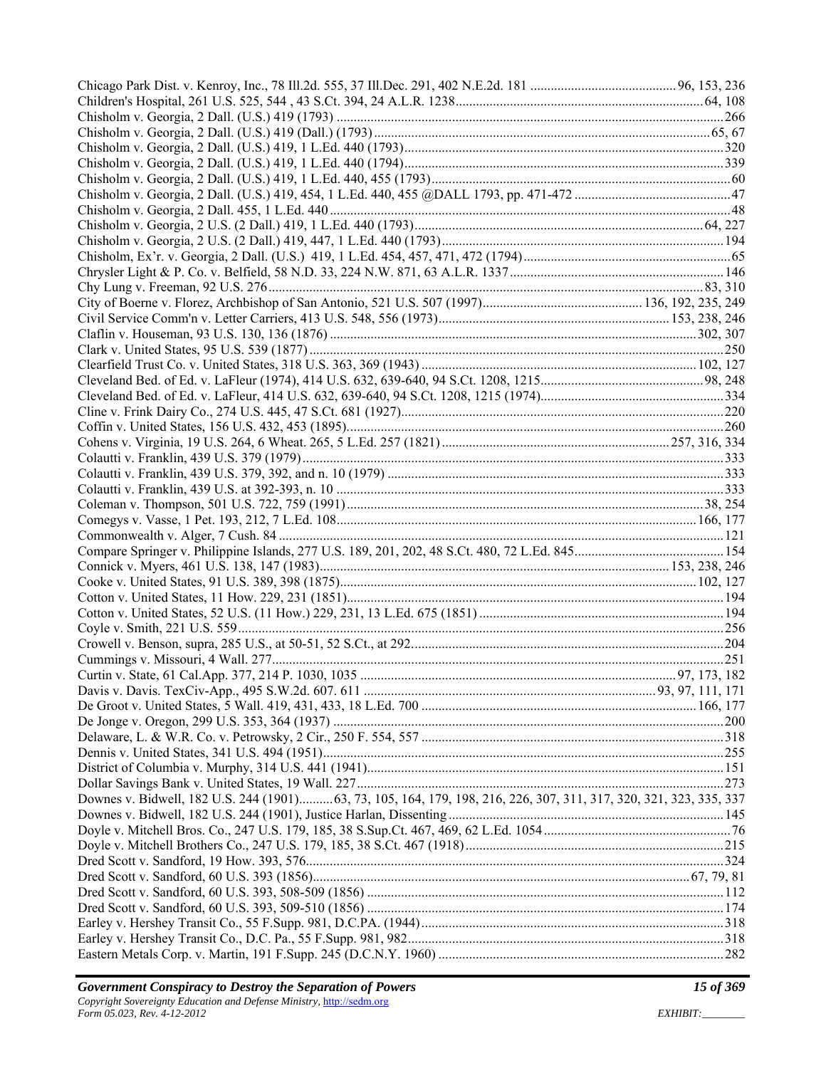Chicago Park Dist. v. Kenroy, Inc., 78 Ill.2d. 555, 37 Ill.Dec. 291, 402 N.E.2d. 181 .......... 96, 153, 236
Children's Hospital, 261 U.S. 525, 544 , 43 S.Ct. 394, 24 A.L.R. 1238 .......... 64, 108
Chisholm v. Georgia, 2 Dall. (U.S.) 419 (1793) .......... 266
Chisholm v. Georgia, 2 Dall. (U.S.) 419 (Dall.) (1793) .......... 65, 67
Chisholm v. Georgia, 2 Dall. (U.S.) 419, 1 L.Ed. 440 (1793) .......... 320
Chisholm v. Georgia, 2 Dall. (U.S.) 419, 1 L.Ed. 440 (1794) .......... 339
Chisholm v. Georgia, 2 Dall. (U.S.) 419, 1 L.Ed. 440, 455 (1793) .......... 60
Chisholm v. Georgia, 2 Dall. (U.S.) 419, 454, 1 L.Ed. 440, 455 @DALL 1793, pp. 471-472 .......... 47
Chisholm v. Georgia, 2 Dall. 455, 1 L.Ed. 440 .......... 48
Chisholm v. Georgia, 2 U.S. (2 Dall.) 419, 1 L.Ed. 440 (1793) .......... 64, 227
Chisholm v. Georgia, 2 U.S. (2 Dall.) 419, 447, 1 L.Ed. 440 (1793) .......... 194
Chisholm, Ex'r. v. Georgia, 2 Dall. (U.S.) 419, 1 L.Ed. 454, 457, 471, 472 (1794) .......... 65
Chrysler Light & P. Co. v. Belfield, 58 N.D. 33, 224 N.W. 871, 63 A.L.R. 1337 .......... 146
Chy Lung v. Freeman, 92 U.S. 276 .......... 83, 310
City of Boerne v. Florez, Archbishop of San Antonio, 521 U.S. 507 (1997) .......... 136, 192, 235, 249
Civil Service Comm'n v. Letter Carriers, 413 U.S. 548, 556 (1973) .......... 153, 238, 246
Claflin v. Houseman, 93 U.S. 130, 136 (1876) .......... 302, 307
Clark v. United States, 95 U.S. 539 (1877) .......... 250
Clearfield Trust Co. v. United States, 318 U.S. 363, 369 (1943) .......... 102, 127
Cleveland Bed. of Ed. v. LaFleur (1974), 414 U.S. 632, 639-640, 94 S.Ct. 1208, 1215 .......... 98, 248
Cleveland Bed. of Ed. v. LaFleur, 414 U.S. 632, 639-640, 94 S.Ct. 1208, 1215 (1974) .......... 334
Cline v. Frink Dairy Co., 274 U.S. 445, 47 S.Ct. 681 (1927) .......... 220
Coffin v. United States, 156 U.S. 432, 453 (1895) .......... 260
Cohens v. Virginia, 19 U.S. 264, 6 Wheat. 265, 5 L.Ed. 257 (1821) .......... 257, 316, 334
Colautti v. Franklin, 439 U.S. 379 (1979) .......... 333
Colautti v. Franklin, 439 U.S. 379, 392, and n. 10 (1979) .......... 333
Colautti v. Franklin, 439 U.S. at 392-393, n. 10 .......... 333
Coleman v. Thompson, 501 U.S. 722, 759 (1991) .......... 38, 254
Comegys v. Vasse, 1 Pet. 193, 212, 7 L.Ed. 108 .......... 166, 177
Commonwealth v. Alger, 7 Cush. 84 .......... 121
Compare Springer v. Philippine Islands, 277 U.S. 189, 201, 202, 48 S.Ct. 480, 72 L.Ed. 845 .......... 154
Connick v. Myers, 461 U.S. 138, 147 (1983) .......... 153, 238, 246
Cooke v. United States, 91 U.S. 389, 398 (1875) .......... 102, 127
Cotton v. United States, 11 How. 229, 231 (1851) .......... 194
Cotton v. United States, 52 U.S. (11 How.) 229, 231, 13 L.Ed. 675 (1851) .......... 194
Coyle v. Smith, 221 U.S. 559 .......... 256
Crowell v. Benson, supra, 285 U.S., at 50-51, 52 S.Ct., at 292 .......... 204
Cummings v. Missouri, 4 Wall. 277 .......... 251
Curtin v. State, 61 Cal.App. 377, 214 P. 1030, 1035 .......... 97, 173, 182
Davis v. Davis. TexCiv-App., 495 S.W.2d. 607. 611 .......... 93, 97, 111, 171
De Groot v. United States, 5 Wall. 419, 431, 433, 18 L.Ed. 700 .......... 166, 177
De Jonge v. Oregon, 299 U.S. 353, 364 (1937) .......... 200
Delaware, L. & W.R. Co. v. Petrowsky, 2 Cir., 250 F. 554, 557 .......... 318
Dennis v. United States, 341 U.S. 494 (1951) .......... 255
District of Columbia v. Murphy, 314 U.S. 441 (1941) .......... 151
Dollar Savings Bank v. United States, 19 Wall. 227 .......... 273
Downes v. Bidwell, 182 U.S. 244 (1901) .......... 63, 73, 105, 164, 179, 198, 216, 226, 307, 311, 317, 320, 321, 323, 335, 337
Downes v. Bidwell, 182 U.S. 244 (1901), Justice Harlan, Dissenting .......... 145
Doyle v. Mitchell Bros. Co., 247 U.S. 179, 185, 38 S.Sup.Ct. 467, 469, 62 L.Ed. 1054 .......... 76
Doyle v. Mitchell Brothers Co., 247 U.S. 179, 185, 38 S.Ct. 467 (1918) .......... 215
Dred Scott v. Sandford, 19 How. 393, 576 .......... 324
Dred Scott v. Sandford, 60 U.S. 393 (1856) .......... 67, 79, 81
Dred Scott v. Sandford, 60 U.S. 393, 508-509 (1856) .......... 112
Dred Scott v. Sandford, 60 U.S. 393, 509-510 (1856) .......... 174
Earley v. Hershey Transit Co., 55 F.Supp. 981, D.C.PA. (1944) .......... 318
Earley v. Hershey Transit Co., D.C. Pa., 55 F.Supp. 981, 982 .......... 318
Eastern Metals Corp. v. Martin, 191 F.Supp. 245 (D.C.N.Y. 1960) .......... 282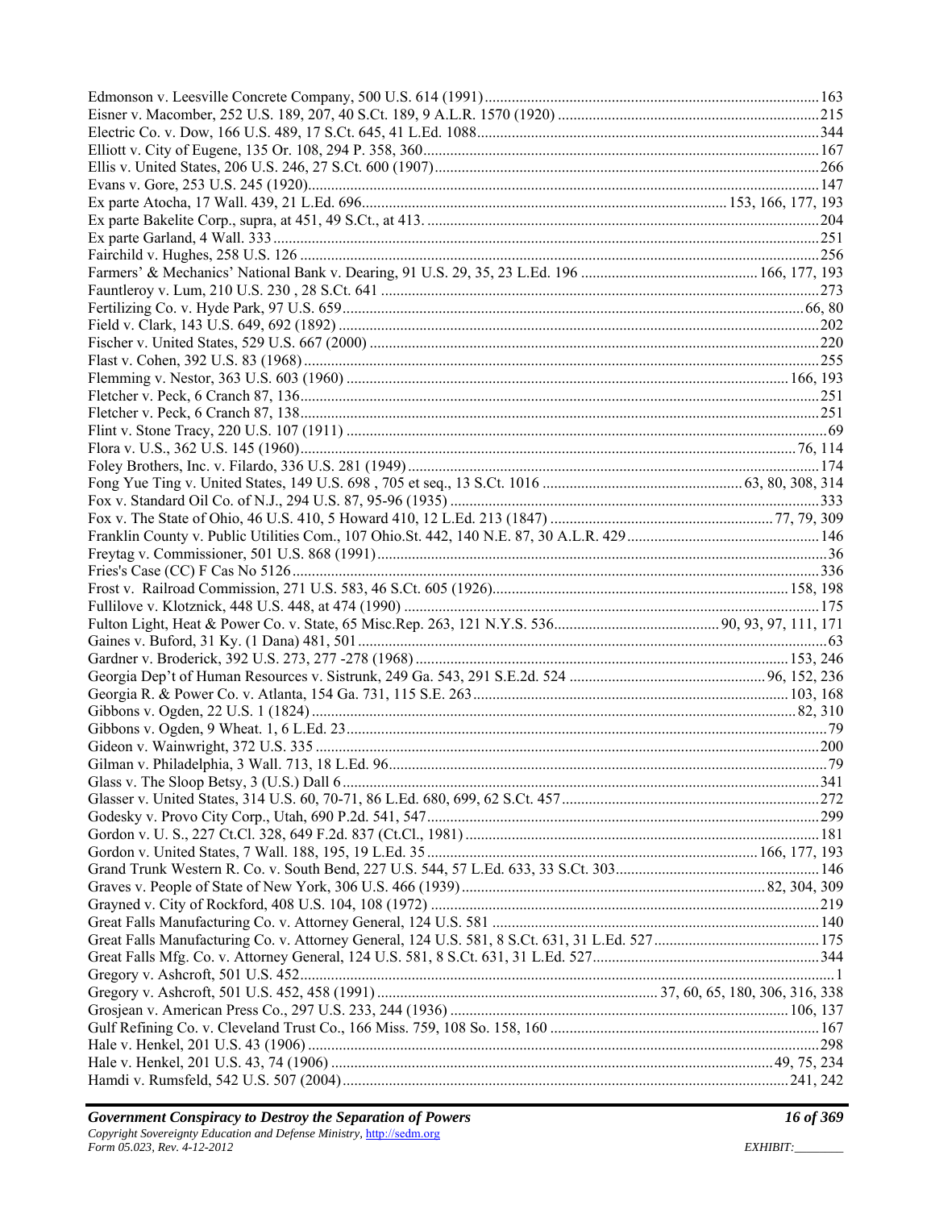Edmonson v. Leesville Concrete Company, 500 U.S. 614 (1991)......................................................................................163
Eisner v. Macomber, 252 U.S. 189, 207, 40 S.Ct. 189, 9 A.L.R. 1570 (1920) ...................................................................215
Electric Co. v. Dow, 166 U.S. 489, 17 S.Ct. 645, 41 L.Ed. 1088........................................................................................344
Elliott v. City of Eugene, 135 Or. 108, 294 P. 358, 360......................................................................................................167
Ellis v. United States, 206 U.S. 246, 27 S.Ct. 600 (1907)...................................................................................................266
Evans v. Gore, 253 U.S. 245 (1920)....................................................................................................................................147
Ex parte Atocha, 17 Wall. 439, 21 L.Ed. 696............................................................................................ 153, 166, 177, 193
Ex parte Bakelite Corp., supra, at 451, 49 S.Ct., at 413. .....................................................................................................204
Ex parte Garland, 4 Wall. 333.............................................................................................................................................251
Fairchild v. Hughes, 258 U.S. 126 ......................................................................................................................................256
Farmers' & Mechanics' National Bank v. Dearing, 91 U.S. 29, 35, 23 L.Ed. 196 ............................................. 166, 177, 193
Fauntleroy v. Lum, 210 U.S. 230 , 28 S.Ct. 641 .................................................................................................................273
Fertilizing Co. v. Hyde Park, 97 U.S. 659........................................................................................................................66, 80
Field v. Clark, 143 U.S. 649, 692 (1892) ............................................................................................................................202
Fischer v. United States, 529 U.S. 667 (2000) ....................................................................................................................220
Flast v. Cohen, 392 U.S. 83 (1968) .....................................................................................................................................255
Flemming v. Nestor, 363 U.S. 603 (1960) ................................................................................................................. 166, 193
Fletcher v. Peck, 6 Cranch 87, 136......................................................................................................................................251
Fletcher v. Peck, 6 Cranch 87, 138......................................................................................................................................251
Flint v. Stone Tracy, 220 U.S. 107 (1911) .............................................................................................................................69
Flora v. U.S., 362 U.S. 145 (1960).................................................................................................................................76, 114
Foley Brothers, Inc. v. Filardo, 336 U.S. 281 (1949)..........................................................................................................174
Fong Yue Ting v. United States, 149 U.S. 698 , 705 et seq., 13 S.Ct. 1016 .................................................... 63, 80, 308, 314
Fox v. Standard Oil Co. of N.J., 294 U.S. 87, 95-96 (1935) ...............................................................................................333
Fox v. The State of Ohio, 46 U.S. 410, 5 Howard 410, 12 L.Ed. 213 (1847) ......................................................... 77, 79, 309
Franklin County v. Public Utilities Com., 107 Ohio.St. 442, 140 N.E. 87, 30 A.L.R. 429..................................................146
Freytag v. Commissioner, 501 U.S. 868 (1991)......................................................................................................................36
Fries's Case (CC) F Cas No 5126........................................................................................................................................336
Frost v. Railroad Commission, 271 U.S. 583, 46 S.Ct. 605 (1926)............................................................................ 158, 198
Fullilove v. Klotznick, 448 U.S. 448, at 474 (1990) ...........................................................................................................175
Fulton Light, Heat & Power Co. v. State, 65 Misc.Rep. 263, 121 N.Y.S. 536........................................... 90, 93, 97, 111, 171
Gaines v. Buford, 31 Ky. (1 Dana) 481, 501..........................................................................................................................63
Gardner v. Broderick, 392 U.S. 273, 277 -278 (1968) ................................................................................................ 153, 246
Georgia Dep't of Human Resources v. Sistrunk, 249 Ga. 543, 291 S.E.2d. 524 .................................................. 96, 152, 236
Georgia R. & Power Co. v. Atlanta, 154 Ga. 731, 115 S.E. 263................................................................................. 103, 168
Gibbons v. Ogden, 22 U.S. 1 (1824) ............................................................................................................................ 82, 310
Gibbons v. Ogden, 9 Wheat. 1, 6 L.Ed. 23.............................................................................................................................79
Gideon v. Wainwright, 372 U.S. 335 ..................................................................................................................................200
Gilman v. Philadelphia, 3 Wall. 713, 18 L.Ed. 96.................................................................................................................79
Glass v. The Sloop Betsy, 3 (U.S.) Dall 6...........................................................................................................................341
Glasser v. United States, 314 U.S. 60, 70-71, 86 L.Ed. 680, 699, 62 S.Ct. 457..................................................................272
Godesky v. Provo City Corp., Utah, 690 P.2d. 541, 547.....................................................................................................299
Gordon v. U. S., 227 Ct.Cl. 328, 649 F.2d. 837 (Ct.Cl., 1981) ...........................................................................................181
Gordon v. United States, 7 Wall. 188, 195, 19 L.Ed. 35..................................................................................... 166, 177, 193
Grand Trunk Western R. Co. v. South Bend, 227 U.S. 544, 57 L.Ed. 633, 33 S.Ct. 303....................................................146
Graves v. People of State of New York, 306 U.S. 466 (1939)............................................................................. 82, 304, 309
Grayned v. City of Rockford, 408 U.S. 104, 108 (1972) .....................................................................................................219
Great Falls Manufacturing Co. v. Attorney General, 124 U.S. 581 ....................................................................................140
Great Falls Manufacturing Co. v. Attorney General, 124 U.S. 581, 8 S.Ct. 631, 31 L.Ed. 527..........................................175
Great Falls Mfg. Co. v. Attorney General, 124 U.S. 581, 8 S.Ct. 631, 31 L.Ed. 527...........................................................344
Gregory v. Ashcroft, 501 U.S. 452...........................................................................................................................................1
Gregory v. Ashcroft, 501 U.S. 452, 458 (1991) ........................................................................ 37, 60, 65, 180, 306, 316, 338
Grosjean v. American Press Co., 297 U.S. 233, 244 (1936) ....................................................................................... 106, 137
Gulf Refining Co. v. Cleveland Trust Co., 166 Miss. 759, 108 So. 158, 160 .....................................................................167
Hale v. Henkel, 201 U.S. 43 (1906) .....................................................................................................................................298
Hale v. Henkel, 201 U.S. 43, 74 (1906) ................................................................................................................ 49, 75, 234
Hamdi v. Rumsfeld, 542 U.S. 507 (2004)................................................................................................................... 241, 242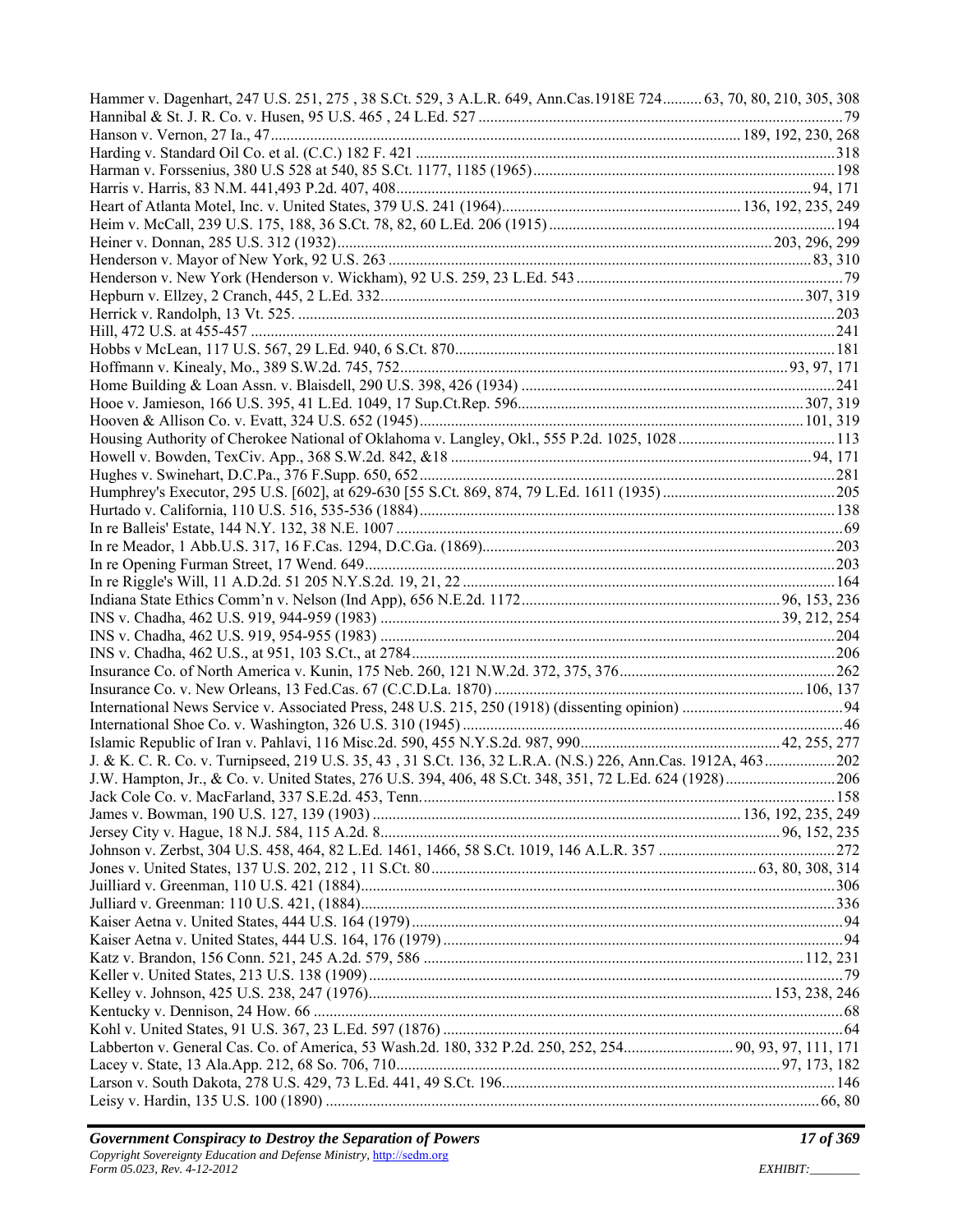Hammer v. Dagenhart, 247 U.S. 251, 275 , 38 S.Ct. 529, 3 A.L.R. 649, Ann.Cas.1918E 724.......... 63, 70, 80, 210, 305, 308
Hannibal & St. J. R. Co. v. Husen, 95 U.S. 465 , 24 L.Ed. 527 ..........................................................................................79
Hanson v. Vernon, 27 Ia., 47...................................................................................................................... 189, 192, 230, 268
Harding v. Standard Oil Co. et al. (C.C.) 182 F. 421 .........................................................................................................318
Harman v. Forssenius, 380 U.S 528 at 540, 85 S.Ct. 1177, 1185 (1965)............................................................................198
Harris v. Harris, 83 N.M. 441,493 P.2d. 407, 408........................................................................................................94, 171
Heart of Atlanta Motel, Inc. v. United States, 379 U.S. 241 (1964)............................................................ 136, 192, 235, 249
Heim v. McCall, 239 U.S. 175, 188, 36 S.Ct. 78, 82, 60 L.Ed. 206 (1915) ........................................................................194
Heiner v. Donnan, 285 U.S. 312 (1932)............................................................................................................ 203, 296, 299
Henderson v. Mayor of New York, 92 U.S. 263 ..........................................................................................................83, 310
Henderson v. New York (Henderson v. Wickham), 92 U.S. 259, 23 L.Ed. 543 ...................................................................79
Hepburn v. Ellzey, 2 Cranch, 445, 2 L.Ed. 332.........................................................................................................307, 319
Herrick v. Randolph, 13 Vt. 525. .......................................................................................................................................203
Hill, 472 U.S. at 455-457 ...................................................................................................................................................241
Hobbs v McLean, 117 U.S. 567, 29 L.Ed. 940, 6 S.Ct. 870...............................................................................................181
Hoffmann v. Kinealy, Mo., 389 S.W.2d. 745, 752.................................................................................................93, 97, 171
Home Building & Loan Assn. v. Blaisdell, 290 U.S. 398, 426 (1934) ...............................................................................241
Hooe v. Jamieson, 166 U.S. 395, 41 L.Ed. 1049, 17 Sup.Ct.Rep. 596.......................................................................307, 319
Hooven & Allison Co. v. Evatt, 324 U.S. 652 (1945)................................................................................................101, 319
Housing Authority of Cherokee National of Oklahoma v. Langley, Okl., 555 P.2d. 1025, 1028........................................113
Howell v. Bowden, TexCiv. App., 368 S.W.2d. 842, &18 ..........................................................................................94, 171
Hughes v. Swinehart, D.C.Pa., 376 F.Supp. 650, 652........................................................................................................281
Humphrey's Executor, 295 U.S. [602], at 629-630 [55 S.Ct. 869, 874, 79 L.Ed. 1611 (1935) ...........................................205
Hurtado v. California, 110 U.S. 516, 535-536 (1884)........................................................................................................138
In re Balleis' Estate, 144 N.Y. 132, 38 N.E. 1007 ................................................................................................................69
In re Meador, 1 Abb.U.S. 317, 16 F.Cas. 1294, D.C.Ga. (1869)........................................................................................203
In re Opening Furman Street, 17 Wend. 649......................................................................................................................203
In re Riggle's Will, 11 A.D.2d. 51 205 N.Y.S.2d. 19, 21, 22 .............................................................................................164
Indiana State Ethics Comm'n v. Nelson (Ind App), 656 N.E.2d. 1172.................................................................96, 153, 236
INS v. Chadha, 462 U.S. 919, 944-959 (1983) ....................................................................................................39, 212, 254
INS v. Chadha, 462 U.S. 919, 954-955 (1983) ..................................................................................................................204
INS v. Chadha, 462 U.S., at 951, 103 S.Ct., at 2784..........................................................................................................206
Insurance Co. of North America v. Kunin, 175 Neb. 260, 121 N.W.2d. 372, 375, 376......................................................262
Insurance Co. v. New Orleans, 13 Fed.Cas. 67 (C.C.D.La. 1870) .............................................................................106, 137
International News Service v. Associated Press, 248 U.S. 215, 250 (1918) (dissenting opinion) .........................................94
International Shoe Co. v. Washington, 326 U.S. 310 (1945) ...............................................................................................46
Islamic Republic of Iran v. Pahlavi, 116 Misc.2d. 590, 455 N.Y.S.2d. 987, 990..................................................42, 255, 277
J. & K. C. R. Co. v. Turnipseed, 219 U.S. 35, 43 , 31 S.Ct. 136, 32 L.R.A. (N.S.) 226, Ann.Cas. 1912A, 463..................202
J.W. Hampton, Jr., & Co. v. United States, 276 U.S. 394, 406, 48 S.Ct. 348, 351, 72 L.Ed. 624 (1928)............................206
Jack Cole Co. v. MacFarland, 337 S.E.2d. 453, Tenn.........................................................................................................158
James v. Bowman, 190 U.S. 127, 139 (1903) ............................................................................................ 136, 192, 235, 249
Jersey City v. Hague, 18 N.J. 584, 115 A.2d. 8.....................................................................................................96, 152, 235
Johnson v. Zerbst, 304 U.S. 458, 464, 82 L.Ed. 1461, 1466, 58 S.Ct. 1019, 146 A.L.R. 357 ............................................272
Jones v. United States, 137 U.S. 202, 212 , 11 S.Ct. 80.................................................................................. 63, 80, 308, 314
Juilliard v. Greenman, 110 U.S. 421 (1884).......................................................................................................................306
Julliard v. Greenman: 110 U.S. 421, (1884).......................................................................................................................336
Kaiser Aetna v. United States, 444 U.S. 164 (1979)............................................................................................................94
Kaiser Aetna v. United States, 444 U.S. 164, 176 (1979) .....................................................................................................94
Katz v. Brandon, 156 Conn. 521, 245 A.2d. 579, 586 ...............................................................................................112, 231
Keller v. United States, 213 U.S. 138 (1909).......................................................................................................................79
Kelley v. Johnson, 425 U.S. 238, 247 (1976)..................................................................................................... 153, 238, 246
Kentucky v. Dennison, 24 How. 66 .....................................................................................................................................68
Kohl v. United States, 91 U.S. 367, 23 L.Ed. 597 (1876) .....................................................................................................64
Labberton v. General Cas. Co. of America, 53 Wash.2d. 180, 332 P.2d. 250, 252, 254............................ 90, 93, 97, 111, 171
Lacey v. State, 13 Ala.App. 212, 68 So. 706, 710................................................................................................97, 173, 182
Larson v. South Dakota, 278 U.S. 429, 73 L.Ed. 441, 49 S.Ct. 196...................................................................................146
Leisy v. Hardin, 135 U.S. 100 (1890) ............................................................................................................................66, 80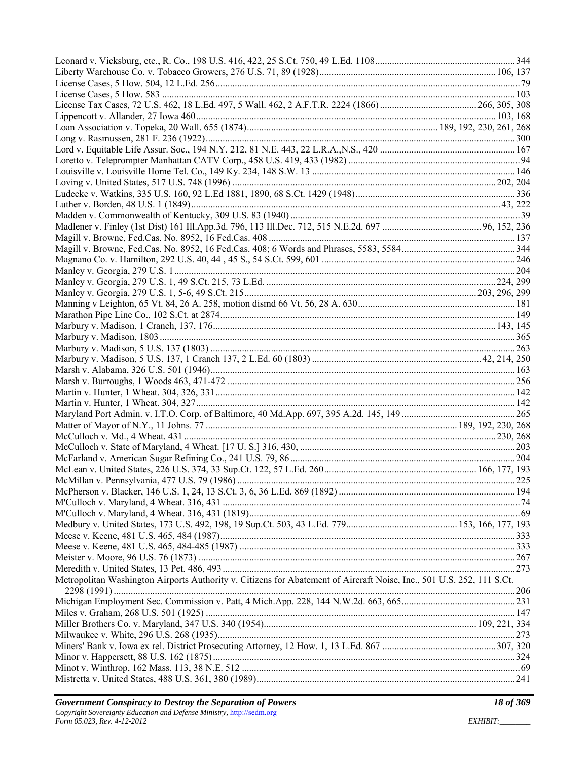Leonard v. Vicksburg, etc., R. Co., 198 U.S. 416, 422, 25 S.Ct. 750, 49 L.Ed. 1108 .......... 344
Liberty Warehouse Co. v. Tobacco Growers, 276 U.S. 71, 89 (1928) .......... 106, 137
License Cases, 5 How. 504, 12 L.Ed. 256 .......... 79
License Cases, 5 How. 583 .......... 103
License Tax Cases, 72 U.S. 462, 18 L.Ed. 497, 5 Wall. 462, 2 A.F.T.R. 2224 (1866) .......... 266, 305, 308
Lippencott v. Allander, 27 Iowa 460 .......... 103, 168
Loan Association v. Topeka, 20 Wall. 655 (1874) .......... 189, 192, 230, 261, 268
Long v. Rasmussen, 281 F. 236 (1922) .......... 300
Lord v. Equitable Life Assur. Soc., 194 N.Y. 212, 81 N.E. 443, 22 L.R.A.,N.S., 420 .......... 167
Loretto v. Teleprompter Manhattan CATV Corp., 458 U.S. 419, 433 (1982) .......... 94
Louisville v. Louisville Home Tel. Co., 149 Ky. 234, 148 S.W. 13 .......... 146
Loving v. United States, 517 U.S. 748 (1996) .......... 202, 204
Ludecke v. Watkins, 335 U.S. 160, 92 L.Ed 1881, 1890, 68 S.Ct. 1429 (1948) .......... 336
Luther v. Borden, 48 U.S. 1 (1849) .......... 43, 222
Madden v. Commonwealth of Kentucky, 309 U.S. 83 (1940) .......... 39
Madlener v. Finley (1st Dist) 161 Ill.App.3d. 796, 113 Ill.Dec. 712, 515 N.E.2d. 697 .......... 96, 152, 236
Magill v. Browne, Fed.Cas. No. 8952, 16 Fed.Cas. 408 .......... 137
Magill v. Browne, Fed.Cas. No. 8952, 16 Fed.Cas. 408; 6 Words and Phrases, 5583, 5584 .......... 344
Magnano Co. v. Hamilton, 292 U.S. 40, 44 , 45 S., 54 S.Ct. 599, 601 .......... 246
Manley v. Georgia, 279 U.S. 1 .......... 204
Manley v. Georgia, 279 U.S. 1, 49 S.Ct. 215, 73 L.Ed. .......... 224, 299
Manley v. Georgia, 279 U.S. 1, 5-6, 49 S.Ct. 215 .......... 203, 296, 299
Manning v Leighton, 65 Vt. 84, 26 A. 258, motion dismd 66 Vt. 56, 28 A. 630 .......... 181
Marathon Pipe Line Co., 102 S.Ct. at 2874 .......... 149
Marbury v. Madison, 1 Cranch, 137, 176 .......... 143, 145
Marbury v. Madison, 1803 .......... 365
Marbury v. Madison, 5 U.S. 137 (1803) .......... 263
Marbury v. Madison, 5 U.S. 137, 1 Cranch 137, 2 L.Ed. 60 (1803) .......... 42, 214, 250
Marsh v. Alabama, 326 U.S. 501 (1946) .......... 163
Marsh v. Burroughs, 1 Woods 463, 471-472 .......... 256
Martin v. Hunter, 1 Wheat. 304, 326, 331 .......... 142
Martin v. Hunter, 1 Wheat. 304, 327 .......... 142
Maryland Port Admin. v. I.T.O. Corp. of Baltimore, 40 Md.App. 697, 395 A.2d. 145, 149 .......... 265
Matter of Mayor of N.Y., 11 Johns. 77 .......... 189, 192, 230, 268
McCulloch v. Md., 4 Wheat. 431 .......... 230, 268
McCulloch v. State of Maryland, 4 Wheat. [17 U. S.] 316, 430, .......... 203
McFarland v. American Sugar Refining Co., 241 U.S. 79, 86 .......... 204
McLean v. United States, 226 U.S. 374, 33 Sup.Ct. 122, 57 L.Ed. 260 .......... 166, 177, 193
McMillan v. Pennsylvania, 477 U.S. 79 (1986) .......... 225
McPherson v. Blacker, 146 U.S. 1, 24, 13 S.Ct. 3, 6, 36 L.Ed. 869 (1892) .......... 194
M'Culloch v. Maryland, 4 Wheat. 316, 431 .......... 74
M'Culloch v. Maryland, 4 Wheat. 316, 431 (1819) .......... 69
Medbury v. United States, 173 U.S. 492, 198, 19 Sup.Ct. 503, 43 L.Ed. 779 .......... 153, 166, 177, 193
Meese v. Keene, 481 U.S. 465, 484 (1987) .......... 333
Meese v. Keene, 481 U.S. 465, 484-485 (1987) .......... 333
Meister v. Moore, 96 U.S. 76 (1873) .......... 267
Meredith v. United States, 13 Pet. 486, 493 .......... 273
Metropolitan Washington Airports Authority v. Citizens for Abatement of Aircraft Noise, Inc., 501 U.S. 252, 111 S.Ct. 2298 (1991) .......... 206
Michigan Employment Sec. Commission v. Patt, 4 Mich.App. 228, 144 N.W.2d. 663, 665 .......... 231
Miles v. Graham, 268 U.S. 501 (1925) .......... 147
Miller Brothers Co. v. Maryland, 347 U.S. 340 (1954) .......... 109, 221, 334
Milwaukee v. White, 296 U.S. 268 (1935) .......... 273
Miners' Bank v. Iowa ex rel. District Prosecuting Attorney, 12 How. 1, 13 L.Ed. 867 .......... 307, 320
Minor v. Happersett, 88 U.S. 162 (1875) .......... 324
Minot v. Winthrop, 162 Mass. 113, 38 N.E. 512 .......... 69
Mistretta v. United States, 488 U.S. 361, 380 (1989) .......... 241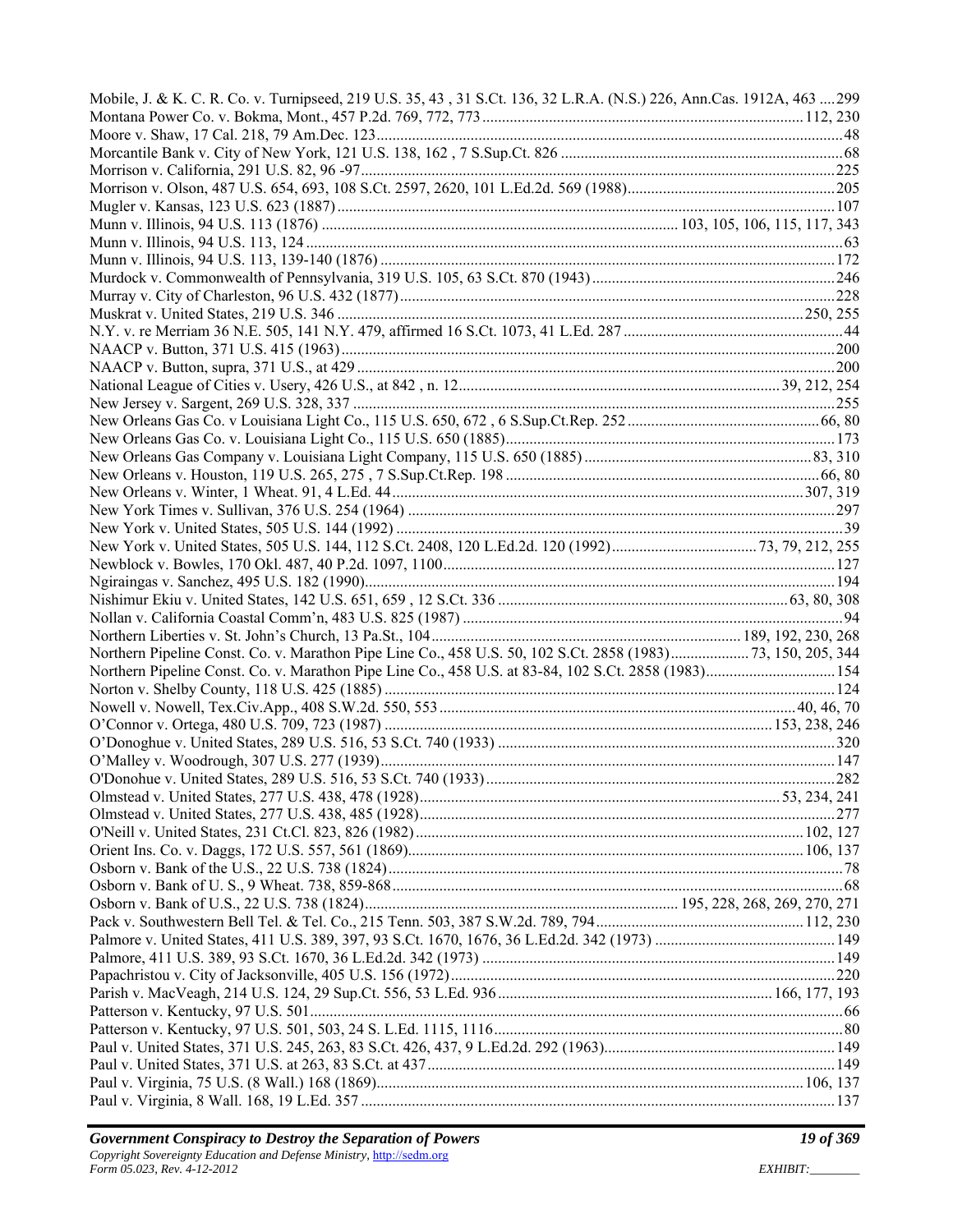Mobile, J. & K. C. R. Co. v. Turnipseed, 219 U.S. 35, 43 , 31 S.Ct. 136, 32 L.R.A. (N.S.) 226, Ann.Cas. 1912A, 463 .... 299
Montana Power Co. v. Bokma, Mont., 457 P.2d. 769, 772, 773 .................................................................................... 112, 230
Moore v. Shaw, 17 Cal. 218, 79 Am.Dec. 123 ............................................................................................................... 48
Morcantile Bank v. City of New York, 121 U.S. 138, 162 , 7 S.Sup.Ct. 826 ................................................................. 68
Morrison v. California, 291 U.S. 82, 96 -97 ................................................................................................................. 225
Morrison v. Olson, 487 U.S. 654, 693, 108 S.Ct. 2597, 2620, 101 L.Ed.2d. 569 (1988) ............................................... 205
Mugler v. Kansas, 123 U.S. 623 (1887) ...................................................................................................................... 107
Munn v. Illinois, 94 U.S. 113 (1876) ...................................................................................... 103, 105, 106, 115, 117, 343
Munn v. Illinois, 94 U.S. 113, 124 ................................................................................................................................ 63
Munn v. Illinois, 94 U.S. 113, 139-140 (1876) ............................................................................................................ 172
Murdock v. Commonwealth of Pennsylvania, 319 U.S. 105, 63 S.Ct. 870 (1943) ......................................................... 246
Murray v. City of Charleston, 96 U.S. 432 (1877) ....................................................................................................... 228
Muskrat v. United States, 219 U.S. 346 ................................................................................................................ 250, 255
N.Y. v. re Merriam 36 N.E. 505, 141 N.Y. 479, affirmed 16 S.Ct. 1073, 41 L.Ed. 287 .................................................. 44
NAACP v. Button, 371 U.S. 415 (1963) ...................................................................................................................... 200
NAACP v. Button, supra, 371 U.S., at 429 .................................................................................................................. 200
National League of Cities v. Usery, 426 U.S., at 842 , n. 12 ............................................................................. 39, 212, 254
New Jersey v. Sargent, 269 U.S. 328, 337 ................................................................................................................... 255
New Orleans Gas Co. v Louisiana Light Co., 115 U.S. 650, 672 , 6 S.Sup.Ct.Rep. 252 ........................................... 66, 80
New Orleans Gas Co. v. Louisiana Light Co., 115 U.S. 650 (1885) ............................................................................. 173
New Orleans Gas Company v. Louisiana Light Company, 115 U.S. 650 (1885) ..................................................... 83, 310
New Orleans v. Houston, 119 U.S. 265, 275 , 7 S.Sup.Ct.Rep. 198 .......................................................................... 66, 80
New Orleans v. Winter, 1 Wheat. 91, 4 L.Ed. 44 ................................................................................................. 307, 319
New York Times v. Sullivan, 376 U.S. 254 (1964) ...................................................................................................... 297
New York v. United States, 505 U.S. 144 (1992) .......................................................................................................... 39
New York v. United States, 505 U.S. 144, 112 S.Ct. 2408, 120 L.Ed.2d. 120 (1992) ................................ 73, 79, 212, 255
Newblock v. Bowles, 170 Okl. 487, 40 P.2d. 1097, 1100 ............................................................................................ 127
Ngiraingas v. Sanchez, 495 U.S. 182 (1990) ................................................................................................................ 194
Nishimur Ekiu v. United States, 142 U.S. 651, 659 , 12 S.Ct. 336 ................................................................... 63, 80, 308
Nollan v. California Coastal Comm'n, 483 U.S. 825 (1987) .......................................................................................... 94
Northern Liberties v. St. John's Church, 13 Pa.St., 104 ........................................................................ 189, 192, 230, 268
Northern Pipeline Const. Co. v. Marathon Pipe Line Co., 458 U.S. 50, 102 S.Ct. 2858 (1983) .................... 73, 150, 205, 344
Northern Pipeline Const. Co. v. Marathon Pipe Line Co., 458 U.S. at 83-84, 102 S.Ct. 2858 (1983) ............................... 154
Norton v. Shelby County, 118 U.S. 425 (1885) ............................................................................................................ 124
Nowell v. Nowell, Tex.Civ.App., 408 S.W.2d. 550, 553 ......................................................................................... 40, 46, 70
O'Connor v. Ortega, 480 U.S. 709, 723 (1987) ................................................................................................ 153, 238, 246
O'Donoghue v. United States, 289 U.S. 516, 53 S.Ct. 740 (1933) ............................................................................... 320
O'Malley v. Woodrough, 307 U.S. 277 (1939) ............................................................................................................. 147
O'Donohue v. United States, 289 U.S. 516, 53 S.Ct. 740 (1933) ................................................................................. 282
Olmstead v. United States, 277 U.S. 438, 478 (1928) ....................................................................................... 53, 234, 241
Olmstead v. United States, 277 U.S. 438, 485 (1928) .................................................................................................. 277
O'Neill v. United States, 231 Ct.Cl. 823, 826 (1982) ............................................................................................ 102, 127
Orient Ins. Co. v. Daggs, 172 U.S. 557, 561 (1869) .............................................................................................. 106, 137
Osborn v. Bank of the U.S., 22 U.S. 738 (1824) ............................................................................................................ 78
Osborn v. Bank of U. S., 9 Wheat. 738, 859-868 ........................................................................................................... 68
Osborn v. Bank of U.S., 22 U.S. 738 (1824) ........................................................................ 195, 228, 268, 269, 270, 271
Pack v. Southwestern Bell Tel. & Tel. Co., 215 Tenn. 503, 387 S.W.2d. 789, 794 ..................................................... 112, 230
Palmore v. United States, 411 U.S. 389, 397, 93 S.Ct. 1670, 1676, 36 L.Ed.2d. 342 (1973) ......................................... 149
Palmore, 411 U.S. 389, 93 S.Ct. 1670, 36 L.Ed.2d. 342 (1973) .................................................................................. 149
Papachristou v. City of Jacksonville, 405 U.S. 156 (1972) ............................................................................................ 220
Parish v. MacVeagh, 214 U.S. 124, 29 Sup.Ct. 556, 53 L.Ed. 936 ...................................................................... 166, 177, 193
Patterson v. Kentucky, 97 U.S. 501 ................................................................................................................................ 66
Patterson v. Kentucky, 97 U.S. 501, 503, 24 S. L.Ed. 1115, 1116 ................................................................................. 80
Paul v. United States, 371 U.S. 245, 263, 83 S.Ct. 426, 437, 9 L.Ed.2d. 292 (1963) ................................................... 149
Paul v. United States, 371 U.S. at 263, 83 S.Ct. at 437 ................................................................................................ 149
Paul v. Virginia, 75 U.S. (8 Wall.) 168 (1869) ...................................................................................................... 106, 137
Paul v. Virginia, 8 Wall. 168, 19 L.Ed. 357 .................................................................................................................. 137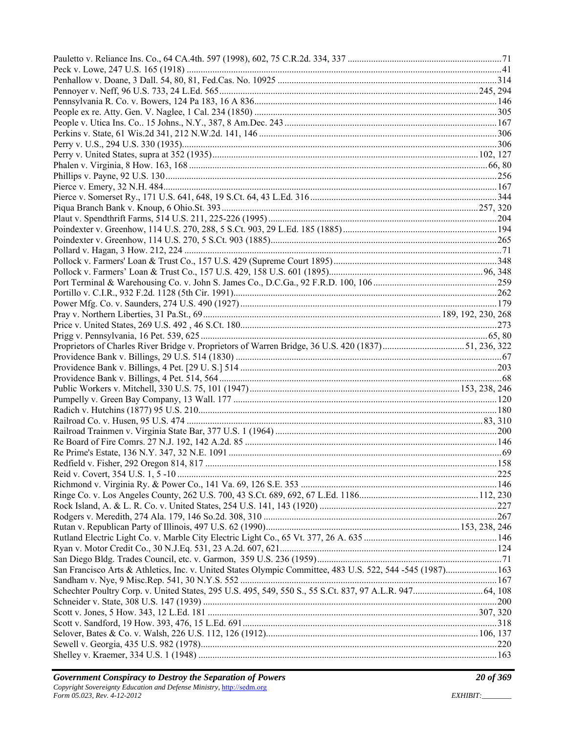Pauletto v. Reliance Ins. Co., 64 CA.4th. 597 (1998), 602, 75 C.R.2d. 334, 337 ....................71
Peck v. Lowe, 247 U.S. 165 (1918) ....................41
Penhallow v. Doane, 3 Dall. 54, 80, 81, Fed.Cas. No. 10925 ....................314
Pennoyer v. Neff, 96 U.S. 733, 24 L.Ed. 565....................245, 294
Pennsylvania R. Co. v. Bowers, 124 Pa 183, 16 A 836....................146
People ex re. Atty. Gen. V. Naglee, 1 Cal. 234 (1850) ....................305
People v. Utica Ins. Co.. 15 Johns., N.Y., 387, 8 Am.Dec. 243....................167
Perkins v. State, 61 Wis.2d 341, 212 N.W.2d. 141, 146 ....................306
Perry v. U.S., 294 U.S. 330 (1935)....................306
Perry v. United States, supra at 352 (1935)....................102, 127
Phalen v. Virginia, 8 How. 163, 168 ....................66, 80
Phillips v. Payne, 92 U.S. 130....................256
Pierce v. Emery, 32 N.H. 484....................167
Pierce v. Somerset Ry., 171 U.S. 641, 648, 19 S.Ct. 64, 43 L.Ed. 316....................344
Piqua Branch Bank v. Knoup, 6 Ohio.St. 393....................257, 320
Plaut v. Spendthrift Farms, 514 U.S. 211, 225-226 (1995)....................204
Poindexter v. Greenhow, 114 U.S. 270, 288, 5 S.Ct. 903, 29 L.Ed. 185 (1885)....................194
Poindexter v. Greenhow, 114 U.S. 270, 5 S.Ct. 903 (1885)....................265
Pollard v. Hagan, 3 How. 212, 224 ....................71
Pollock v. Farmers' Loan & Trust Co., 157 U.S. 429 (Supreme Court 1895)....................348
Pollock v. Farmers' Loan & Trust Co., 157 U.S. 429, 158 U.S. 601 (1895)....................96, 348
Port Terminal & Warehousing Co. v. John S. James Co., D.C.Ga., 92 F.R.D. 100, 106 ....................259
Portillo v. C.I.R., 932 F.2d. 1128 (5th Cir. 1991)....................262
Power Mfg. Co. v. Saunders, 274 U.S. 490 (1927)....................179
Pray v. Northern Liberties, 31 Pa.St., 69....................189, 192, 230, 268
Price v. United States, 269 U.S. 492 , 46 S.Ct. 180....................273
Prigg v. Pennsylvania, 16 Pet. 539, 625....................65, 80
Proprietors of Charles River Bridge v. Proprietors of Warren Bridge, 36 U.S. 420 (1837)....................51, 236, 322
Providence Bank v. Billings, 29 U.S. 514 (1830) ....................67
Providence Bank v. Billings, 4 Pet. [29 U. S.] 514 ....................203
Providence Bank v. Billings, 4 Pet. 514, 564....................68
Public Workers v. Mitchell, 330 U.S. 75, 101 (1947)....................153, 238, 246
Pumpelly v. Green Bay Company, 13 Wall. 177 ....................120
Radich v. Hutchins (1877) 95 U.S. 210....................180
Railroad Co. v. Husen, 95 U.S. 474 ....................83, 310
Railroad Trainmen v. Virginia State Bar, 377 U.S. 1 (1964) ....................200
Re Board of Fire Comrs. 27 N.J. 192, 142 A.2d. 85 ....................146
Re Prime's Estate, 136 N.Y. 347, 32 N.E. 1091 ....................69
Redfield v. Fisher, 292 Oregon 814, 817 ....................158
Reid v. Covert, 354 U.S. 1, 5 -10....................225
Richmond v. Virginia Ry. & Power Co., 141 Va. 69, 126 S.E. 353 ....................146
Ringe Co. v. Los Angeles County, 262 U.S. 700, 43 S.Ct. 689, 692, 67 L.Ed. 1186....................112, 230
Rock Island, A. & L. R. Co. v. United States, 254 U.S. 141, 143 (1920) ....................227
Rodgers v. Meredith, 274 Ala. 179, 146 So.2d. 308, 310 ....................267
Rutan v. Republican Party of Illinois, 497 U.S. 62 (1990)....................153, 238, 246
Rutland Electric Light Co. v. Marble City Electric Light Co., 65 Vt. 377, 26 A. 635 ....................146
Ryan v. Motor Credit Co., 30 N.J.Eq. 531, 23 A.2d. 607, 621....................124
San Diego Bldg. Trades Council, etc. v. Garmon, 359 U.S. 236 (1959)....................71
San Francisco Arts & Athletics, Inc. v. United States Olympic Committee, 483 U.S. 522, 544 -545 (1987)....................163
Sandham v. Nye, 9 Misc.Rep. 541, 30 N.Y.S. 552 ....................167
Schechter Poultry Corp. v. United States, 295 U.S. 495, 549, 550 S., 55 S.Ct. 837, 97 A.L.R. 947....................64, 108
Schneider v. State, 308 U.S. 147 (1939) ....................200
Scott v. Jones, 5 How. 343, 12 L.Ed. 181 ....................307, 320
Scott v. Sandford, 19 How. 393, 476, 15 L.Ed. 691....................318
Selover, Bates & Co. v. Walsh, 226 U.S. 112, 126 (1912)....................106, 137
Sewell v. Georgia, 435 U.S. 982 (1978)....................220
Shelley v. Kraemer, 334 U.S. 1 (1948) ....................163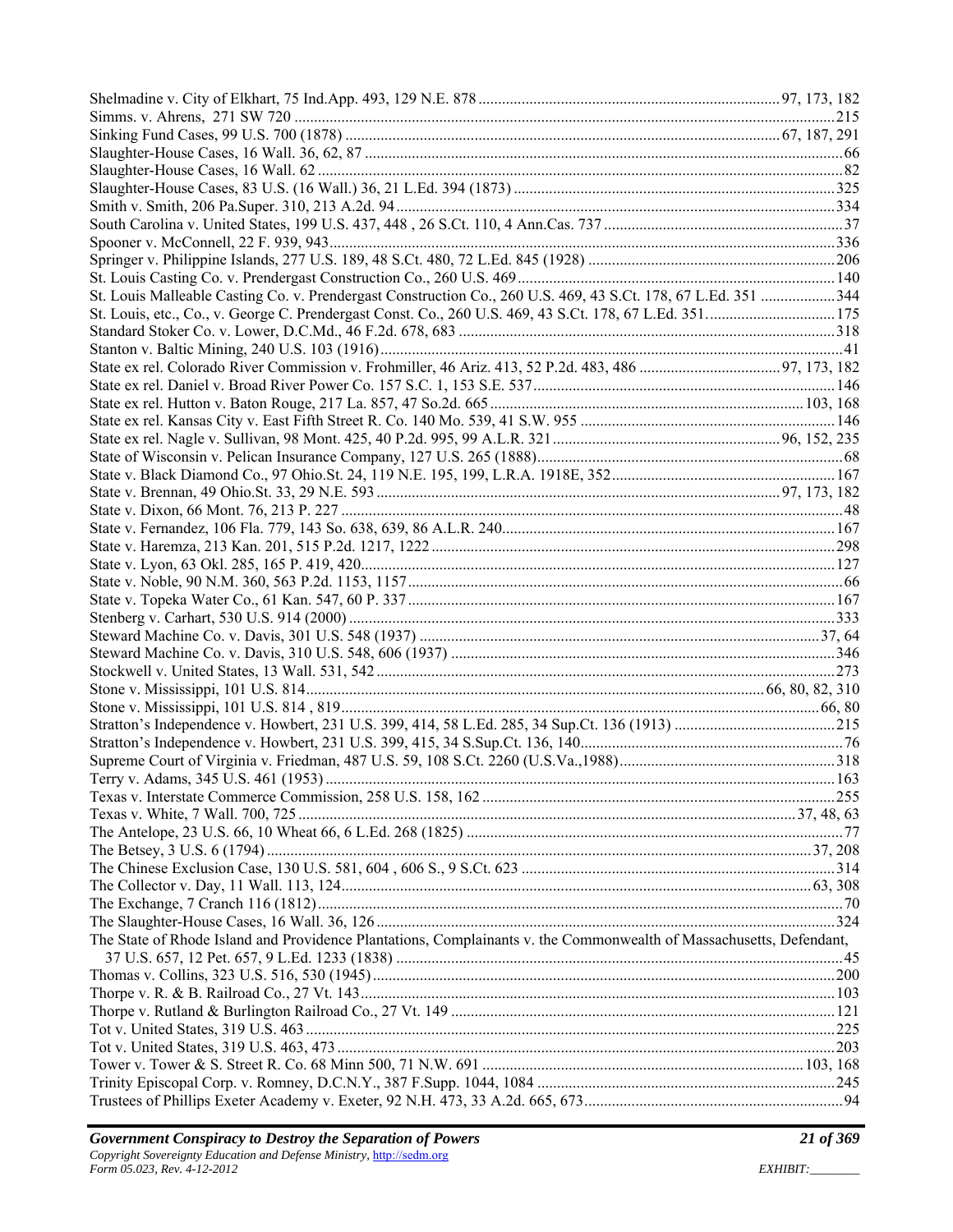Shelmadine v. City of Elkhart, 75 Ind.App. 493, 129 N.E. 878 ............ 97, 173, 182
Simms. v. Ahrens, 271 SW 720 ............ 215
Sinking Fund Cases, 99 U.S. 700 (1878) ............ 67, 187, 291
Slaughter-House Cases, 16 Wall. 36, 62, 87 ............ 66
Slaughter-House Cases, 16 Wall. 62 ............ 82
Slaughter-House Cases, 83 U.S. (16 Wall.) 36, 21 L.Ed. 394 (1873) ............ 325
Smith v. Smith, 206 Pa.Super. 310, 213 A.2d. 94 ............ 334
South Carolina v. United States, 199 U.S. 437, 448 , 26 S.Ct. 110, 4 Ann.Cas. 737 ............ 37
Spooner v. McConnell, 22 F. 939, 943 ............ 336
Springer v. Philippine Islands, 277 U.S. 189, 48 S.Ct. 480, 72 L.Ed. 845 (1928) ............ 206
St. Louis Casting Co. v. Prendergast Construction Co., 260 U.S. 469 ............ 140
St. Louis Malleable Casting Co. v. Prendergast Construction Co., 260 U.S. 469, 43 S.Ct. 178, 67 L.Ed. 351 ............ 344
St. Louis, etc., Co., v. George C. Prendergast Const. Co., 260 U.S. 469, 43 S.Ct. 178, 67 L.Ed. 351 ............ 175
Standard Stoker Co. v. Lower, D.C.Md., 46 F.2d. 678, 683 ............ 318
Stanton v. Baltic Mining, 240 U.S. 103 (1916) ............ 41
State ex rel. Colorado River Commission v. Frohmiller, 46 Ariz. 413, 52 P.2d. 483, 486 ............ 97, 173, 182
State ex rel. Daniel v. Broad River Power Co. 157 S.C. 1, 153 S.E. 537 ............ 146
State ex rel. Hutton v. Baton Rouge, 217 La. 857, 47 So.2d. 665 ............ 103, 168
State ex rel. Kansas City v. East Fifth Street R. Co. 140 Mo. 539, 41 S.W. 955 ............ 146
State ex rel. Nagle v. Sullivan, 98 Mont. 425, 40 P.2d. 995, 99 A.L.R. 321 ............ 96, 152, 235
State of Wisconsin v. Pelican Insurance Company, 127 U.S. 265 (1888) ............ 68
State v. Black Diamond Co., 97 Ohio.St. 24, 119 N.E. 195, 199, L.R.A. 1918E, 352 ............ 167
State v. Brennan, 49 Ohio.St. 33, 29 N.E. 593 ............ 97, 173, 182
State v. Dixon, 66 Mont. 76, 213 P. 227 ............ 48
State v. Fernandez, 106 Fla. 779, 143 So. 638, 639, 86 A.L.R. 240 ............ 167
State v. Haremza, 213 Kan. 201, 515 P.2d. 1217, 1222 ............ 298
State v. Lyon, 63 Okl. 285, 165 P. 419, 420 ............ 127
State v. Noble, 90 N.M. 360, 563 P.2d. 1153, 1157 ............ 66
State v. Topeka Water Co., 61 Kan. 547, 60 P. 337 ............ 167
Stenberg v. Carhart, 530 U.S. 914 (2000) ............ 333
Steward Machine Co. v. Davis, 301 U.S. 548 (1937) ............ 37, 64
Steward Machine Co. v. Davis, 310 U.S. 548, 606 (1937) ............ 346
Stockwell v. United States, 13 Wall. 531, 542 ............ 273
Stone v. Mississippi, 101 U.S. 814 ............ 66, 80, 82, 310
Stone v. Mississippi, 101 U.S. 814 , 819 ............ 66, 80
Stratton's Independence v. Howbert, 231 U.S. 399, 414, 58 L.Ed. 285, 34 Sup.Ct. 136 (1913) ............ 215
Stratton's Independence v. Howbert, 231 U.S. 399, 415, 34 S.Sup.Ct. 136, 140 ............ 76
Supreme Court of Virginia v. Friedman, 487 U.S. 59, 108 S.Ct. 2260 (U.S.Va.,1988) ............ 318
Terry v. Adams, 345 U.S. 461 (1953) ............ 163
Texas v. Interstate Commerce Commission, 258 U.S. 158, 162 ............ 255
Texas v. White, 7 Wall. 700, 725 ............ 37, 48, 63
The Antelope, 23 U.S. 66, 10 Wheat 66, 6 L.Ed. 268 (1825) ............ 77
The Betsey, 3 U.S. 6 (1794) ............ 37, 208
The Chinese Exclusion Case, 130 U.S. 581, 604 , 606 S., 9 S.Ct. 623 ............ 314
The Collector v. Day, 11 Wall. 113, 124 ............ 63, 308
The Exchange, 7 Cranch 116 (1812) ............ 70
The Slaughter-House Cases, 16 Wall. 36, 126 ............ 324
The State of Rhode Island and Providence Plantations, Complainants v. the Commonwealth of Massachusetts, Defendant, 37 U.S. 657, 12 Pet. 657, 9 L.Ed. 1233 (1838) ............ 45
Thomas v. Collins, 323 U.S. 516, 530 (1945) ............ 200
Thorpe v. R. & B. Railroad Co., 27 Vt. 143 ............ 103
Thorpe v. Rutland & Burlington Railroad Co., 27 Vt. 149 ............ 121
Tot v. United States, 319 U.S. 463 ............ 225
Tot v. United States, 319 U.S. 463, 473 ............ 203
Tower v. Tower & S. Street R. Co. 68 Minn 500, 71 N.W. 691 ............ 103, 168
Trinity Episcopal Corp. v. Romney, D.C.N.Y., 387 F.Supp. 1044, 1084 ............ 245
Trustees of Phillips Exeter Academy v. Exeter, 92 N.H. 473, 33 A.2d. 665, 673 ............ 94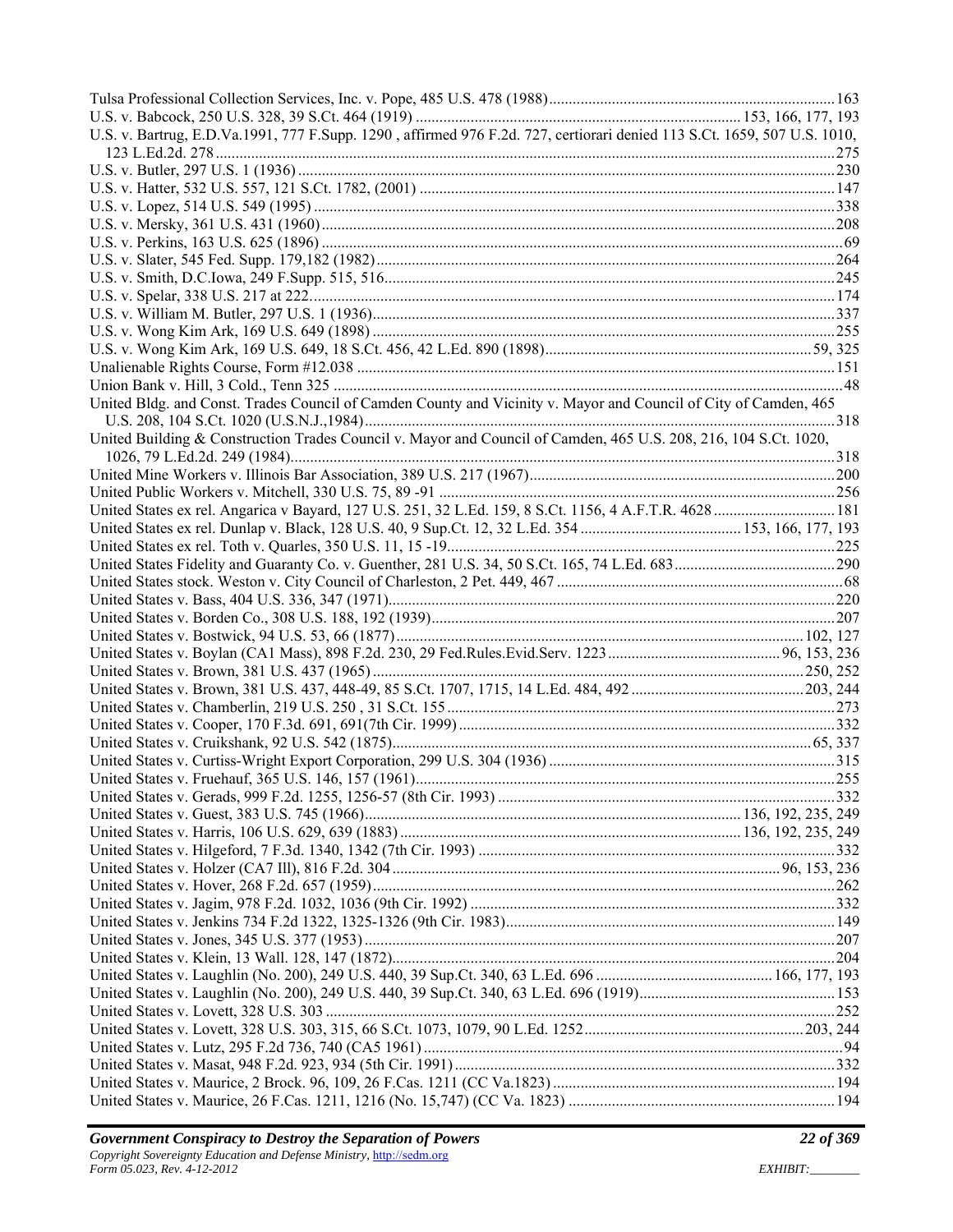Tulsa Professional Collection Services, Inc. v. Pope, 485 U.S. 478 (1988) ........ 163
U.S. v. Babcock, 250 U.S. 328, 39 S.Ct. 464 (1919) ........ 153, 166, 177, 193
U.S. v. Bartrug, E.D.Va.1991, 777 F.Supp. 1290 , affirmed 976 F.2d. 727, certiorari denied 113 S.Ct. 1659, 507 U.S. 1010, 123 L.Ed.2d. 278 ........ 275
U.S. v. Butler, 297 U.S. 1 (1936) ........ 230
U.S. v. Hatter, 532 U.S. 557, 121 S.Ct. 1782, (2001) ........ 147
U.S. v. Lopez, 514 U.S. 549 (1995) ........ 338
U.S. v. Mersky, 361 U.S. 431 (1960) ........ 208
U.S. v. Perkins, 163 U.S. 625 (1896) ........ 69
U.S. v. Slater, 545 Fed. Supp. 179,182 (1982) ........ 264
U.S. v. Smith, D.C.Iowa, 249 F.Supp. 515, 516 ........ 245
U.S. v. Spelar, 338 U.S. 217 at 222 ........ 174
U.S. v. William M. Butler, 297 U.S. 1 (1936) ........ 337
U.S. v. Wong Kim Ark, 169 U.S. 649 (1898) ........ 255
U.S. v. Wong Kim Ark, 169 U.S. 649, 18 S.Ct. 456, 42 L.Ed. 890 (1898) ........ 59, 325
Unalienable Rights Course, Form #12.038 ........ 151
Union Bank v. Hill, 3 Cold., Tenn 325 ........ 48
United Bldg. and Const. Trades Council of Camden County and Vicinity v. Mayor and Council of City of Camden, 465 U.S. 208, 104 S.Ct. 1020 (U.S.N.J.,1984) ........ 318
United Building & Construction Trades Council v. Mayor and Council of Camden, 465 U.S. 208, 216, 104 S.Ct. 1020, 1026, 79 L.Ed.2d. 249 (1984) ........ 318
United Mine Workers v. Illinois Bar Association, 389 U.S. 217 (1967) ........ 200
United Public Workers v. Mitchell, 330 U.S. 75, 89 -91 ........ 256
United States ex rel. Angarica v Bayard, 127 U.S. 251, 32 L.Ed. 159, 8 S.Ct. 1156, 4 A.F.T.R. 4628 ........ 181
United States ex rel. Dunlap v. Black, 128 U.S. 40, 9 Sup.Ct. 12, 32 L.Ed. 354 ........ 153, 166, 177, 193
United States ex rel. Toth v. Quarles, 350 U.S. 11, 15 -19 ........ 225
United States Fidelity and Guaranty Co. v. Guenther, 281 U.S. 34, 50 S.Ct. 165, 74 L.Ed. 683 ........ 290
United States stock. Weston v. City Council of Charleston, 2 Pet. 449, 467 ........ 68
United States v. Bass, 404 U.S. 336, 347 (1971) ........ 220
United States v. Borden Co., 308 U.S. 188, 192 (1939) ........ 207
United States v. Bostwick, 94 U.S. 53, 66 (1877) ........ 102, 127
United States v. Boylan (CA1 Mass), 898 F.2d. 230, 29 Fed.Rules.Evid.Serv. 1223 ........ 96, 153, 236
United States v. Brown, 381 U.S. 437 (1965) ........ 250, 252
United States v. Brown, 381 U.S. 437, 448-49, 85 S.Ct. 1707, 1715, 14 L.Ed. 484, 492 ........ 203, 244
United States v. Chamberlin, 219 U.S. 250 , 31 S.Ct. 155 ........ 273
United States v. Cooper, 170 F.3d. 691, 691(7th Cir. 1999) ........ 332
United States v. Cruikshank, 92 U.S. 542 (1875) ........ 65, 337
United States v. Curtiss-Wright Export Corporation, 299 U.S. 304 (1936) ........ 315
United States v. Fruehauf, 365 U.S. 146, 157 (1961) ........ 255
United States v. Gerads, 999 F.2d. 1255, 1256-57 (8th Cir. 1993) ........ 332
United States v. Guest, 383 U.S. 745 (1966) ........ 136, 192, 235, 249
United States v. Harris, 106 U.S. 629, 639 (1883) ........ 136, 192, 235, 249
United States v. Hilgeford, 7 F.3d. 1340, 1342 (7th Cir. 1993) ........ 332
United States v. Holzer (CA7 Ill), 816 F.2d. 304 ........ 96, 153, 236
United States v. Hover, 268 F.2d. 657 (1959) ........ 262
United States v. Jagim, 978 F.2d. 1032, 1036 (9th Cir. 1992) ........ 332
United States v. Jenkins 734 F.2d 1322, 1325-1326 (9th Cir. 1983) ........ 149
United States v. Jones, 345 U.S. 377 (1953) ........ 207
United States v. Klein, 13 Wall. 128, 147 (1872) ........ 204
United States v. Laughlin (No. 200), 249 U.S. 440, 39 Sup.Ct. 340, 63 L.Ed. 696 ........ 166, 177, 193
United States v. Laughlin (No. 200), 249 U.S. 440, 39 Sup.Ct. 340, 63 L.Ed. 696 (1919) ........ 153
United States v. Lovett, 328 U.S. 303 ........ 252
United States v. Lovett, 328 U.S. 303, 315, 66 S.Ct. 1073, 1079, 90 L.Ed. 1252 ........ 203, 244
United States v. Lutz, 295 F.2d 736, 740 (CA5 1961) ........ 94
United States v. Masat, 948 F.2d. 923, 934 (5th Cir. 1991) ........ 332
United States v. Maurice, 2 Brock. 96, 109, 26 F.Cas. 1211 (CC Va.1823) ........ 194
United States v. Maurice, 26 F.Cas. 1211, 1216 (No. 15,747) (CC Va. 1823) ........ 194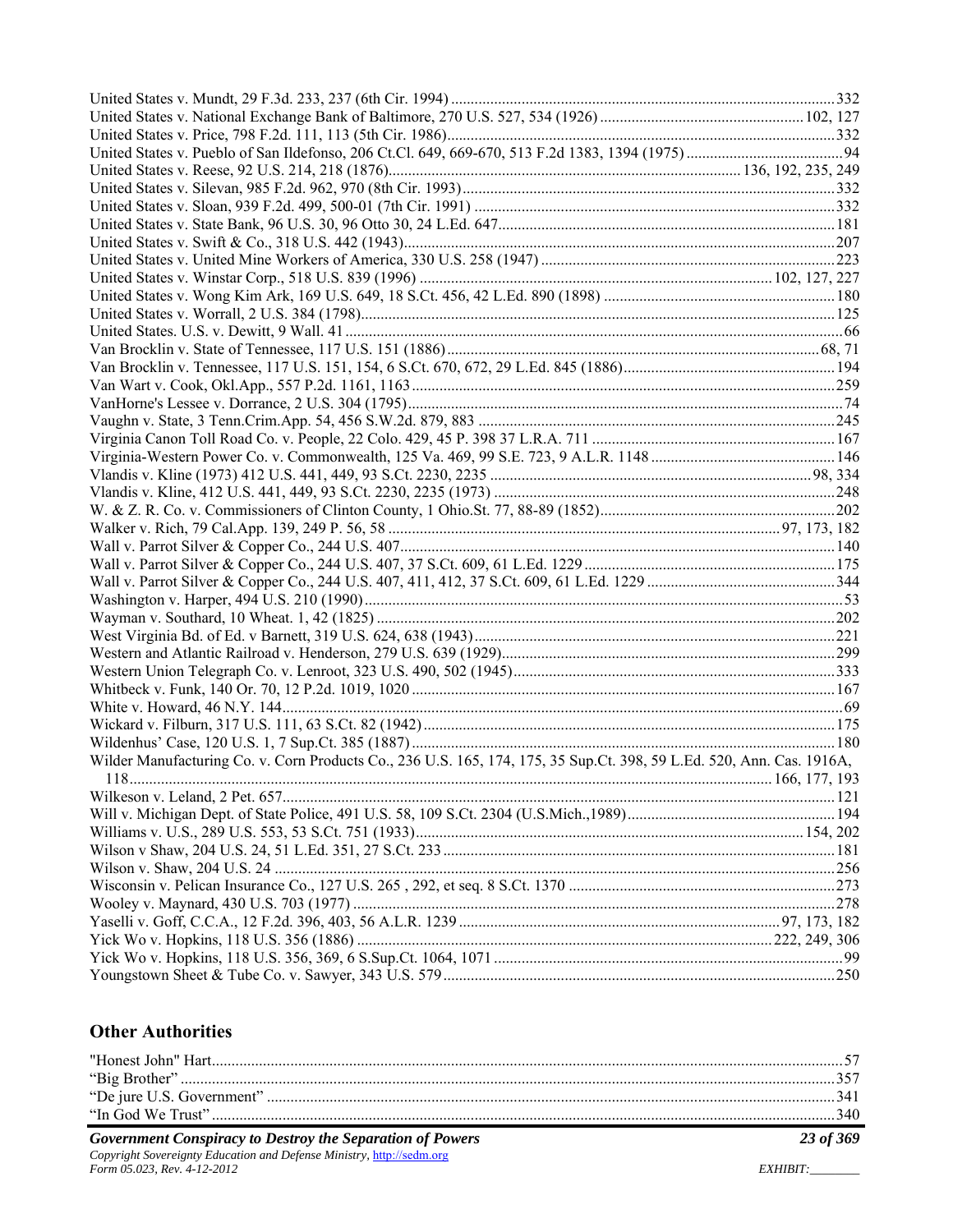United States v. Mundt, 29 F.3d. 233, 237 (6th Cir. 1994) ....................332
United States v. National Exchange Bank of Baltimore, 270 U.S. 527, 534 (1926) ....................102, 127
United States v. Price, 798 F.2d. 111, 113 (5th Cir. 1986)....................332
United States v. Pueblo of San Ildefonso, 206 Ct.Cl. 649, 669-670, 513 F.2d 1383, 1394 (1975) ....................94
United States v. Reese, 92 U.S. 214, 218 (1876)....................136, 192, 235, 249
United States v. Silevan, 985 F.2d. 962, 970 (8th Cir. 1993)....................332
United States v. Sloan, 939 F.2d. 499, 500-01 (7th Cir. 1991) ....................332
United States v. State Bank, 96 U.S. 30, 96 Otto 30, 24 L.Ed. 647....................181
United States v. Swift & Co., 318 U.S. 442 (1943)....................207
United States v. United Mine Workers of America, 330 U.S. 258 (1947) ....................223
United States v. Winstar Corp., 518 U.S. 839 (1996) ....................102, 127, 227
United States v. Wong Kim Ark, 169 U.S. 649, 18 S.Ct. 456, 42 L.Ed. 890 (1898) ....................180
United States v. Worrall, 2 U.S. 384 (1798)....................125
United States. U.S. v. Dewitt, 9 Wall. 41 ....................66
Van Brocklin v. State of Tennessee, 117 U.S. 151 (1886)....................68, 71
Van Brocklin v. Tennessee, 117 U.S. 151, 154, 6 S.Ct. 670, 672, 29 L.Ed. 845 (1886)....................194
Van Wart v. Cook, Okl.App., 557 P.2d. 1161, 1163....................259
VanHorne's Lessee v. Dorrance, 2 U.S. 304 (1795)....................74
Vaughn v. State, 3 Tenn.Crim.App. 54, 456 S.W.2d. 879, 883 ....................245
Virginia Canon Toll Road Co. v. People, 22 Colo. 429, 45 P. 398 37 L.R.A. 711 ....................167
Virginia-Western Power Co. v. Commonwealth, 125 Va. 469, 99 S.E. 723, 9 A.L.R. 1148 ....................146
Vlandis v. Kline (1973) 412 U.S. 441, 449, 93 S.Ct. 2230, 2235 ....................98, 334
Vlandis v. Kline, 412 U.S. 441, 449, 93 S.Ct. 2230, 2235 (1973) ....................248
W. & Z. R. Co. v. Commissioners of Clinton County, 1 Ohio.St. 77, 88-89 (1852)....................202
Walker v. Rich, 79 Cal.App. 139, 249 P. 56, 58 ....................97, 173, 182
Wall v. Parrot Silver & Copper Co., 244 U.S. 407....................140
Wall v. Parrot Silver & Copper Co., 244 U.S. 407, 37 S.Ct. 609, 61 L.Ed. 1229 ....................175
Wall v. Parrot Silver & Copper Co., 244 U.S. 407, 411, 412, 37 S.Ct. 609, 61 L.Ed. 1229 ....................344
Washington v. Harper, 494 U.S. 210 (1990)....................53
Wayman v. Southard, 10 Wheat. 1, 42 (1825) ....................202
West Virginia Bd. of Ed. v Barnett, 319 U.S. 624, 638 (1943)....................221
Western and Atlantic Railroad v. Henderson, 279 U.S. 639 (1929)....................299
Western Union Telegraph Co. v. Lenroot, 323 U.S. 490, 502 (1945)....................333
Whitbeck v. Funk, 140 Or. 70, 12 P.2d. 1019, 1020 ....................167
White v. Howard, 46 N.Y. 144....................69
Wickard v. Filburn, 317 U.S. 111, 63 S.Ct. 82 (1942)....................175
Wildenhus' Case, 120 U.S. 1, 7 Sup.Ct. 385 (1887) ....................180
Wilder Manufacturing Co. v. Corn Products Co., 236 U.S. 165, 174, 175, 35 Sup.Ct. 398, 59 L.Ed. 520, Ann. Cas. 1916A, 118....................166, 177, 193
Wilkeson v. Leland, 2 Pet. 657....................121
Will v. Michigan Dept. of State Police, 491 U.S. 58, 109 S.Ct. 2304 (U.S.Mich.,1989)....................194
Williams v. U.S., 289 U.S. 553, 53 S.Ct. 751 (1933)....................154, 202
Wilson v Shaw, 204 U.S. 24, 51 L.Ed. 351, 27 S.Ct. 233 ....................181
Wilson v. Shaw, 204 U.S. 24 ....................256
Wisconsin v. Pelican Insurance Co., 127 U.S. 265 , 292, et seq. 8 S.Ct. 1370 ....................273
Wooley v. Maynard, 430 U.S. 703 (1977) ....................278
Yaselli v. Goff, C.C.A., 12 F.2d. 396, 403, 56 A.L.R. 1239 ....................97, 173, 182
Yick Wo v. Hopkins, 118 U.S. 356 (1886) ....................222, 249, 306
Yick Wo v. Hopkins, 118 U.S. 356, 369, 6 S.Sup.Ct. 1064, 1071 ....................99
Youngstown Sheet & Tube Co. v. Sawyer, 343 U.S. 579....................250

## Other Authorities

"Honest John" Hart....................57
"Big Brother" ....................357
"De jure U.S. Government" ....................341
"In God We Trust"....................340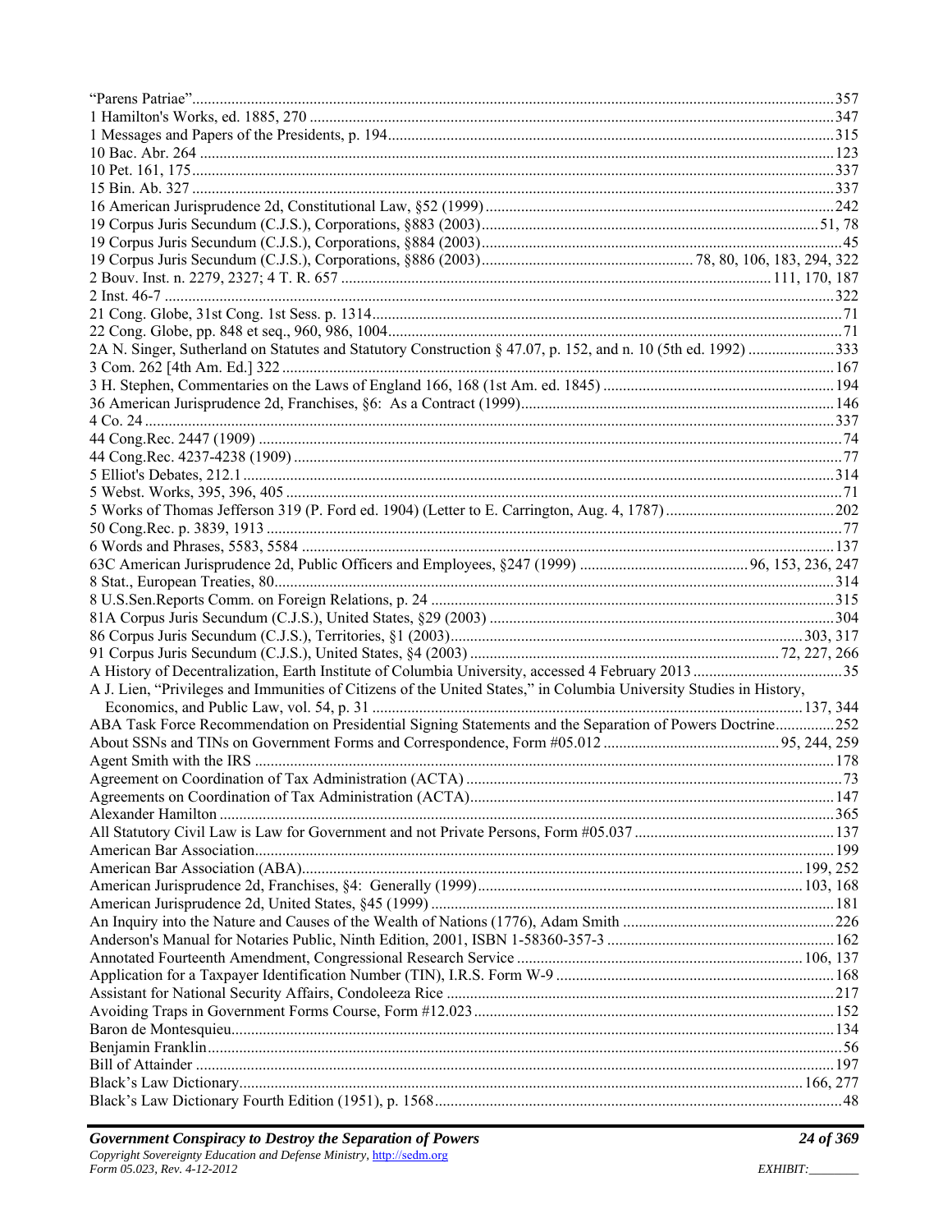"Parens Patriae" ... 357
1 Hamilton's Works, ed. 1885, 270 ... 347
1 Messages and Papers of the Presidents, p. 194 ... 315
10 Bac. Abr. 264 ... 123
10 Pet. 161, 175 ... 337
15 Bin. Ab. 327 ... 337
16 American Jurisprudence 2d, Constitutional Law, §52 (1999) ... 242
19 Corpus Juris Secundum (C.J.S.), Corporations, §883 (2003) ... 51, 78
19 Corpus Juris Secundum (C.J.S.), Corporations, §884 (2003) ... 45
19 Corpus Juris Secundum (C.J.S.), Corporations, §886 (2003) ... 78, 80, 106, 183, 294, 322
2 Bouv. Inst. n. 2279, 2327; 4 T. R. 657 ... 111, 170, 187
2 Inst. 46-7 ... 322
21 Cong. Globe, 31st Cong. 1st Sess. p. 1314 ... 71
22 Cong. Globe, pp. 848 et seq., 960, 986, 1004 ... 71
2A N. Singer, Sutherland on Statutes and Statutory Construction § 47.07, p. 152, and n. 10 (5th ed. 1992) ... 333
3 Com. 262 [4th Am. Ed.] 322 ... 167
3 H. Stephen, Commentaries on the Laws of England 166, 168 (1st Am. ed. 1845) ... 194
36 American Jurisprudence 2d, Franchises, §6: As a Contract (1999) ... 146
4 Co. 24 ... 337
44 Cong.Rec. 2447 (1909) ... 74
44 Cong.Rec. 4237-4238 (1909) ... 77
5 Elliot's Debates, 212.1 ... 314
5 Webst. Works, 395, 396, 405 ... 71
5 Works of Thomas Jefferson 319 (P. Ford ed. 1904) (Letter to E. Carrington, Aug. 4, 1787) ... 202
50 Cong.Rec. p. 3839, 1913 ... 77
6 Words and Phrases, 5583, 5584 ... 137
63C American Jurisprudence 2d, Public Officers and Employees, §247 (1999) ... 96, 153, 236, 247
8 Stat., European Treaties, 80 ... 314
8 U.S.Sen.Reports Comm. on Foreign Relations, p. 24 ... 315
81A Corpus Juris Secundum (C.J.S.), United States, §29 (2003) ... 304
86 Corpus Juris Secundum (C.J.S.), Territories, §1 (2003) ... 303, 317
91 Corpus Juris Secundum (C.J.S.), United States, §4 (2003) ... 72, 227, 266
A History of Decentralization, Earth Institute of Columbia University, accessed 4 February 2013 ... 35
A J. Lien, "Privileges and Immunities of Citizens of the United States," in Columbia University Studies in History, Economics, and Public Law, vol. 54, p. 31 ... 137, 344
ABA Task Force Recommendation on Presidential Signing Statements and the Separation of Powers Doctrine ... 252
About SSNs and TINs on Government Forms and Correspondence, Form #05.012 ... 95, 244, 259
Agent Smith with the IRS ... 178
Agreement on Coordination of Tax Administration (ACTA) ... 73
Agreements on Coordination of Tax Administration (ACTA) ... 147
Alexander Hamilton ... 365
All Statutory Civil Law is Law for Government and not Private Persons, Form #05.037 ... 137
American Bar Association ... 199
American Bar Association (ABA) ... 199, 252
American Jurisprudence 2d, Franchises, §4: Generally (1999) ... 103, 168
American Jurisprudence 2d, United States, §45 (1999) ... 181
An Inquiry into the Nature and Causes of the Wealth of Nations (1776), Adam Smith ... 226
Anderson's Manual for Notaries Public, Ninth Edition, 2001, ISBN 1-58360-357-3 ... 162
Annotated Fourteenth Amendment, Congressional Research Service ... 106, 137
Application for a Taxpayer Identification Number (TIN), I.R.S. Form W-9 ... 168
Assistant for National Security Affairs, Condoleeza Rice ... 217
Avoiding Traps in Government Forms Course, Form #12.023 ... 152
Baron de Montesquieu ... 134
Benjamin Franklin ... 56
Bill of Attainder ... 197
Black's Law Dictionary ... 166, 277
Black's Law Dictionary Fourth Edition (1951), p. 1568 ... 48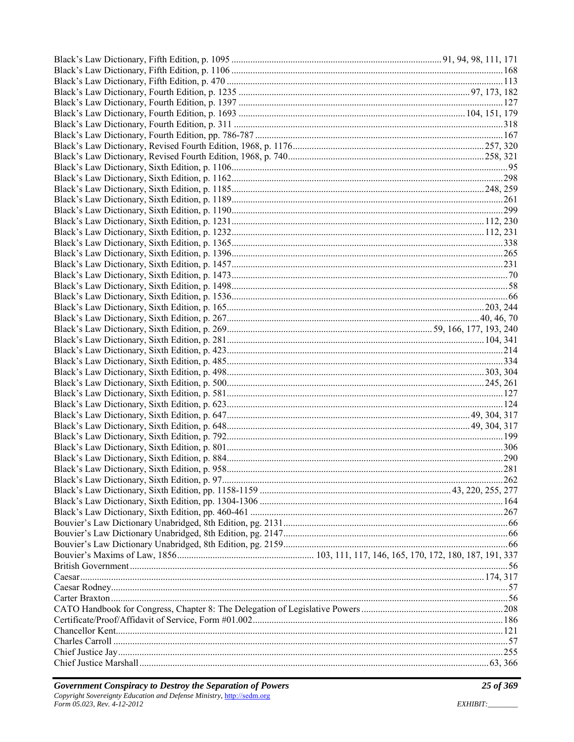Black's Law Dictionary, Fifth Edition, p. 1095 ........ 91, 94, 98, 111, 171
Black's Law Dictionary, Fifth Edition, p. 1106 ........ 168
Black's Law Dictionary, Fifth Edition, p. 470 ........ 113
Black's Law Dictionary, Fourth Edition, p. 1235 ........ 97, 173, 182
Black's Law Dictionary, Fourth Edition, p. 1397 ........ 127
Black's Law Dictionary, Fourth Edition, p. 1693 ........ 104, 151, 179
Black's Law Dictionary, Fourth Edition, p. 311 ........ 318
Black's Law Dictionary, Fourth Edition, pp. 786-787 ........ 167
Black's Law Dictionary, Revised Fourth Edition, 1968, p. 1176 ........ 257, 320
Black's Law Dictionary, Revised Fourth Edition, 1968, p. 740 ........ 258, 321
Black's Law Dictionary, Sixth Edition, p. 1106 ........ 95
Black's Law Dictionary, Sixth Edition, p. 1162 ........ 298
Black's Law Dictionary, Sixth Edition, p. 1185 ........ 248, 259
Black's Law Dictionary, Sixth Edition, p. 1189 ........ 261
Black's Law Dictionary, Sixth Edition, p. 1190 ........ 299
Black's Law Dictionary, Sixth Edition, p. 1231 ........ 112, 230
Black's Law Dictionary, Sixth Edition, p. 1232 ........ 112, 231
Black's Law Dictionary, Sixth Edition, p. 1365 ........ 338
Black's Law Dictionary, Sixth Edition, p. 1396 ........ 265
Black's Law Dictionary, Sixth Edition, p. 1457 ........ 231
Black's Law Dictionary, Sixth Edition, p. 1473 ........ 70
Black's Law Dictionary, Sixth Edition, p. 1498 ........ 58
Black's Law Dictionary, Sixth Edition, p. 1536 ........ 66
Black's Law Dictionary, Sixth Edition, p. 165 ........ 203, 244
Black's Law Dictionary, Sixth Edition, p. 267 ........ 40, 46, 70
Black's Law Dictionary, Sixth Edition, p. 269 ........ 59, 166, 177, 193, 240
Black's Law Dictionary, Sixth Edition, p. 281 ........ 104, 341
Black's Law Dictionary, Sixth Edition, p. 423 ........ 214
Black's Law Dictionary, Sixth Edition, p. 485 ........ 334
Black's Law Dictionary, Sixth Edition, p. 498 ........ 303, 304
Black's Law Dictionary, Sixth Edition, p. 500 ........ 245, 261
Black's Law Dictionary, Sixth Edition, p. 581 ........ 127
Black's Law Dictionary, Sixth Edition, p. 623 ........ 124
Black's Law Dictionary, Sixth Edition, p. 647 ........ 49, 304, 317
Black's Law Dictionary, Sixth Edition, p. 648 ........ 49, 304, 317
Black's Law Dictionary, Sixth Edition, p. 792 ........ 199
Black's Law Dictionary, Sixth Edition, p. 801 ........ 306
Black's Law Dictionary, Sixth Edition, p. 884 ........ 290
Black's Law Dictionary, Sixth Edition, p. 958 ........ 281
Black's Law Dictionary, Sixth Edition, p. 97 ........ 262
Black's Law Dictionary, Sixth Edition, pp. 1158-1159 ........ 43, 220, 255, 277
Black's Law Dictionary, Sixth Edition, pp. 1304-1306 ........ 164
Black's Law Dictionary, Sixth Edition, pp. 460-461 ........ 267
Bouvier's Law Dictionary Unabridged, 8th Edition, pg. 2131 ........ 66
Bouvier's Law Dictionary Unabridged, 8th Edition, pg. 2147 ........ 66
Bouvier's Law Dictionary Unabridged, 8th Edition, pg. 2159 ........ 66
Bouvier's Maxims of Law, 1856 ........ 103, 111, 117, 146, 165, 170, 172, 180, 187, 191, 337
British Government ........ 56
Caesar ........ 174, 317
Caesar Rodney ........ 57
Carter Braxton ........ 56
CATO Handbook for Congress, Chapter 8: The Delegation of Legislative Powers ........ 208
Certificate/Proof/Affidavit of Service, Form #01.002 ........ 186
Chancellor Kent ........ 121
Charles Carroll ........ 57
Chief Justice Jay ........ 255
Chief Justice Marshall ........ 63, 366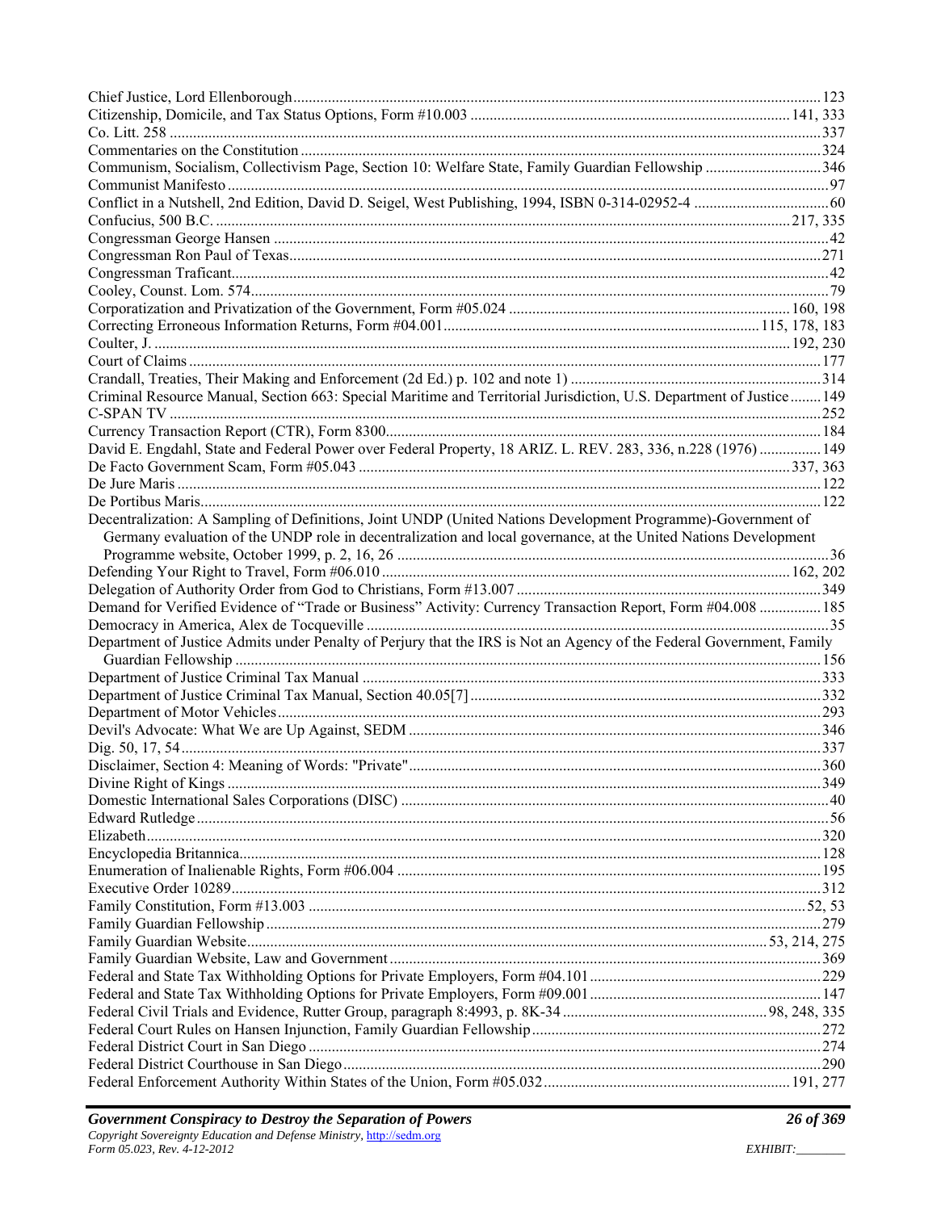Chief Justice, Lord Ellenborough........................................................................................................................ 123
Citizenship, Domicile, and Tax Status Options, Form #10.003 ................................................................................. 141, 333
Co. Litt. 258 ........................................................................................................................................................ 337
Commentaries on the Constitution ....................................................................................................................... 324
Communism, Socialism, Collectivism Page, Section 10: Welfare State, Family Guardian Fellowship ............................. 346
Communist Manifesto ............................................................................................................................................ 97
Conflict in a Nutshell, 2nd Edition, David D. Seigel, West Publishing, 1994, ISBN 0-314-02952-4 .................................. 60
Confucius, 500 B.C. ................................................................................................................................... 217, 335
Congressman George Hansen ................................................................................................................................. 42
Congressman Ron Paul of Texas........................................................................................................................... 271
Congressman Traficant........................................................................................................................................... 42
Cooley, Counst. Lom. 574....................................................................................................................................... 79
Corporatization and Privatization of the Government, Form #05.024 ........................................................................ 160, 198
Correcting Erroneous Information Returns, Form #04.001................................................................................. 115, 178, 183
Coulter, J. ..................................................................................................................................................... 192, 230
Court of Claims .................................................................................................................................................... 177
Crandall, Treaties, Their Making and Enforcement (2d Ed.) p. 102 and note 1) ................................................................ 314
Criminal Resource Manual, Section 663: Special Maritime and Territorial Jurisdiction, U.S. Department of Justice ........ 149
C-SPAN TV .......................................................................................................................................................... 252
Currency Transaction Report (CTR), Form 8300.................................................................................................... 184
David E. Engdahl, State and Federal Power over Federal Property, 18 ARIZ. L. REV. 283, 336, n.228 (1976) ................ 149
De Facto Government Scam, Form #05.043 ............................................................................................... 337, 363
De Jure Maris ....................................................................................................................................................... 122
De Portibus Maris................................................................................................................................................. 122
Decentralization: A Sampling of Definitions, Joint UNDP (United Nations Development Programme)-Government of Germany evaluation of the UNDP role in decentralization and local governance, at the United Nations Development Programme website, October 1999, p. 2, 16, 26 ................................................................................................ 36
Defending Your Right to Travel, Form #06.010 ........................................................................................... 162, 202
Delegation of Authority Order from God to Christians, Form #13.007 ..................................................................... 349
Demand for Verified Evidence of "Trade or Business" Activity: Currency Transaction Report, Form #04.008 ................ 185
Democracy in America, Alex de Tocqueville ............................................................................................................ 35
Department of Justice Admits under Penalty of Perjury that the IRS is Not an Agency of the Federal Government, Family Guardian Fellowship ........................................................................................................................................ 156
Department of Justice Criminal Tax Manual ........................................................................................................... 333
Department of Justice Criminal Tax Manual, Section 40.05[7] ................................................................................ 332
Department of Motor Vehicles............................................................................................................................... 293
Devil's Advocate: What We are Up Against, SEDM ................................................................................................ 346
Dig. 50, 17, 54...................................................................................................................................................... 337
Disclaimer, Section 4: Meaning of Words: "Private"................................................................................................ 360
Divine Right of Kings ........................................................................................................................................... 349
Domestic International Sales Corporations (DISC) ..................................................................................................... 40
Edward Rutledge..................................................................................................................................................... 56
Elizabeth.............................................................................................................................................................. 320
Encyclopedia Britannica........................................................................................................................................ 128
Enumeration of Inalienable Rights, Form #06.004 .................................................................................................. 195
Executive Order 10289.......................................................................................................................................... 312
Family Constitution, Form #13.003 ...................................................................................................................... 52, 53
Family Guardian Fellowship .................................................................................................................................. 279
Family Guardian Website....................................................................................................................... 53, 214, 275
Family Guardian Website, Law and Government ................................................................................................... 369
Federal and State Tax Withholding Options for Private Employers, Form #04.101 ...................................................... 229
Federal and State Tax Withholding Options for Private Employers, Form #09.001 ...................................................... 147
Federal Civil Trials and Evidence, Rutter Group, paragraph 8:4993, p. 8K-34 ............................................... 98, 248, 335
Federal Court Rules on Hansen Injunction, Family Guardian Fellowship ...................................................................... 272
Federal District Court in San Diego ........................................................................................................................ 274
Federal District Courthouse in San Diego ................................................................................................................ 290
Federal Enforcement Authority Within States of the Union, Form #05.032 ......................................................... 191, 277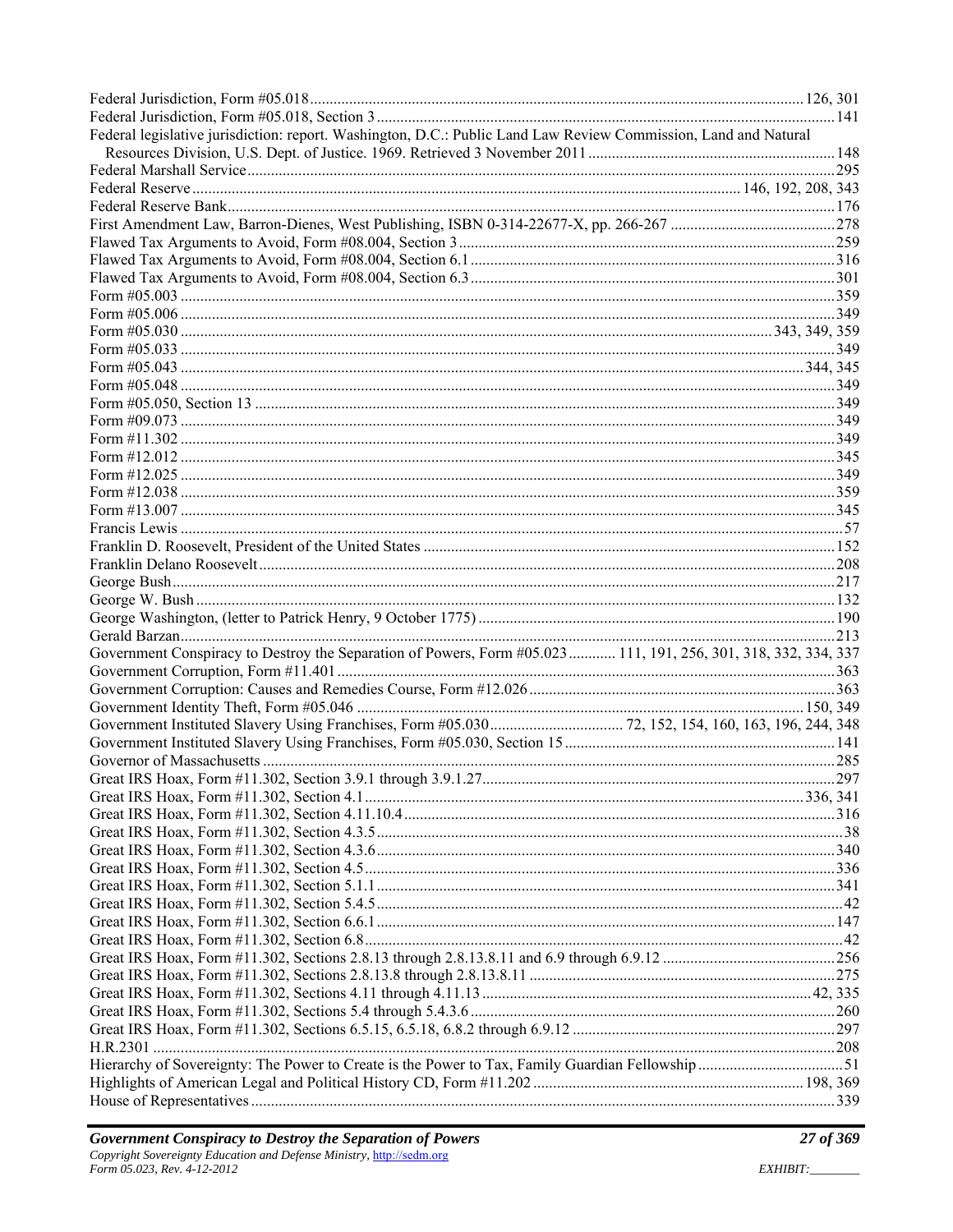Federal Jurisdiction, Form #05.018 .... 126, 301
Federal Jurisdiction, Form #05.018, Section 3 .... 141
Federal legislative jurisdiction: report. Washington, D.C.: Public Land Law Review Commission, Land and Natural Resources Division, U.S. Dept. of Justice. 1969. Retrieved 3 November 2011 .... 148
Federal Marshall Service .... 295
Federal Reserve .... 146, 192, 208, 343
Federal Reserve Bank .... 176
First Amendment Law, Barron-Dienes, West Publishing, ISBN 0-314-22677-X, pp. 266-267 .... 278
Flawed Tax Arguments to Avoid, Form #08.004, Section 3 .... 259
Flawed Tax Arguments to Avoid, Form #08.004, Section 6.1 .... 316
Flawed Tax Arguments to Avoid, Form #08.004, Section 6.3 .... 301
Form #05.003 .... 359
Form #05.006 .... 349
Form #05.030 .... 343, 349, 359
Form #05.033 .... 349
Form #05.043 .... 344, 345
Form #05.048 .... 349
Form #05.050, Section 13 .... 349
Form #09.073 .... 349
Form #11.302 .... 349
Form #12.012 .... 345
Form #12.025 .... 349
Form #12.038 .... 359
Form #13.007 .... 345
Francis Lewis .... 57
Franklin D. Roosevelt, President of the United States .... 152
Franklin Delano Roosevelt .... 208
George Bush .... 217
George W. Bush .... 132
George Washington, (letter to Patrick Henry, 9 October 1775) .... 190
Gerald Barzan .... 213
Government Conspiracy to Destroy the Separation of Powers, Form #05.023 .... 111, 191, 256, 301, 318, 332, 334, 337
Government Corruption, Form #11.401 .... 363
Government Corruption: Causes and Remedies Course, Form #12.026 .... 363
Government Identity Theft, Form #05.046 .... 150, 349
Government Instituted Slavery Using Franchises, Form #05.030 .... 72, 152, 154, 160, 163, 196, 244, 348
Government Instituted Slavery Using Franchises, Form #05.030, Section 15 .... 141
Governor of Massachusetts .... 285
Great IRS Hoax, Form #11.302, Section 3.9.1 through 3.9.1.27 .... 297
Great IRS Hoax, Form #11.302, Section 4.1 .... 336, 341
Great IRS Hoax, Form #11.302, Section 4.11.10.4 .... 316
Great IRS Hoax, Form #11.302, Section 4.3.5 .... 38
Great IRS Hoax, Form #11.302, Section 4.3.6 .... 340
Great IRS Hoax, Form #11.302, Section 4.5 .... 336
Great IRS Hoax, Form #11.302, Section 5.1.1 .... 341
Great IRS Hoax, Form #11.302, Section 5.4.5 .... 42
Great IRS Hoax, Form #11.302, Section 6.6.1 .... 147
Great IRS Hoax, Form #11.302, Section 6.8 .... 42
Great IRS Hoax, Form #11.302, Sections 2.8.13 through 2.8.13.8.11 and 6.9 through 6.9.12 .... 256
Great IRS Hoax, Form #11.302, Sections 2.8.13.8 through 2.8.13.8.11 .... 275
Great IRS Hoax, Form #11.302, Sections 4.11 through 4.11.13 .... 42, 335
Great IRS Hoax, Form #11.302, Sections 5.4 through 5.4.3.6 .... 260
Great IRS Hoax, Form #11.302, Sections 6.5.15, 6.5.18, 6.8.2 through 6.9.12 .... 297
H.R.2301 .... 208
Hierarchy of Sovereignty: The Power to Create is the Power to Tax, Family Guardian Fellowship .... 51
Highlights of American Legal and Political History CD, Form #11.202 .... 198, 369
House of Representatives .... 339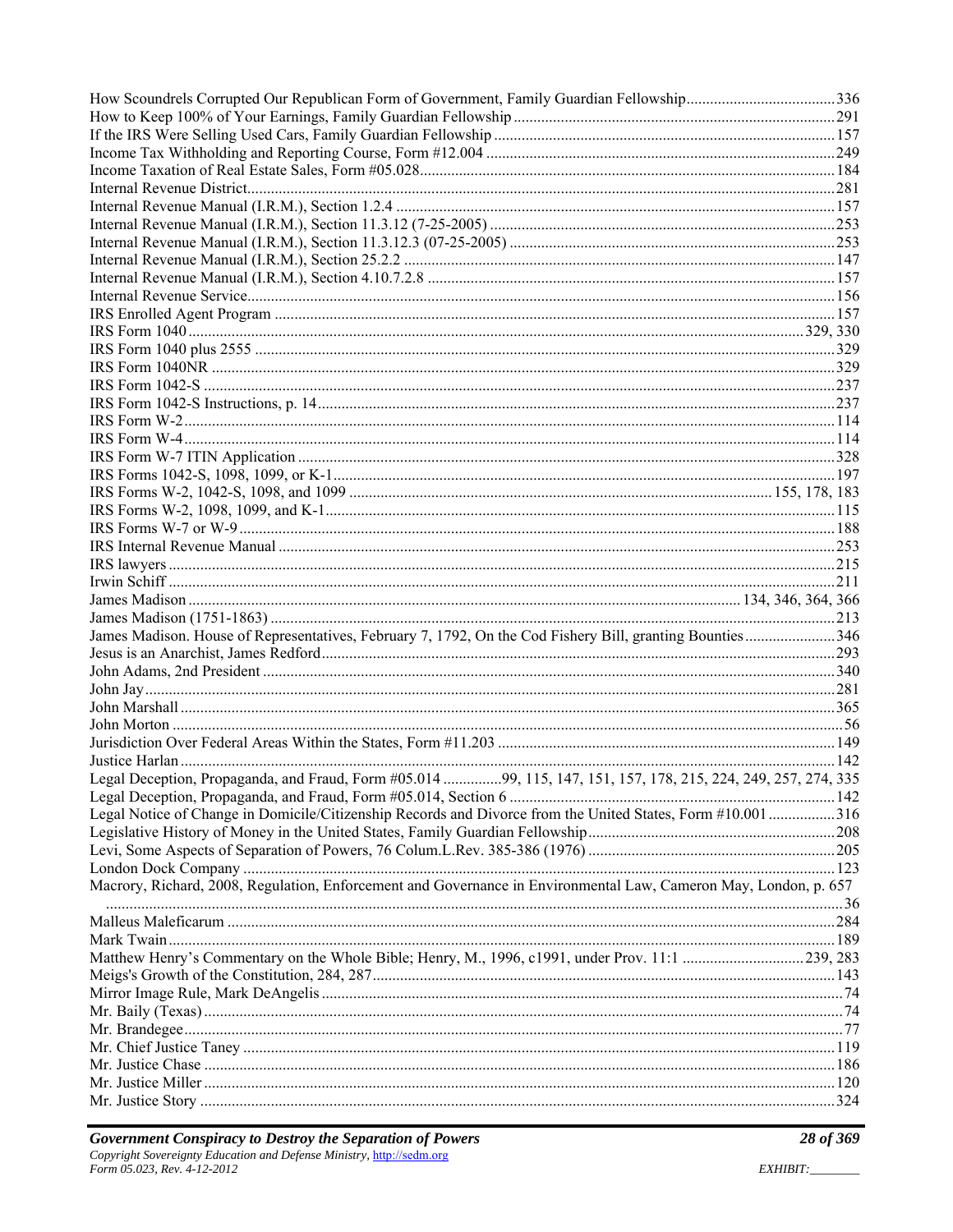How Scoundrels Corrupted Our Republican Form of Government, Family Guardian Fellowship......336
How to Keep 100% of Your Earnings, Family Guardian Fellowship......291
If the IRS Were Selling Used Cars, Family Guardian Fellowship......157
Income Tax Withholding and Reporting Course, Form #12.004......249
Income Taxation of Real Estate Sales, Form #05.028......184
Internal Revenue District......281
Internal Revenue Manual (I.R.M.), Section 1.2.4......157
Internal Revenue Manual (I.R.M.), Section 11.3.12 (7-25-2005)......253
Internal Revenue Manual (I.R.M.), Section 11.3.12.3 (07-25-2005)......253
Internal Revenue Manual (I.R.M.), Section 25.2.2......147
Internal Revenue Manual (I.R.M.), Section 4.10.7.2.8......157
Internal Revenue Service......156
IRS Enrolled Agent Program......157
IRS Form 1040......329, 330
IRS Form 1040 plus 2555......329
IRS Form 1040NR......329
IRS Form 1042-S......237
IRS Form 1042-S Instructions, p. 14......237
IRS Form W-2......114
IRS Form W-4......114
IRS Form W-7 ITIN Application......328
IRS Forms 1042-S, 1098, 1099, or K-1......197
IRS Forms W-2, 1042-S, 1098, and 1099......155, 178, 183
IRS Forms W-2, 1098, 1099, and K-1......115
IRS Forms W-7 or W-9......188
IRS Internal Revenue Manual......253
IRS lawyers......215
Irwin Schiff......211
James Madison......134, 346, 364, 366
James Madison (1751-1863)......213
James Madison. House of Representatives, February 7, 1792, On the Cod Fishery Bill, granting Bounties......346
Jesus is an Anarchist, James Redford......293
John Adams, 2nd President......340
John Jay......281
John Marshall......365
John Morton......56
Jurisdiction Over Federal Areas Within the States, Form #11.203......149
Justice Harlan......142
Legal Deception, Propaganda, and Fraud, Form #05.014......99, 115, 147, 151, 157, 178, 215, 224, 249, 257, 274, 335
Legal Deception, Propaganda, and Fraud, Form #05.014, Section 6......142
Legal Notice of Change in Domicile/Citizenship Records and Divorce from the United States, Form #10.001......316
Legislative History of Money in the United States, Family Guardian Fellowship......208
Levi, Some Aspects of Separation of Powers, 76 Colum.L.Rev. 385-386 (1976)......205
London Dock Company......123
Macrory, Richard, 2008, Regulation, Enforcement and Governance in Environmental Law, Cameron May, London, p. 657......36
Malleus Maleficarum......284
Mark Twain......189
Matthew Henry's Commentary on the Whole Bible; Henry, M., 1996, c1991, under Prov. 11:1......239, 283
Meigs's Growth of the Constitution, 284, 287......143
Mirror Image Rule, Mark DeAngelis......74
Mr. Baily (Texas)......74
Mr. Brandegee......77
Mr. Chief Justice Taney......119
Mr. Justice Chase......186
Mr. Justice Miller......120
Mr. Justice Story......324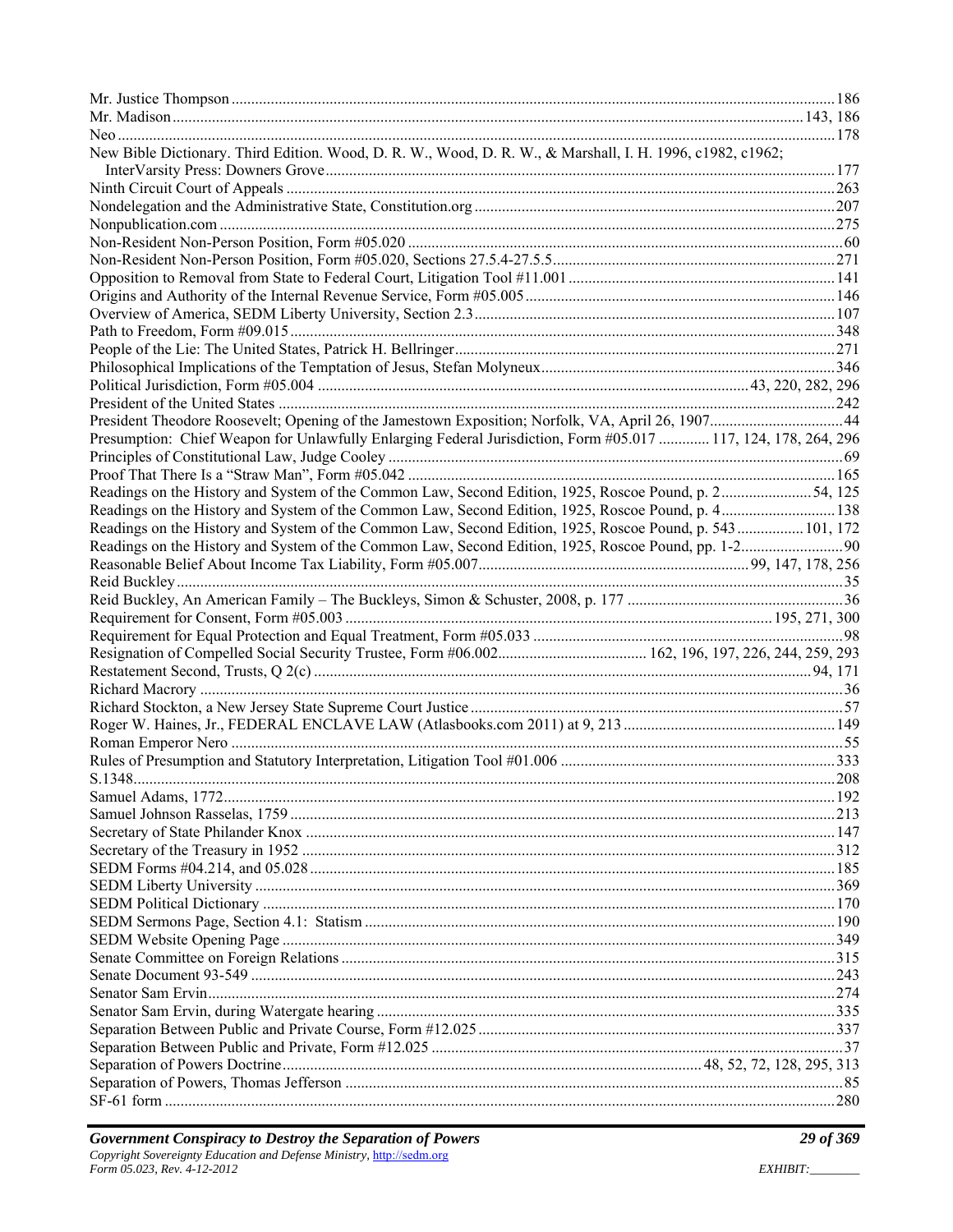Mr. Justice Thompson ........................................................................................................................................186
Mr. Madison...............................................................................................................................................143, 186
Neo.......................................................................................................................................................................178
New Bible Dictionary. Third Edition. Wood, D. R. W., Wood, D. R. W., & Marshall, I. H. 1996, c1982, c1962; InterVarsity Press: Downers Grove.................................................................................................................177
Ninth Circuit Court of Appeals ...........................................................................................................................263
Nondelegation and the Administrative State, Constitution.org ...........................................................................207
Nonpublication.com ............................................................................................................................................275
Non-Resident Non-Person Position, Form #05.020 ..............................................................................................60
Non-Resident Non-Person Position, Form #05.020, Sections 27.5.4-27.5.5........................................................271
Opposition to Removal from State to Federal Court, Litigation Tool #11.001 ...................................................141
Origins and Authority of the Internal Revenue Service, Form #05.005..............................................................146
Overview of America, SEDM Liberty University, Section 2.3...........................................................................107
Path to Freedom, Form #09.015..........................................................................................................................348
People of the Lie: The United States, Patrick H. Bellringer................................................................................271
Philosophical Implications of the Temptation of Jesus, Stefan Molyneux..........................................................346
Political Jurisdiction, Form #05.004 .............................................................................................43, 220, 282, 296
President of the United States .............................................................................................................................242
President Theodore Roosevelt; Opening of the Jamestown Exposition; Norfolk, VA, April 26, 1907..................44
Presumption: Chief Weapon for Unlawfully Enlarging Federal Jurisdiction, Form #05.017 ............. 117, 124, 178, 264, 296
Principles of Constitutional Law, Judge Cooley ...................................................................................................69
Proof That There Is a "Straw Man", Form #05.042 ............................................................................................165
Readings on the History and System of the Common Law, Second Edition, 1925, Roscoe Pound, p. 2.......................54, 125
Readings on the History and System of the Common Law, Second Edition, 1925, Roscoe Pound, p. 4.............................138
Readings on the History and System of the Common Law, Second Edition, 1925, Roscoe Pound, p. 543.................101, 172
Readings on the History and System of the Common Law, Second Edition, 1925, Roscoe Pound, pp. 1-2..........................90
Reasonable Belief About Income Tax Liability, Form #05.007....................................................................99, 147, 178, 256
Reid Buckley..........................................................................................................................................................35
Reid Buckley, An American Family – The Buckleys, Simon & Schuster, 2008, p. 177 .......................................36
Requirement for Consent, Form #05.003 ...........................................................................................195, 271, 300
Requirement for Equal Protection and Equal Treatment, Form #05.033 ..............................................................98
Resignation of Compelled Social Security Trustee, Form #06.002...................................... 162, 196, 197, 226, 244, 259, 293
Restatement Second, Trusts, Q 2(c) ..............................................................................................................94, 171
Richard Macrory ....................................................................................................................................................36
Richard Stockton, a New Jersey State Supreme Court Justice ..............................................................................57
Roger W. Haines, Jr., FEDERAL ENCLAVE LAW (Atlasbooks.com 2011) at 9, 213 .....................................149
Roman Emperor Nero ............................................................................................................................................55
Rules of Presumption and Statutory Interpretation, Litigation Tool #01.006 .....................................................333
S.1348...................................................................................................................................................................208
Samuel Adams, 1772............................................................................................................................................192
Samuel Johnson Rasselas, 1759 ..........................................................................................................................213
Secretary of State Philander Knox .......................................................................................................................147
Secretary of the Treasury in 1952 .......................................................................................................................312
SEDM Forms #04.214, and 05.028 .....................................................................................................................185
SEDM Liberty University ...................................................................................................................................369
SEDM Political Dictionary .................................................................................................................................170
SEDM Sermons Page, Section 4.1: Statism ........................................................................................................190
SEDM Website Opening Page .............................................................................................................................349
Senate Committee on Foreign Relations .............................................................................................................315
Senate Document 93-549 ....................................................................................................................................243
Senator Sam Ervin...............................................................................................................................................274
Senator Sam Ervin, during Watergate hearing .....................................................................................................335
Separation Between Public and Private Course, Form #12.025 ..........................................................................337
Separation Between Public and Private, Form #12.025 ........................................................................................37
Separation of Powers Doctrine..........................................................................................48, 52, 72, 128, 295, 313
Separation of Powers, Thomas Jefferson ...............................................................................................................85
SF-61 form ..........................................................................................................................................................280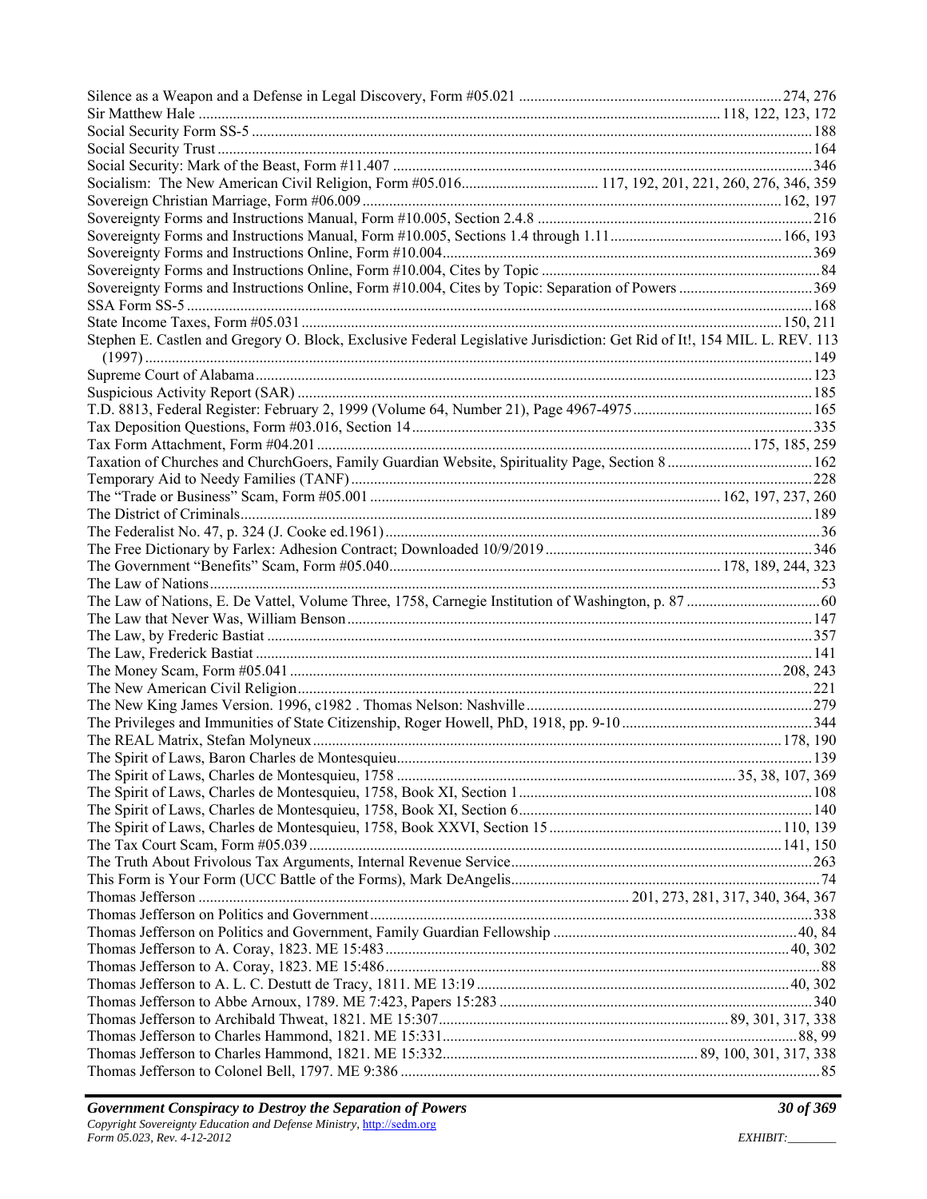Silence as a Weapon and a Defense in Legal Discovery, Form #05.021 .................... 274, 276
Sir Matthew Hale .................... 118, 122, 123, 172
Social Security Form SS-5 .................... 188
Social Security Trust .................... 164
Social Security: Mark of the Beast, Form #11.407 .................... 346
Socialism: The New American Civil Religion, Form #05.016.................... 117, 192, 201, 221, 260, 276, 346, 359
Sovereign Christian Marriage, Form #06.009 .................... 162, 197
Sovereignty Forms and Instructions Manual, Form #10.005, Section 2.4.8 .................... 216
Sovereignty Forms and Instructions Manual, Form #10.005, Sections 1.4 through 1.11 .................... 166, 193
Sovereignty Forms and Instructions Online, Form #10.004 .................... 369
Sovereignty Forms and Instructions Online, Form #10.004, Cites by Topic .................... 84
Sovereignty Forms and Instructions Online, Form #10.004, Cites by Topic: Separation of Powers .................... 369
SSA Form SS-5 .................... 168
State Income Taxes, Form #05.031 .................... 150, 211
Stephen E. Castlen and Gregory O. Block, Exclusive Federal Legislative Jurisdiction: Get Rid of It!, 154 MIL. L. REV. 113 (1997) .................... 149
Supreme Court of Alabama .................... 123
Suspicious Activity Report (SAR) .................... 185
T.D. 8813, Federal Register: February 2, 1999 (Volume 64, Number 21), Page 4967-4975 .................... 165
Tax Deposition Questions, Form #03.016, Section 14 .................... 335
Tax Form Attachment, Form #04.201 .................... 175, 185, 259
Taxation of Churches and ChurchGoers, Family Guardian Website, Spirituality Page, Section 8 .................... 162
Temporary Aid to Needy Families (TANF) .................... 228
The "Trade or Business" Scam, Form #05.001 .................... 162, 197, 237, 260
The District of Criminals .................... 189
The Federalist No. 47, p. 324 (J. Cooke ed.1961) .................... 36
The Free Dictionary by Farlex: Adhesion Contract; Downloaded 10/9/2019 .................... 346
The Government "Benefits" Scam, Form #05.040 .................... 178, 189, 244, 323
The Law of Nations .................... 53
The Law of Nations, E. De Vattel, Volume Three, 1758, Carnegie Institution of Washington, p. 87 .................... 60
The Law that Never Was, William Benson .................... 147
The Law, by Frederic Bastiat .................... 357
The Law, Frederick Bastiat .................... 141
The Money Scam, Form #05.041 .................... 208, 243
The New American Civil Religion .................... 221
The New King James Version. 1996, c1982 . Thomas Nelson: Nashville .................... 279
The Privileges and Immunities of State Citizenship, Roger Howell, PhD, 1918, pp. 9-10 .................... 344
The REAL Matrix, Stefan Molyneux .................... 178, 190
The Spirit of Laws, Baron Charles de Montesquieu .................... 139
The Spirit of Laws, Charles de Montesquieu, 1758 .................... 35, 38, 107, 369
The Spirit of Laws, Charles de Montesquieu, 1758, Book XI, Section 1 .................... 108
The Spirit of Laws, Charles de Montesquieu, 1758, Book XI, Section 6 .................... 140
The Spirit of Laws, Charles de Montesquieu, 1758, Book XXVI, Section 15 .................... 110, 139
The Tax Court Scam, Form #05.039 .................... 141, 150
The Truth About Frivolous Tax Arguments, Internal Revenue Service .................... 263
This Form is Your Form (UCC Battle of the Forms), Mark DeAngelis .................... 74
Thomas Jefferson .................... 201, 273, 281, 317, 340, 364, 367
Thomas Jefferson on Politics and Government .................... 338
Thomas Jefferson on Politics and Government, Family Guardian Fellowship .................... 40, 84
Thomas Jefferson to A. Coray, 1823. ME 15:483 .................... 40, 302
Thomas Jefferson to A. Coray, 1823. ME 15:486 .................... 88
Thomas Jefferson to A. L. C. Destutt de Tracy, 1811. ME 13:19 .................... 40, 302
Thomas Jefferson to Abbe Arnoux, 1789. ME 7:423, Papers 15:283 .................... 340
Thomas Jefferson to Archibald Thweat, 1821. ME 15:307 .................... 89, 301, 317, 338
Thomas Jefferson to Charles Hammond, 1821. ME 15:331 .................... 88, 99
Thomas Jefferson to Charles Hammond, 1821. ME 15:332 .................... 89, 100, 301, 317, 338
Thomas Jefferson to Colonel Bell, 1797. ME 9:386 .................... 85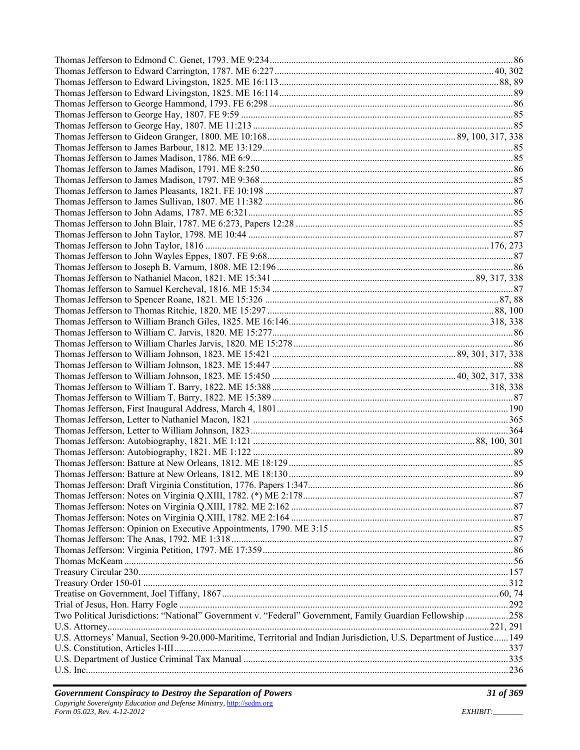Thomas Jefferson to Edmond C. Genet, 1793. ME 9:234 .......... 86
Thomas Jefferson to Edward Carrington, 1787. ME 6:227 .......... 40, 302
Thomas Jefferson to Edward Livingston, 1825. ME 16:113 .......... 88, 89
Thomas Jefferson to Edward Livingston, 1825. ME 16:114 .......... 89
Thomas Jefferson to George Hammond, 1793. FE 6:298 .......... 86
Thomas Jefferson to George Hay, 1807. FE 9:59 .......... 85
Thomas Jefferson to George Hay, 1807. ME 11:213 .......... 85
Thomas Jefferson to Gideon Granger, 1800. ME 10:168 .......... 89, 100, 317, 338
Thomas Jefferson to James Barbour, 1812. ME 13:129 .......... 85
Thomas Jefferson to James Madison, 1786. ME 6:9 .......... 85
Thomas Jefferson to James Madison, 1791. ME 8:250 .......... 86
Thomas Jefferson to James Madison, 1797. ME 9:368 .......... 85
Thomas Jefferson to James Pleasants, 1821. FE 10:198 .......... 87
Thomas Jefferson to James Sullivan, 1807. ME 11:382 .......... 86
Thomas Jefferson to John Adams, 1787. ME 6:321 .......... 85
Thomas Jefferson to John Blair, 1787. ME 6:273, Papers 12:28 .......... 85
Thomas Jefferson to John Taylor, 1798. ME 10:44 .......... 87
Thomas Jefferson to John Taylor, 1816 .......... 176, 273
Thomas Jefferson to John Wayles Eppes, 1807. FE 9:68 .......... 87
Thomas Jefferson to Joseph B. Varnum, 1808. ME 12:196 .......... 86
Thomas Jefferson to Nathaniel Macon, 1821. ME 15:341 .......... 89, 317, 338
Thomas Jefferson to Samuel Kercheval, 1816. ME 15:34 .......... 87
Thomas Jefferson to Spencer Roane, 1821. ME 15:326 .......... 87, 88
Thomas Jefferson to Thomas Ritchie, 1820. ME 15:297 .......... 88, 100
Thomas Jefferson to William Branch Giles, 1825. ME 16:146 .......... 318, 338
Thomas Jefferson to William C. Jarvis, 1820. ME 15:277 .......... 86
Thomas Jefferson to William Charles Jarvis, 1820. ME 15:278 .......... 86
Thomas Jefferson to William Johnson, 1823. ME 15:421 .......... 89, 301, 317, 338
Thomas Jefferson to William Johnson, 1823. ME 15:447 .......... 88
Thomas Jefferson to William Johnson, 1823. ME 15:450 .......... 40, 302, 317, 338
Thomas Jefferson to William T. Barry, 1822. ME 15:388 .......... 318, 338
Thomas Jefferson to William T. Barry, 1822. ME 15:389 .......... 87
Thomas Jefferson, First Inaugural Address, March 4, 1801 .......... 190
Thomas Jefferson, Letter to Nathaniel Macon, 1821 .......... 365
Thomas Jefferson, Letter to William Johnson, 1823 .......... 364
Thomas Jefferson: Autobiography, 1821. ME 1:121 .......... 88, 100, 301
Thomas Jefferson: Autobiography, 1821. ME 1:122 .......... 89
Thomas Jefferson: Batture at New Orleans, 1812. ME 18:129 .......... 85
Thomas Jefferson: Batture at New Orleans, 1812. ME 18:130 .......... 89
Thomas Jefferson: Draft Virginia Constitution, 1776. Papers 1:347 .......... 86
Thomas Jefferson: Notes on Virginia Q.XIII, 1782. (*) ME 2:178 .......... 87
Thomas Jefferson: Notes on Virginia Q.XIII, 1782. ME 2:162 .......... 87
Thomas Jefferson: Notes on Virginia Q.XIII, 1782. ME 2:164 .......... 87
Thomas Jefferson: Opinion on Executive Appointments, 1790. ME 3:15 .......... 85
Thomas Jefferson: The Anas, 1792. ME 1:318 .......... 87
Thomas Jefferson: Virginia Petition, 1797. ME 17:359 .......... 86
Thomas McKeam .......... 56
Treasury Circular 230 .......... 157
Treasury Order 150-01 .......... 312
Treatise on Government, Joel Tiffany, 1867 .......... 60, 74
Trial of Jesus, Hon. Harry Fogle .......... 292
Two Political Jurisdictions: "National" Government v. "Federal" Government, Family Guardian Fellowship .......... 258
U.S. Attorney .......... 221, 291
U.S. Attorneys' Manual, Section 9-20.000-Maritime, Territorial and Indian Jurisdiction, U.S. Department of Justice .......... 149
U.S. Constitution, Articles I-III .......... 337
U.S. Department of Justice Criminal Tax Manual .......... 335
U.S. Inc. .......... 236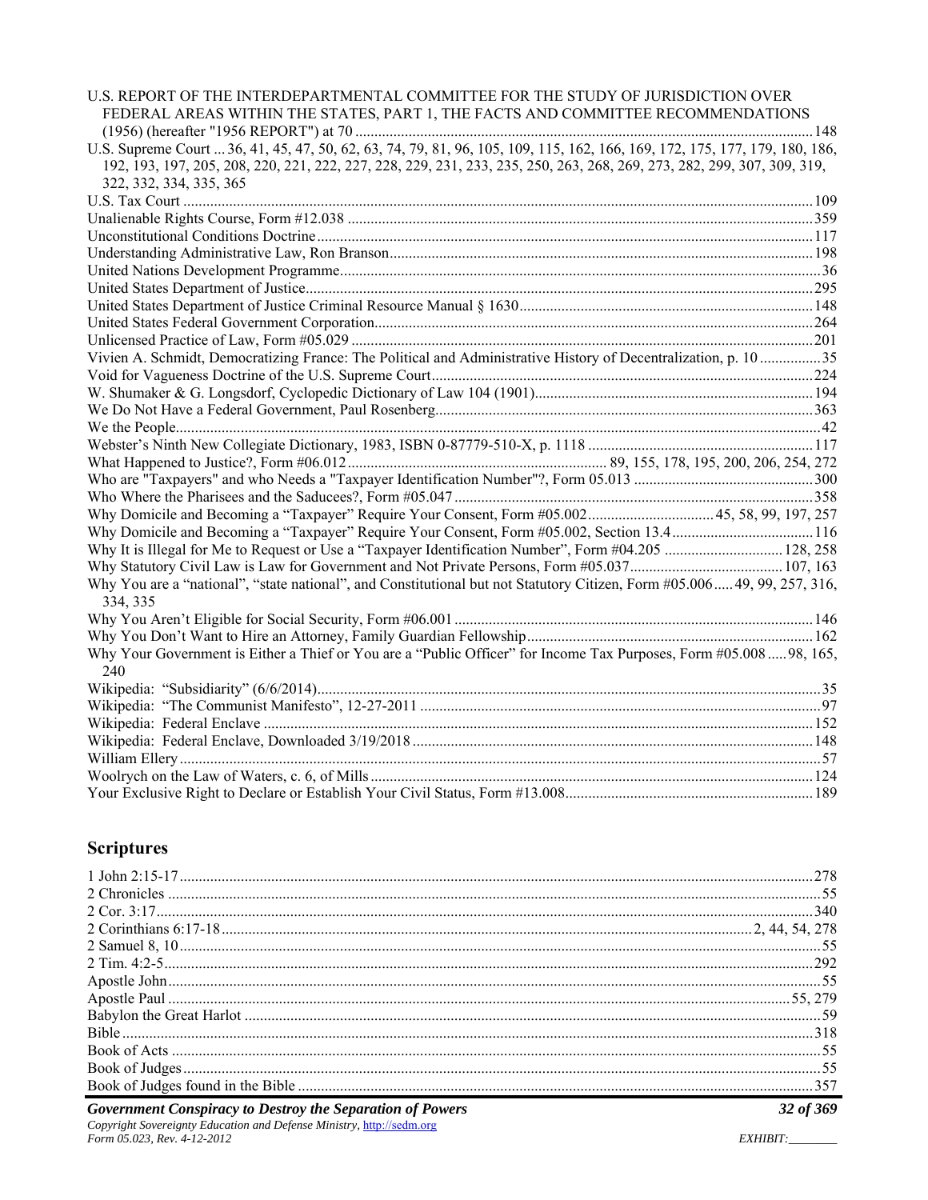U.S. REPORT OF THE INTERDEPARTMENTAL COMMITTEE FOR THE STUDY OF JURISDICTION OVER FEDERAL AREAS WITHIN THE STATES, PART 1, THE FACTS AND COMMITTEE RECOMMENDATIONS (1956) (hereafter "1956 REPORT") at 70 ........ 148
U.S. Supreme Court ... 36, 41, 45, 47, 50, 62, 63, 74, 79, 81, 96, 105, 109, 115, 162, 166, 169, 172, 175, 177, 179, 180, 186, 192, 193, 197, 205, 208, 220, 221, 222, 227, 228, 229, 231, 233, 235, 250, 263, 268, 269, 273, 282, 299, 307, 309, 319, 322, 332, 334, 335, 365
U.S. Tax Court ........ 109
Unalienable Rights Course, Form #12.038 ........ 359
Unconstitutional Conditions Doctrine ........ 117
Understanding Administrative Law, Ron Branson ........ 198
United Nations Development Programme ........ 36
United States Department of Justice ........ 295
United States Department of Justice Criminal Resource Manual § 1630 ........ 148
United States Federal Government Corporation ........ 264
Unlicensed Practice of Law, Form #05.029 ........ 201
Vivien A. Schmidt, Democratizing France: The Political and Administrative History of Decentralization, p. 10 ........ 35
Void for Vagueness Doctrine of the U.S. Supreme Court ........ 224
W. Shumaker & G. Longsdorf, Cyclopedic Dictionary of Law 104 (1901) ........ 194
We Do Not Have a Federal Government, Paul Rosenberg ........ 363
We the People ........ 42
Webster's Ninth New Collegiate Dictionary, 1983, ISBN 0-87779-510-X, p. 1118 ........ 117
What Happened to Justice?, Form #06.012 ........ 89, 155, 178, 195, 200, 206, 254, 272
Who are "Taxpayers" and who Needs a "Taxpayer Identification Number"?, Form 05.013 ........ 300
Who Where the Pharisees and the Saducees?, Form #05.047 ........ 358
Why Domicile and Becoming a "Taxpayer" Require Your Consent, Form #05.002 ........ 45, 58, 99, 197, 257
Why Domicile and Becoming a "Taxpayer" Require Your Consent, Form #05.002, Section 13.4 ........ 116
Why It is Illegal for Me to Request or Use a "Taxpayer Identification Number", Form #04.205 ........ 128, 258
Why Statutory Civil Law is Law for Government and Not Private Persons, Form #05.037 ........ 107, 163
Why You are a "national", "state national", and Constitutional but not Statutory Citizen, Form #05.006 ..... 49, 99, 257, 316, 334, 335
Why You Aren't Eligible for Social Security, Form #06.001 ........ 146
Why You Don't Want to Hire an Attorney, Family Guardian Fellowship ........ 162
Why Your Government is Either a Thief or You are a "Public Officer" for Income Tax Purposes, Form #05.008 ..... 98, 165, 240
Wikipedia: "Subsidiarity" (6/6/2014) ........ 35
Wikipedia: "The Communist Manifesto", 12-27-2011 ........ 97
Wikipedia: Federal Enclave ........ 152
Wikipedia: Federal Enclave, Downloaded 3/19/2018 ........ 148
William Ellery ........ 57
Woolrych on the Law of Waters, c. 6, of Mills ........ 124
Your Exclusive Right to Declare or Establish Your Civil Status, Form #13.008 ........ 189

## Scriptures

1 John 2:15-17 ........ 278
2 Chronicles ........ 55
2 Cor. 3:17 ........ 340
2 Corinthians 6:17-18 ........ 2, 44, 54, 278
2 Samuel 8, 10 ........ 55
2 Tim. 4:2-5 ........ 292
Apostle John ........ 55
Apostle Paul ........ 55, 279
Babylon the Great Harlot ........ 59
Bible ........ 318
Book of Acts ........ 55
Book of Judges ........ 55
Book of Judges found in the Bible ........ 357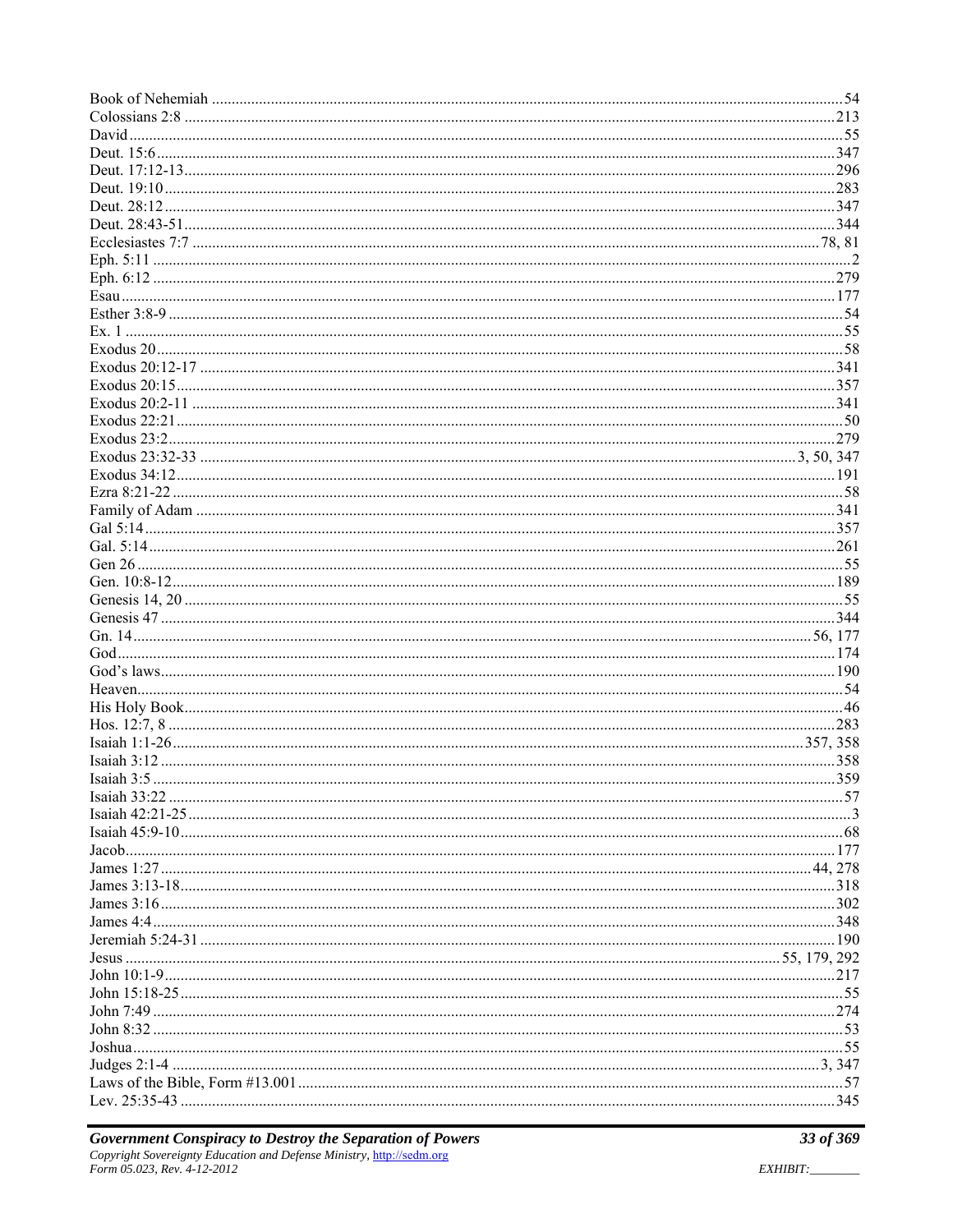Book of Nehemiah .......................................................................................................................................54
Colossians 2:8 ............................................................................................................................................213
David ...........................................................................................................................................................55
Deut. 15:6 ..................................................................................................................................................347
Deut. 17:12-13............................................................................................................................................296
Deut. 19:10.................................................................................................................................................283
Deut. 28:12.................................................................................................................................................347
Deut. 28:43-51............................................................................................................................................344
Ecclesiastes 7:7 .......................................................................................................................................78, 81
Eph. 5:11 ........................................................................................................................................................2
Eph. 6:12 ....................................................................................................................................................279
Esau ...........................................................................................................................................................177
Esther 3:8-9 ..................................................................................................................................................54
Ex. 1 ............................................................................................................................................................55
Exodus 20.....................................................................................................................................................58
Exodus 20:12-17 .........................................................................................................................................341
Exodus 20:15...............................................................................................................................................357
Exodus 20:2-11 ...........................................................................................................................................341
Exodus 22:21.................................................................................................................................................50
Exodus 23:2.................................................................................................................................................279
Exodus 23:32-33 ..................................................................................................................................3, 50, 347
Exodus 34:12...............................................................................................................................................191
Ezra 8:21-22 .................................................................................................................................................58
Family of Adam ..........................................................................................................................................341
Gal 5:14 ......................................................................................................................................................357
Gal. 5:14 .....................................................................................................................................................261
Gen 26 ..........................................................................................................................................................55
Gen. 10:8-12................................................................................................................................................189
Genesis 14, 20 ..............................................................................................................................................55
Genesis 47 ..................................................................................................................................................344
Gn. 14 ....................................................................................................................................................56, 177
God.............................................................................................................................................................174
God's laws...................................................................................................................................................190
Heaven..........................................................................................................................................................54
His Holy Book...............................................................................................................................................46
Hos. 12:7, 8 ................................................................................................................................................283
Isaiah 1:1-26......................................................................................................................................357, 358
Isaiah 3:12 ..................................................................................................................................................358
Isaiah 3:5 ....................................................................................................................................................359
Isaiah 33:22 ..................................................................................................................................................57
Isaiah 42:21-25 ...............................................................................................................................................3
Isaiah 45:9-10................................................................................................................................................68
Jacob...........................................................................................................................................................177
James 1:27...............................................................................................................................................44, 278
James 3:13-18..............................................................................................................................................318
James 3:16...................................................................................................................................................302
James 4:4.....................................................................................................................................................348
Jeremiah 5:24-31 .........................................................................................................................................190
Jesus ......................................................................................................................................55, 179, 292
John 10:1-9..................................................................................................................................................217
John 15:18-25................................................................................................................................................55
John 7:49 ....................................................................................................................................................274
John 8:32 ......................................................................................................................................................53
Joshua...........................................................................................................................................................55
Judges 2:1-4 ..............................................................................................................................................3, 347
Laws of the Bible, Form #13.001...................................................................................................................57
Lev. 25:35-43 ..............................................................................................................................................345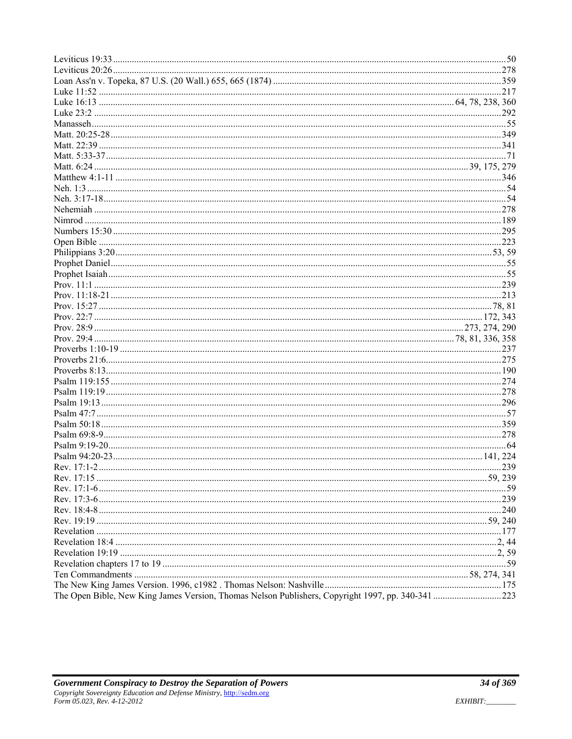Leviticus 19:33 ....................................................................................................................................................50
Leviticus 20:26 ....................................................................................................................................................278
Loan Ass'n v. Topeka, 87 U.S. (20 Wall.) 655, 665 (1874) ................................................................................359
Luke 11:52 ..........................................................................................................................................................217
Luke 16:13 .......................................................................................................................................64, 78, 238, 360
Luke 23:2 ............................................................................................................................................................292
Manasseh.............................................................................................................................................................55
Matt. 20:25-28 .....................................................................................................................................................349
Matt. 22:39 ..........................................................................................................................................................341
Matt. 5:33-37 .........................................................................................................................................................71
Matt. 6:24 ..................................................................................................................................................39, 175, 279
Matthew 4:1-11 ...................................................................................................................................................346
Neh. 1:3 .................................................................................................................................................................54
Neh. 3:17-18..........................................................................................................................................................54
Nehemiah ............................................................................................................................................................278
Nimrod ................................................................................................................................................................189
Numbers 15:30 ....................................................................................................................................................295
Open Bible ..........................................................................................................................................................223
Philippians 3:20.................................................................................................................................................53, 59
Prophet Daniel.......................................................................................................................................................55
Prophet Isaiah .......................................................................................................................................................55
Prov. 11:1 ............................................................................................................................................................239
Prov. 11:18-21 .....................................................................................................................................................213
Prov. 15:27 ........................................................................................................................................................78, 81
Prov. 22:7 .....................................................................................................................................................172, 343
Prov. 28:9 ...............................................................................................................................................273, 274, 290
Prov. 29:4 .........................................................................................................................................78, 81, 336, 358
Proverbs 1:10-19 .................................................................................................................................................237
Proverbs 21:6.......................................................................................................................................................275
Proverbs 8:13.......................................................................................................................................................190
Psalm 119:155 .....................................................................................................................................................274
Psalm 119:19 .......................................................................................................................................................278
Psalm 19:13 .........................................................................................................................................................296
Psalm 47:7 .............................................................................................................................................................57
Psalm 50:18 .........................................................................................................................................................359
Psalm 69:8-9........................................................................................................................................................278
Psalm 9:19-20........................................................................................................................................................64
Psalm 94:20-23 .............................................................................................................................................141, 224
Rev. 17:1-2 ..........................................................................................................................................................239
Rev. 17:15 .......................................................................................................................................................59, 239
Rev. 17:1-6 ............................................................................................................................................................59
Rev. 17:3-6 ..........................................................................................................................................................239
Rev. 18:4-8 ..........................................................................................................................................................240
Rev. 19:19 .......................................................................................................................................................59, 240
Revelation ...........................................................................................................................................................177
Revelation 18:4 ....................................................................................................................................................2, 44
Revelation 19:19 ..................................................................................................................................................2, 59
Revelation chapters 17 to 19 ..................................................................................................................................59
Ten Commandments ...............................................................................................................................58, 274, 341
The New King James Version. 1996, c1982 . Thomas Nelson: Nashville..............................................................175
The Open Bible, New King James Version, Thomas Nelson Publishers, Copyright 1997, pp. 340-341 ................223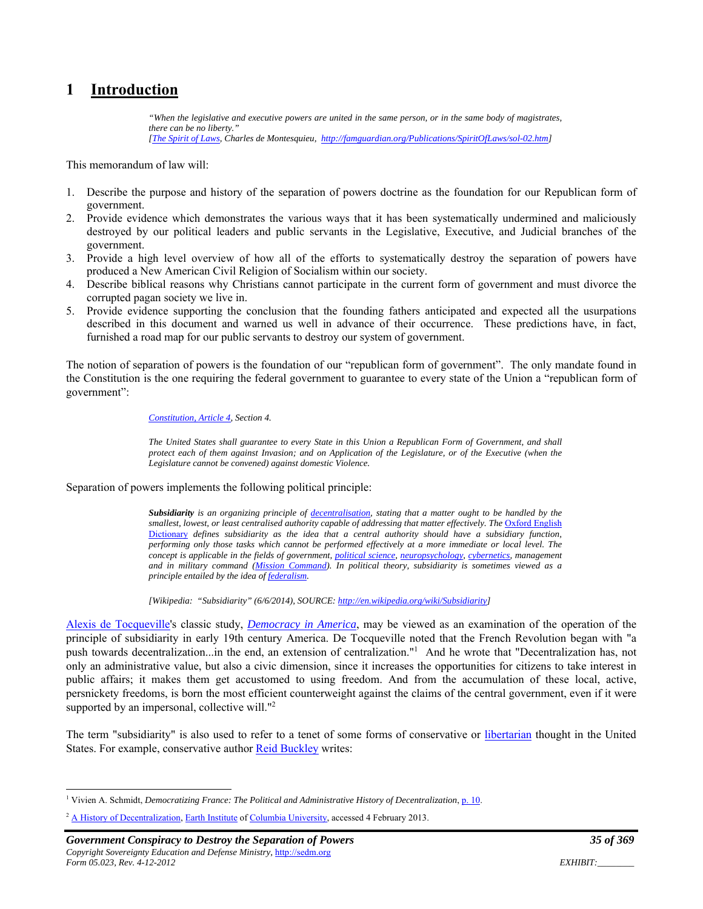# 1 Introduction

> *"When the legislative and executive powers are united in the same person, or in the same body of magistrates, there can be no liberty."*
> *[The Spirit of Laws, Charles de Montesquieu, http://famguardian.org/Publications/SpiritOfLaws/sol-02.htm]*

This memorandum of law will:

1. Describe the purpose and history of the separation of powers doctrine as the foundation for our Republican form of government.
2. Provide evidence which demonstrates the various ways that it has been systematically undermined and maliciously destroyed by our political leaders and public servants in the Legislative, Executive, and Judicial branches of the government.
3. Provide a high level overview of how all of the efforts to systematically destroy the separation of powers have produced a New American Civil Religion of Socialism within our society.
4. Describe biblical reasons why Christians cannot participate in the current form of government and must divorce the corrupted pagan society we live in.
5. Provide evidence supporting the conclusion that the founding fathers anticipated and expected all the usurpations described in this document and warned us well in advance of their occurrence. These predictions have, in fact, furnished a road map for our public servants to destroy our system of government.

The notion of separation of powers is the foundation of our "republican form of government". The only mandate found in the Constitution is the one requiring the federal government to guarantee to every state of the Union a "republican form of government":

> *Constitution, Article 4, Section 4.*
>
> *The United States shall guarantee to every State in this Union a Republican Form of Government, and shall protect each of them against Invasion; and on Application of the Legislature, or of the Executive (when the Legislature cannot be convened) against domestic Violence.*

Separation of powers implements the following political principle:

> ***Subsidiarity*** *is an organizing principle of decentralisation, stating that a matter ought to be handled by the smallest, lowest, or least centralised authority capable of addressing that matter effectively. The* Oxford English Dictionary *defines subsidiarity as the idea that a central authority should have a subsidiary function, performing only those tasks which cannot be performed effectively at a more immediate or local level. The concept is applicable in the fields of government, political science, neuropsychology, cybernetics, management and in military command (Mission Command). In political theory, subsidiarity is sometimes viewed as a principle entailed by the idea of federalism.*
>
> *[Wikipedia: "Subsidiarity" (6/6/2014), SOURCE: http://en.wikipedia.org/wiki/Subsidiarity]*

Alexis de Tocqueville's classic study, *Democracy in America*, may be viewed as an examination of the operation of the principle of subsidiarity in early 19th century America. De Tocqueville noted that the French Revolution began with "a push towards decentralization...in the end, an extension of centralization."[1] And he wrote that "Decentralization has, not only an administrative value, but also a civic dimension, since it increases the opportunities for citizens to take interest in public affairs; it makes them get accustomed to using freedom. And from the accumulation of these local, active, persnickety freedoms, is born the most efficient counterweight against the claims of the central government, even if it were supported by an impersonal, collective will."[2]

The term "subsidiarity" is also used to refer to a tenet of some forms of conservative or libertarian thought in the United States. For example, conservative author Reid Buckley writes:

---

[1] Vivien A. Schmidt, *Democratizing France: The Political and Administrative History of Decentralization*, p. 10.

[2] A History of Decentralization, Earth Institute of Columbia University, accessed 4 February 2013.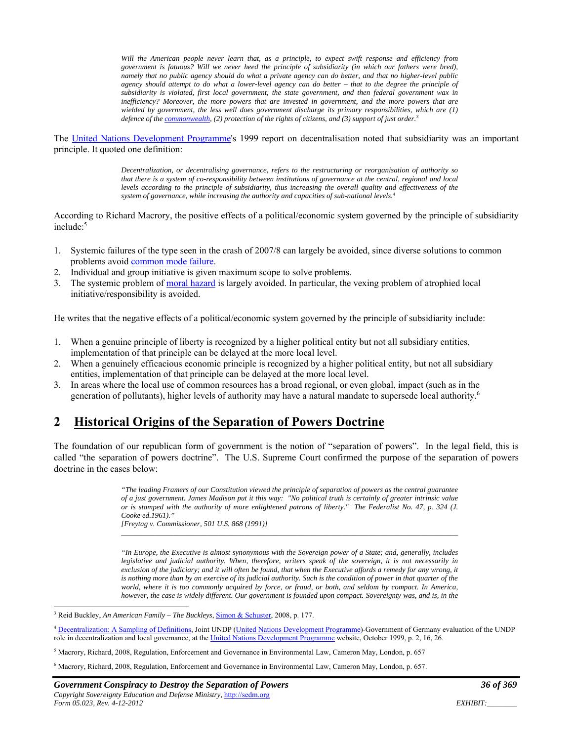> *Will the American people never learn that, as a principle, to expect swift response and efficiency from government is fatuous? Will we never heed the principle of subsidiarity (in which our fathers were bred), namely that no public agency should do what a private agency can do better, and that no higher-level public agency should attempt to do what a lower-level agency can do better – that to the degree the principle of subsidiarity is violated, first local government, the state government, and then federal government wax in inefficiency? Moreover, the more powers that are invested in government, and the more powers that are wielded by government, the less well does government discharge its primary responsibilities, which are (1) defence of the commonwealth, (2) protection of the rights of citizens, and (3) support of just order.*[3]

The United Nations Development Programme's 1999 report on decentralisation noted that subsidiarity was an important principle. It quoted one definition:

> *Decentralization, or decentralising governance, refers to the restructuring or reorganisation of authority so that there is a system of co-responsibility between institutions of governance at the central, regional and local levels according to the principle of subsidiarity, thus increasing the overall quality and effectiveness of the system of governance, while increasing the authority and capacities of sub-national levels.*[4]

According to Richard Macrory, the positive effects of a political/economic system governed by the principle of subsidiarity include:[5]

1. Systemic failures of the type seen in the crash of 2007/8 can largely be avoided, since diverse solutions to common problems avoid common mode failure.
2. Individual and group initiative is given maximum scope to solve problems.
3. The systemic problem of moral hazard is largely avoided. In particular, the vexing problem of atrophied local initiative/responsibility is avoided.

He writes that the negative effects of a political/economic system governed by the principle of subsidiarity include:

1. When a genuine principle of liberty is recognized by a higher political entity but not all subsidiary entities, implementation of that principle can be delayed at the more local level.
2. When a genuinely efficacious economic principle is recognized by a higher political entity, but not all subsidiary entities, implementation of that principle can be delayed at the more local level.
3. In areas where the local use of common resources has a broad regional, or even global, impact (such as in the generation of pollutants), higher levels of authority may have a natural mandate to supersede local authority.[6]

## 2 Historical Origins of the Separation of Powers Doctrine

The foundation of our republican form of government is the notion of "separation of powers". In the legal field, this is called "the separation of powers doctrine". The U.S. Supreme Court confirmed the purpose of the separation of powers doctrine in the cases below:

> *"The leading Framers of our Constitution viewed the principle of separation of powers as the central guarantee of a just government. James Madison put it this way: "No political truth is certainly of greater intrinsic value or is stamped with the authority of more enlightened patrons of liberty." The Federalist No. 47, p. 324 (J. Cooke ed.1961)."*
> *[Freytag v. Commissioner, 501 U.S. 868 (1991)]*

---

> *"In Europe, the Executive is almost synonymous with the Sovereign power of a State; and, generally, includes legislative and judicial authority. When, therefore, writers speak of the sovereign, it is not necessarily in exclusion of the judiciary; and it will often be found, that when the Executive affords a remedy for any wrong, it is nothing more than by an exercise of its judicial authority. Such is the condition of power in that quarter of the world, where it is too commonly acquired by force, or fraud, or both, and seldom by compact. In America, however, the case is widely different. Our government is founded upon compact. Sovereignty was, and is, in the*

---

[3] Reid Buckley, *An American Family – The Buckleys*, Simon & Schuster, 2008, p. 177.

[4] Decentralization: A Sampling of Definitions, Joint UNDP (United Nations Development Programme)-Government of Germany evaluation of the UNDP role in decentralization and local governance, at the United Nations Development Programme website, October 1999, p. 2, 16, 26.

[5] Macrory, Richard, 2008, Regulation, Enforcement and Governance in Environmental Law, Cameron May, London, p. 657

[6] Macrory, Richard, 2008, Regulation, Enforcement and Governance in Environmental Law, Cameron May, London, p. 657.